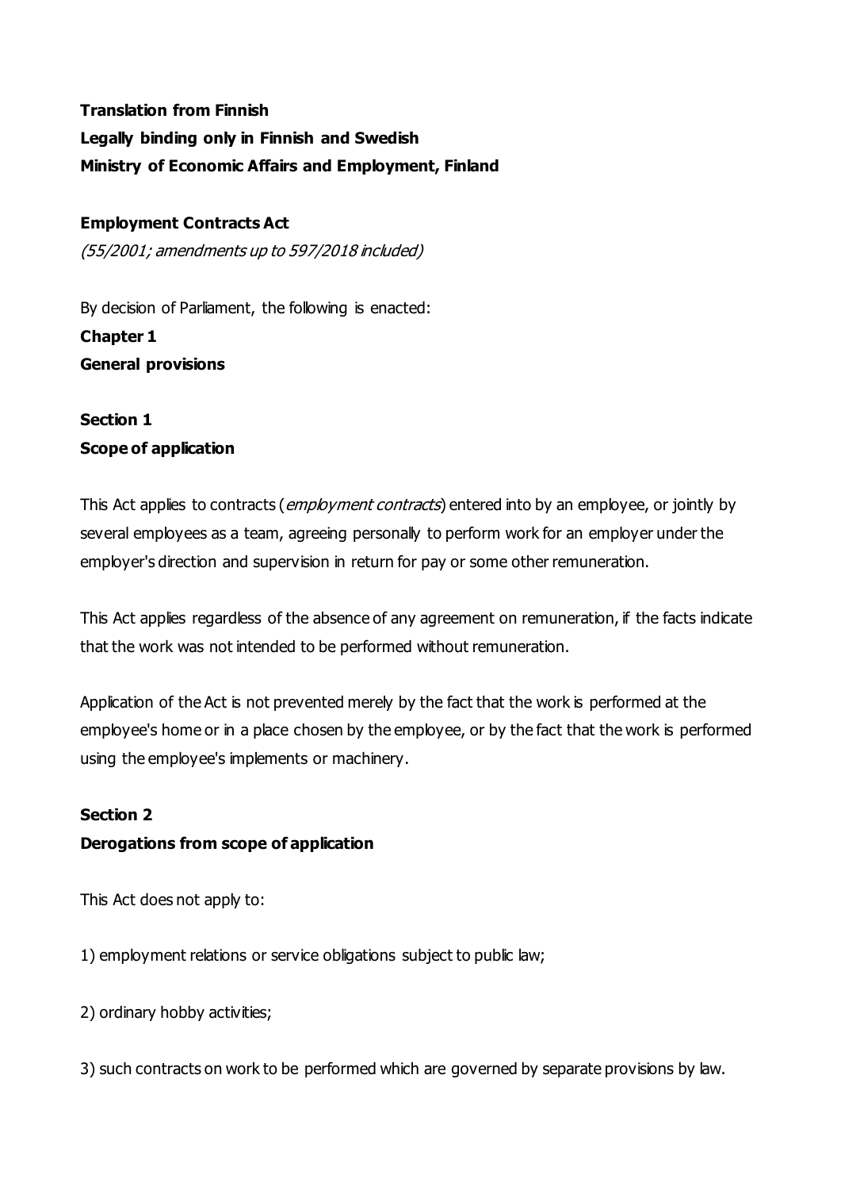**Translation from Finnish**
**Legally binding only in Finnish and Swedish**
**Ministry of Economic Affairs and Employment, Finland**

# Employment Contracts Act

*(55/2001; amendments up to 597/2018 included)*

By decision of Parliament, the following is enacted:

## Chapter 1
## General provisions

### Section 1
### Scope of application

This Act applies to contracts (*employment contracts*) entered into by an employee, or jointly by several employees as a team, agreeing personally to perform work for an employer under the employer's direction and supervision in return for pay or some other remuneration.

This Act applies regardless of the absence of any agreement on remuneration, if the facts indicate that the work was not intended to be performed without remuneration.

Application of the Act is not prevented merely by the fact that the work is performed at the employee's home or in a place chosen by the employee, or by the fact that the work is performed using the employee's implements or machinery.

### Section 2
### Derogations from scope of application

This Act does not apply to:

1) employment relations or service obligations subject to public law;

2) ordinary hobby activities;

3) such contracts on work to be performed which are governed by separate provisions by law.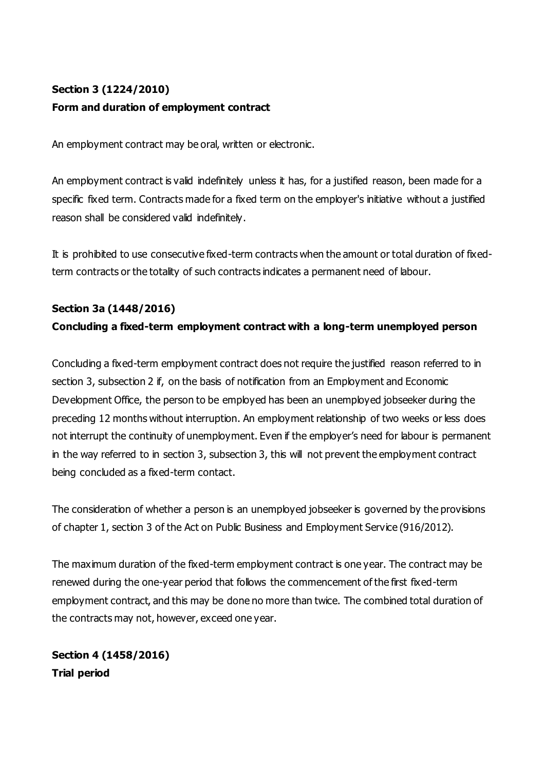**Section 3 (1224/2010)**
**Form and duration of employment contract**

An employment contract may be oral, written or electronic.

An employment contract is valid indefinitely unless it has, for a justified reason, been made for a specific fixed term. Contracts made for a fixed term on the employer's initiative without a justified reason shall be considered valid indefinitely.

It is prohibited to use consecutive fixed-term contracts when the amount or total duration of fixed-term contracts or the totality of such contracts indicates a permanent need of labour.

**Section 3a (1448/2016)**
**Concluding a fixed-term employment contract with a long-term unemployed person**

Concluding a fixed-term employment contract does not require the justified reason referred to in section 3, subsection 2 if, on the basis of notification from an Employment and Economic Development Office, the person to be employed has been an unemployed jobseeker during the preceding 12 months without interruption. An employment relationship of two weeks or less does not interrupt the continuity of unemployment. Even if the employer's need for labour is permanent in the way referred to in section 3, subsection 3, this will not prevent the employment contract being concluded as a fixed-term contact.

The consideration of whether a person is an unemployed jobseeker is governed by the provisions of chapter 1, section 3 of the Act on Public Business and Employment Service (916/2012).

The maximum duration of the fixed-term employment contract is one year. The contract may be renewed during the one-year period that follows the commencement of the first fixed-term employment contract, and this may be done no more than twice. The combined total duration of the contracts may not, however, exceed one year.

**Section 4 (1458/2016)**
**Trial period**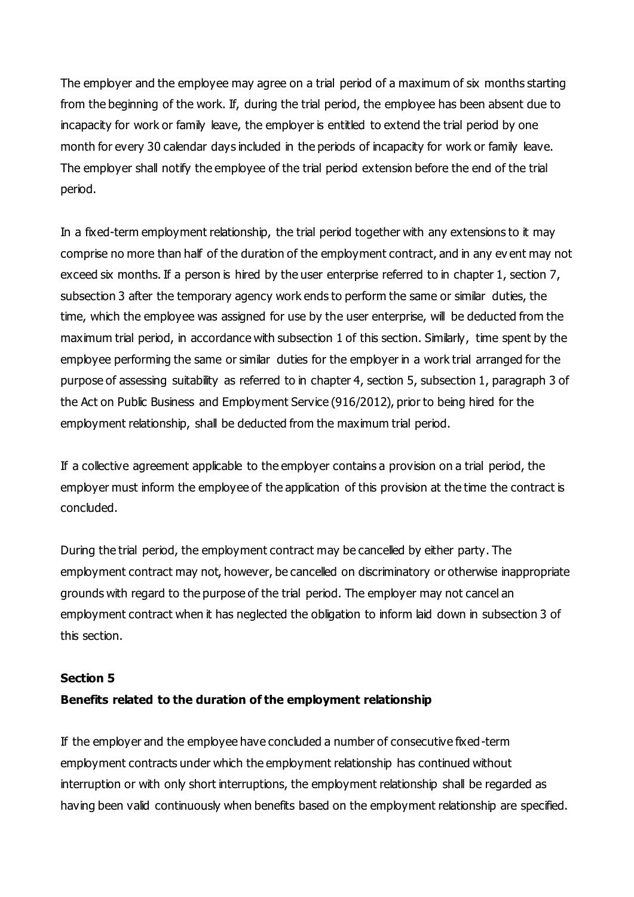The employer and the employee may agree on a trial period of a maximum of six months starting from the beginning of the work. If, during the trial period, the employee has been absent due to incapacity for work or family leave, the employer is entitled to extend the trial period by one month for every 30 calendar days included in the periods of incapacity for work or family leave. The employer shall notify the employee of the trial period extension before the end of the trial period.

In a fixed-term employment relationship, the trial period together with any extensions to it may comprise no more than half of the duration of the employment contract, and in any event may not exceed six months. If a person is hired by the user enterprise referred to in chapter 1, section 7, subsection 3 after the temporary agency work ends to perform the same or similar duties, the time, which the employee was assigned for use by the user enterprise, will be deducted from the maximum trial period, in accordance with subsection 1 of this section. Similarly, time spent by the employee performing the same or similar duties for the employer in a work trial arranged for the purpose of assessing suitability as referred to in chapter 4, section 5, subsection 1, paragraph 3 of the Act on Public Business and Employment Service (916/2012), prior to being hired for the employment relationship, shall be deducted from the maximum trial period.

If a collective agreement applicable to the employer contains a provision on a trial period, the employer must inform the employee of the application of this provision at the time the contract is concluded.

During the trial period, the employment contract may be cancelled by either party. The employment contract may not, however, be cancelled on discriminatory or otherwise inappropriate grounds with regard to the purpose of the trial period. The employer may not cancel an employment contract when it has neglected the obligation to inform laid down in subsection 3 of this section.

**Section 5**

**Benefits related to the duration of the employment relationship**

If the employer and the employee have concluded a number of consecutive fixed-term employment contracts under which the employment relationship has continued without interruption or with only short interruptions, the employment relationship shall be regarded as having been valid continuously when benefits based on the employment relationship are specified.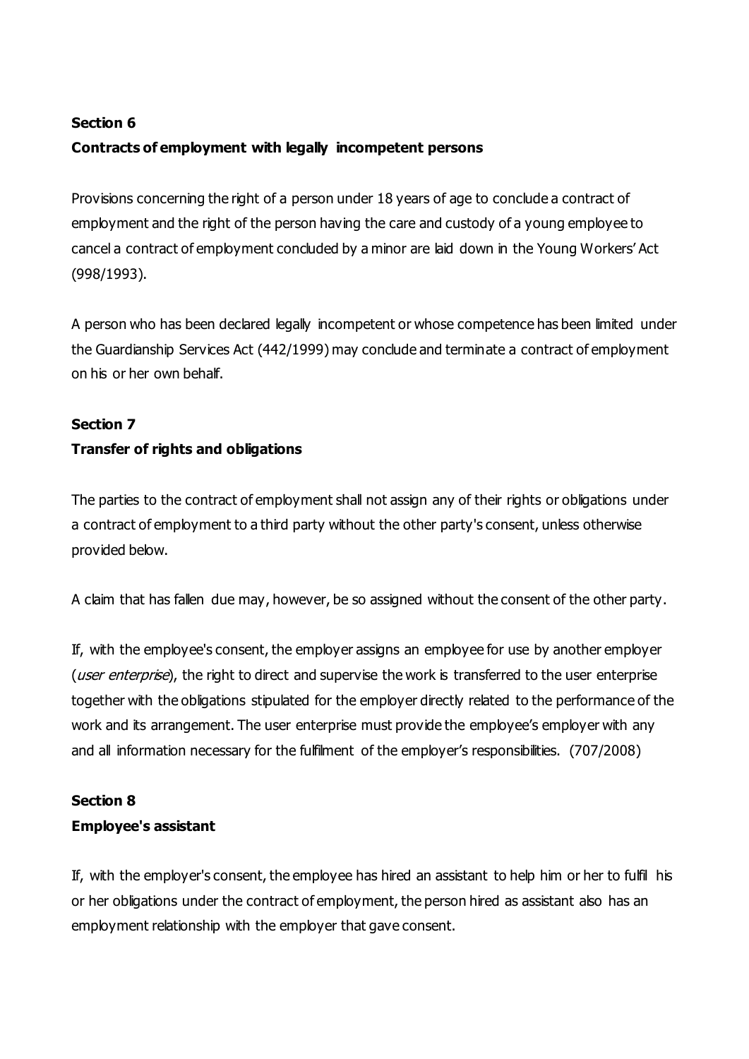**Section 6**

**Contracts of employment with legally incompetent persons**

Provisions concerning the right of a person under 18 years of age to conclude a contract of employment and the right of the person having the care and custody of a young employee to cancel a contract of employment concluded by a minor are laid down in the Young Workers' Act (998/1993).

A person who has been declared legally incompetent or whose competence has been limited under the Guardianship Services Act (442/1999) may conclude and terminate a contract of employment on his or her own behalf.

**Section 7**

**Transfer of rights and obligations**

The parties to the contract of employment shall not assign any of their rights or obligations under a contract of employment to a third party without the other party's consent, unless otherwise provided below.

A claim that has fallen due may, however, be so assigned without the consent of the other party.

If, with the employee's consent, the employer assigns an employee for use by another employer (*user enterprise*), the right to direct and supervise the work is transferred to the user enterprise together with the obligations stipulated for the employer directly related to the performance of the work and its arrangement. The user enterprise must provide the employee's employer with any and all information necessary for the fulfilment of the employer's responsibilities. (707/2008)

**Section 8**

**Employee's assistant**

If, with the employer's consent, the employee has hired an assistant to help him or her to fulfil his or her obligations under the contract of employment, the person hired as assistant also has an employment relationship with the employer that gave consent.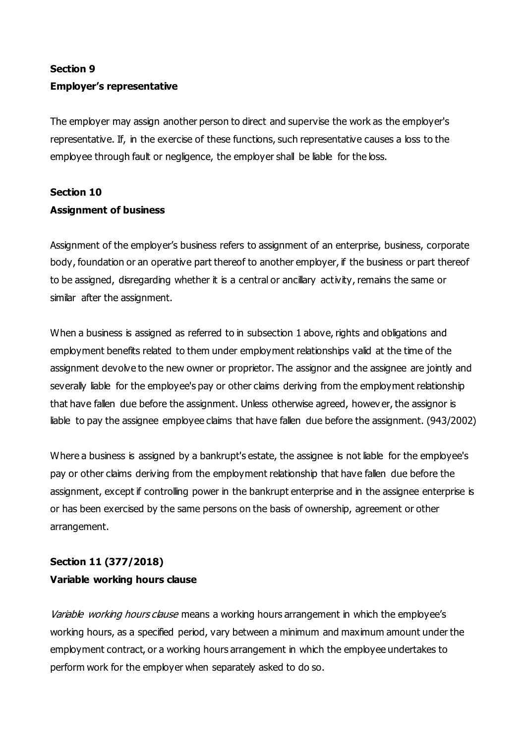**Section 9**
**Employer's representative**

The employer may assign another person to direct and supervise the work as the employer's representative. If, in the exercise of these functions, such representative causes a loss to the employee through fault or negligence, the employer shall be liable for the loss.

**Section 10**
**Assignment of business**

Assignment of the employer's business refers to assignment of an enterprise, business, corporate body, foundation or an operative part thereof to another employer, if the business or part thereof to be assigned, disregarding whether it is a central or ancillary activity, remains the same or similar after the assignment.

When a business is assigned as referred to in subsection 1 above, rights and obligations and employment benefits related to them under employment relationships valid at the time of the assignment devolve to the new owner or proprietor. The assignor and the assignee are jointly and severally liable for the employee's pay or other claims deriving from the employment relationship that have fallen due before the assignment. Unless otherwise agreed, however, the assignor is liable to pay the assignee employee claims that have fallen due before the assignment. (943/2002)

Where a business is assigned by a bankrupt's estate, the assignee is not liable for the employee's pay or other claims deriving from the employment relationship that have fallen due before the assignment, except if controlling power in the bankrupt enterprise and in the assignee enterprise is or has been exercised by the same persons on the basis of ownership, agreement or other arrangement.

**Section 11 (377/2018)**
**Variable working hours clause**

*Variable working hours clause* means a working hours arrangement in which the employee's working hours, as a specified period, vary between a minimum and maximum amount under the employment contract, or a working hours arrangement in which the employee undertakes to perform work for the employer when separately asked to do so.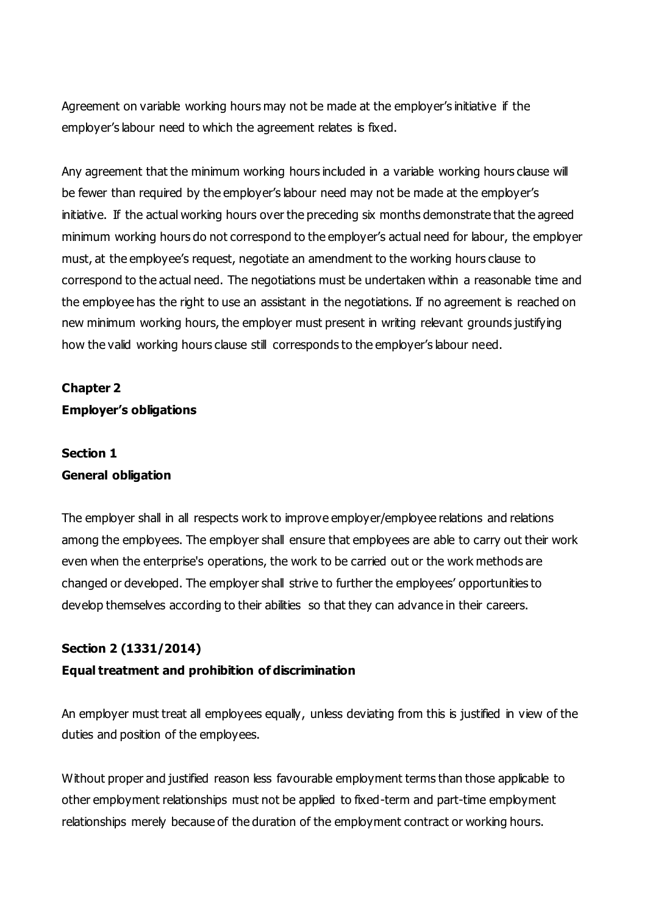Agreement on variable working hours may not be made at the employer's initiative if the employer's labour need to which the agreement relates is fixed.

Any agreement that the minimum working hours included in a variable working hours clause will be fewer than required by the employer's labour need may not be made at the employer's initiative. If the actual working hours over the preceding six months demonstrate that the agreed minimum working hours do not correspond to the employer's actual need for labour, the employer must, at the employee's request, negotiate an amendment to the working hours clause to correspond to the actual need. The negotiations must be undertaken within a reasonable time and the employee has the right to use an assistant in the negotiations. If no agreement is reached on new minimum working hours, the employer must present in writing relevant grounds justifying how the valid working hours clause still corresponds to the employer's labour need.

## Chapter 2
## Employer's obligations

### Section 1
### General obligation

The employer shall in all respects work to improve employer/employee relations and relations among the employees. The employer shall ensure that employees are able to carry out their work even when the enterprise's operations, the work to be carried out or the work methods are changed or developed. The employer shall strive to further the employees' opportunities to develop themselves according to their abilities so that they can advance in their careers.

### Section 2 (1331/2014)
### Equal treatment and prohibition of discrimination

An employer must treat all employees equally, unless deviating from this is justified in view of the duties and position of the employees.

Without proper and justified reason less favourable employment terms than those applicable to other employment relationships must not be applied to fixed-term and part-time employment relationships merely because of the duration of the employment contract or working hours.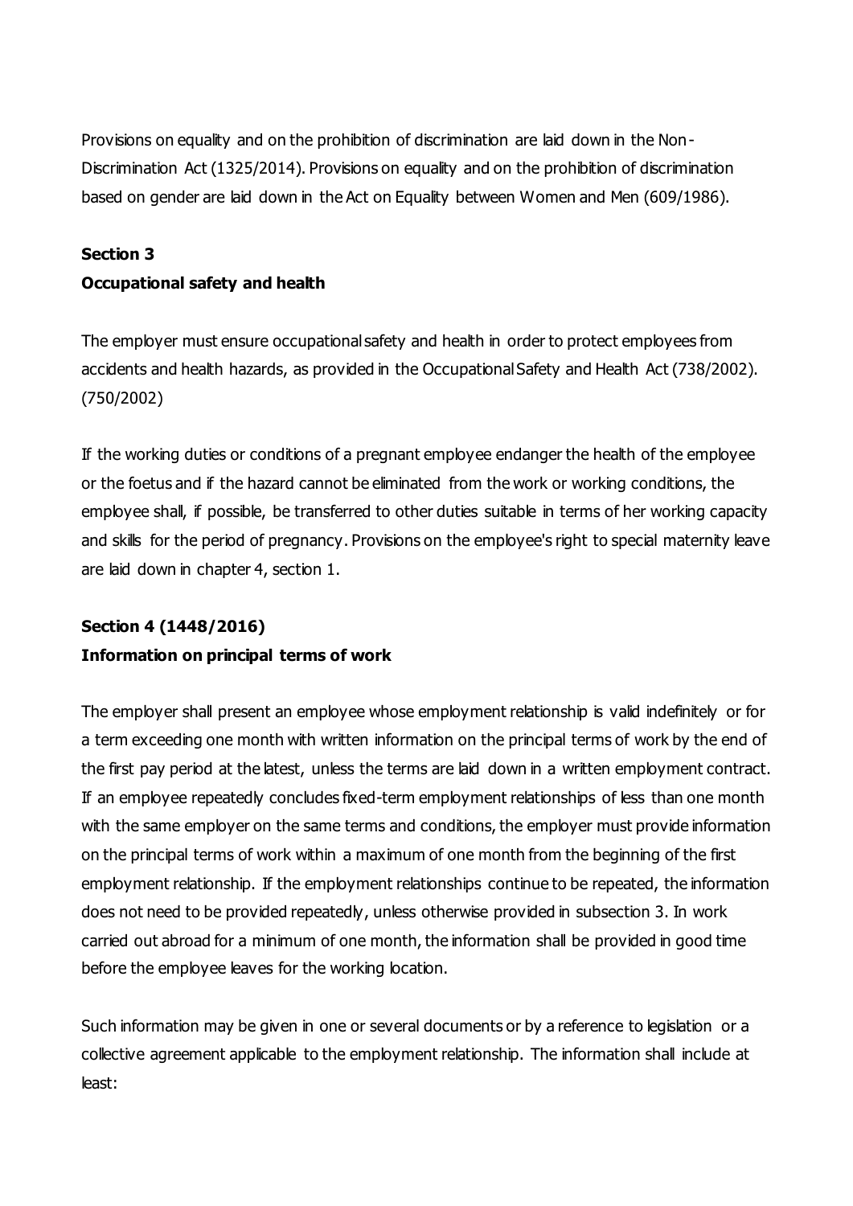Provisions on equality and on the prohibition of discrimination are laid down in the Non-Discrimination Act (1325/2014). Provisions on equality and on the prohibition of discrimination based on gender are laid down in the Act on Equality between Women and Men (609/1986).

### Section 3

### Occupational safety and health

The employer must ensure occupational safety and health in order to protect employees from accidents and health hazards, as provided in the Occupational Safety and Health Act (738/2002). (750/2002)

If the working duties or conditions of a pregnant employee endanger the health of the employee or the foetus and if the hazard cannot be eliminated from the work or working conditions, the employee shall, if possible, be transferred to other duties suitable in terms of her working capacity and skills for the period of pregnancy. Provisions on the employee's right to special maternity leave are laid down in chapter 4, section 1.

### Section 4 (1448/2016)

### Information on principal terms of work

The employer shall present an employee whose employment relationship is valid indefinitely or for a term exceeding one month with written information on the principal terms of work by the end of the first pay period at the latest, unless the terms are laid down in a written employment contract. If an employee repeatedly concludes fixed-term employment relationships of less than one month with the same employer on the same terms and conditions, the employer must provide information on the principal terms of work within a maximum of one month from the beginning of the first employment relationship. If the employment relationships continue to be repeated, the information does not need to be provided repeatedly, unless otherwise provided in subsection 3. In work carried out abroad for a minimum of one month, the information shall be provided in good time before the employee leaves for the working location.

Such information may be given in one or several documents or by a reference to legislation or a collective agreement applicable to the employment relationship. The information shall include at least: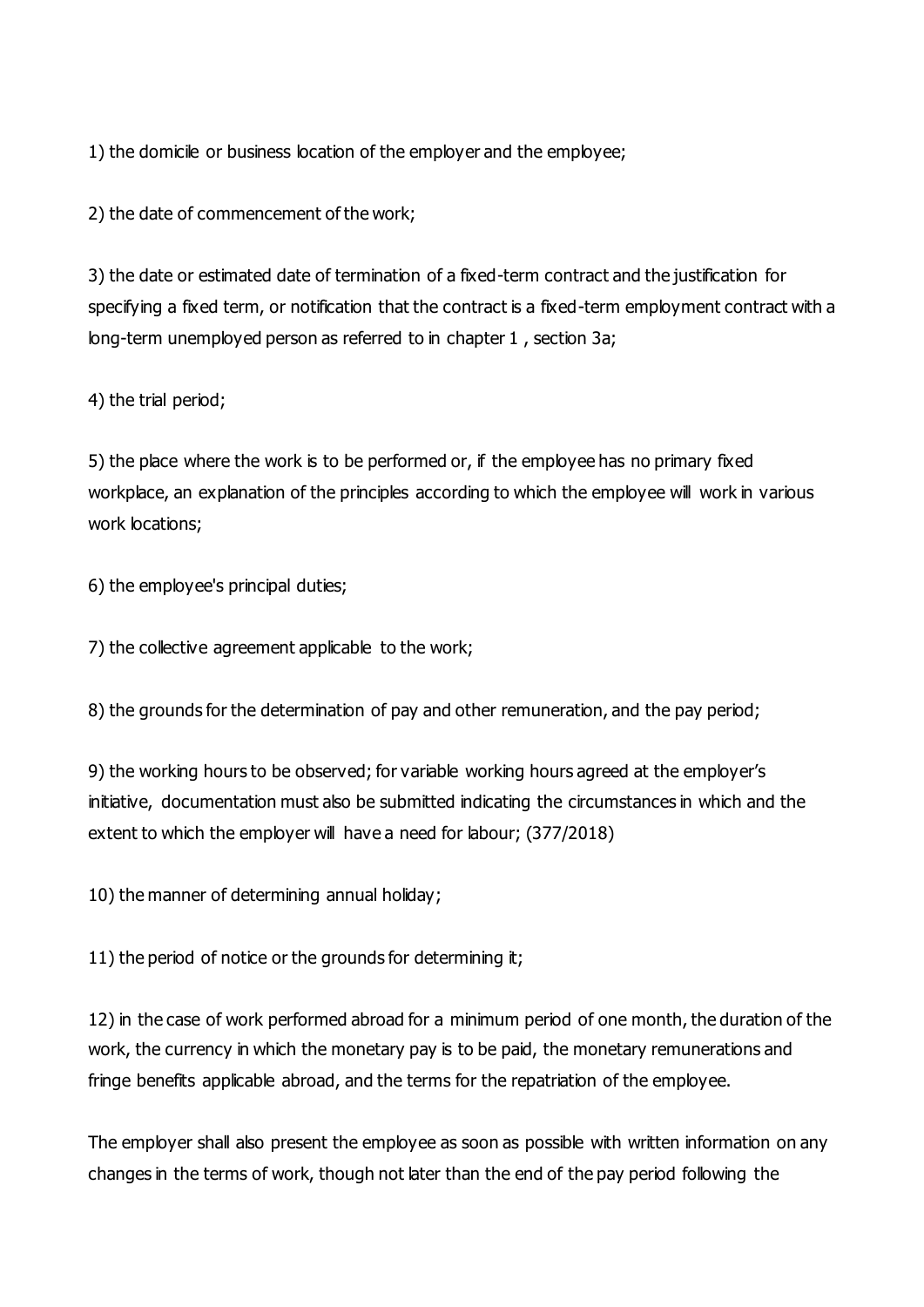1) the domicile or business location of the employer and the employee;

2) the date of commencement of the work;

3) the date or estimated date of termination of a fixed-term contract and the justification for specifying a fixed term, or notification that the contract is a fixed-term employment contract with a long-term unemployed person as referred to in chapter 1 , section 3a;

4) the trial period;

5) the place where the work is to be performed or, if the employee has no primary fixed workplace, an explanation of the principles according to which the employee will work in various work locations;

6) the employee's principal duties;

7) the collective agreement applicable to the work;

8) the grounds for the determination of pay and other remuneration, and the pay period;

9) the working hours to be observed; for variable working hours agreed at the employer's initiative, documentation must also be submitted indicating the circumstances in which and the extent to which the employer will have a need for labour; (377/2018)

10) the manner of determining annual holiday;

11) the period of notice or the grounds for determining it;

12) in the case of work performed abroad for a minimum period of one month, the duration of the work, the currency in which the monetary pay is to be paid, the monetary remunerations and fringe benefits applicable abroad, and the terms for the repatriation of the employee.

The employer shall also present the employee as soon as possible with written information on any changes in the terms of work, though not later than the end of the pay period following the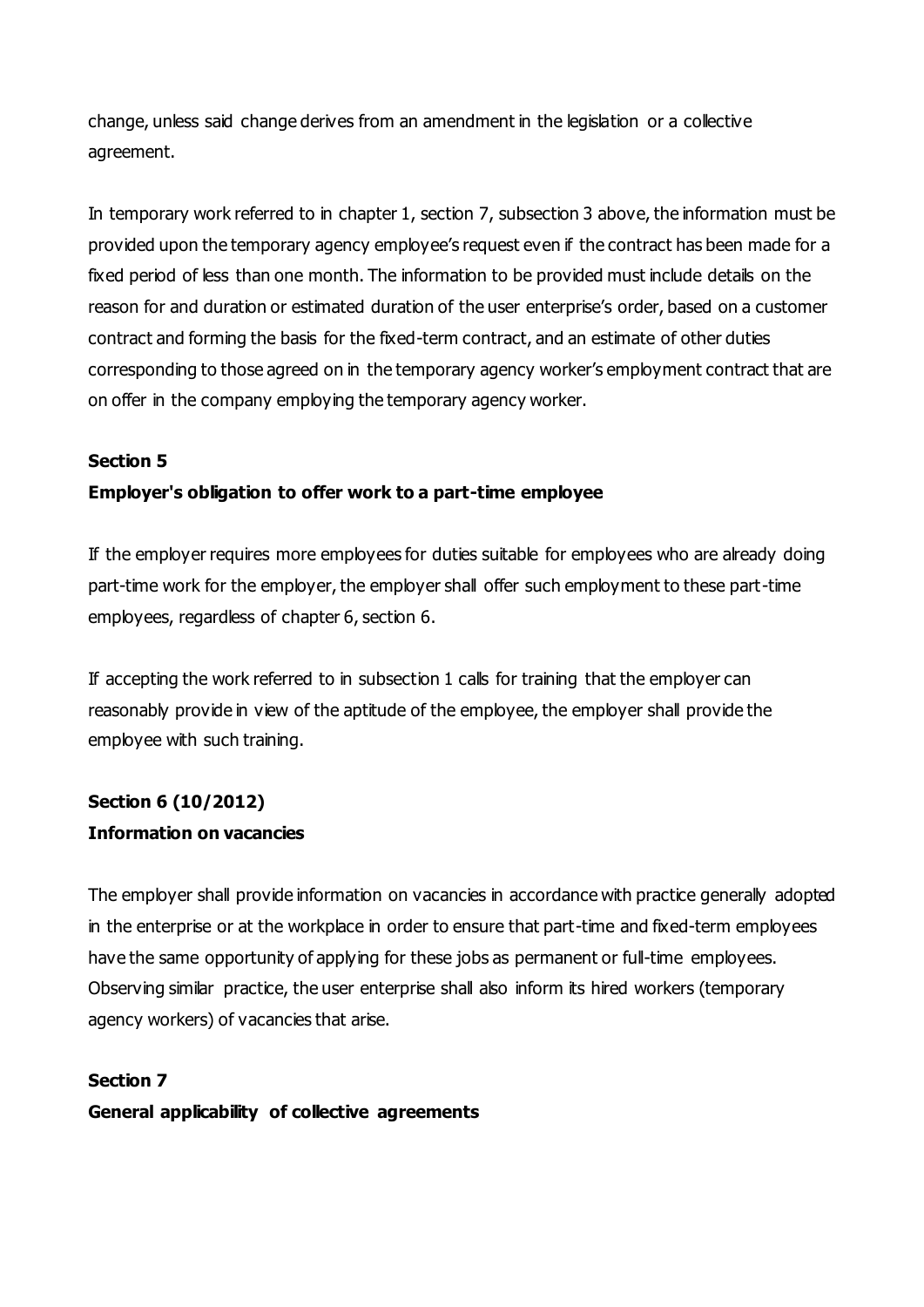change, unless said change derives from an amendment in the legislation or a collective agreement.

In temporary work referred to in chapter 1, section 7, subsection 3 above, the information must be provided upon the temporary agency employee's request even if the contract has been made for a fixed period of less than one month. The information to be provided must include details on the reason for and duration or estimated duration of the user enterprise's order, based on a customer contract and forming the basis for the fixed-term contract, and an estimate of other duties corresponding to those agreed on in the temporary agency worker's employment contract that are on offer in the company employing the temporary agency worker.

**Section 5**

**Employer's obligation to offer work to a part-time employee**

If the employer requires more employees for duties suitable for employees who are already doing part-time work for the employer, the employer shall offer such employment to these part-time employees, regardless of chapter 6, section 6.

If accepting the work referred to in subsection 1 calls for training that the employer can reasonably provide in view of the aptitude of the employee, the employer shall provide the employee with such training.

**Section 6 (10/2012)**

**Information on vacancies**

The employer shall provide information on vacancies in accordance with practice generally adopted in the enterprise or at the workplace in order to ensure that part-time and fixed-term employees have the same opportunity of applying for these jobs as permanent or full-time employees. Observing similar practice, the user enterprise shall also inform its hired workers (temporary agency workers) of vacancies that arise.

**Section 7**

**General applicability of collective agreements**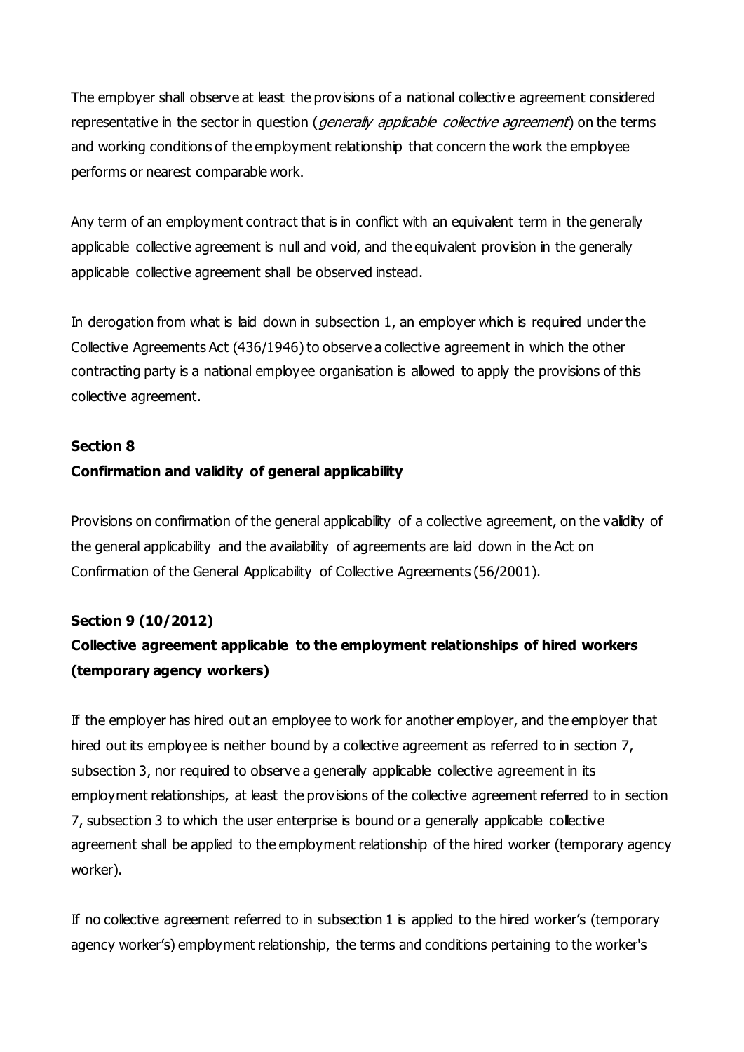The employer shall observe at least the provisions of a national collective agreement considered representative in the sector in question (*generally applicable collective agreement*) on the terms and working conditions of the employment relationship that concern the work the employee performs or nearest comparable work.

Any term of an employment contract that is in conflict with an equivalent term in the generally applicable collective agreement is null and void, and the equivalent provision in the generally applicable collective agreement shall be observed instead.

In derogation from what is laid down in subsection 1, an employer which is required under the Collective Agreements Act (436/1946) to observe a collective agreement in which the other contracting party is a national employee organisation is allowed to apply the provisions of this collective agreement.

**Section 8**
**Confirmation and validity of general applicability**

Provisions on confirmation of the general applicability of a collective agreement, on the validity of the general applicability and the availability of agreements are laid down in the Act on Confirmation of the General Applicability of Collective Agreements (56/2001).

**Section 9 (10/2012)**
**Collective agreement applicable to the employment relationships of hired workers (temporary agency workers)**

If the employer has hired out an employee to work for another employer, and the employer that hired out its employee is neither bound by a collective agreement as referred to in section 7, subsection 3, nor required to observe a generally applicable collective agreement in its employment relationships, at least the provisions of the collective agreement referred to in section 7, subsection 3 to which the user enterprise is bound or a generally applicable collective agreement shall be applied to the employment relationship of the hired worker (temporary agency worker).

If no collective agreement referred to in subsection 1 is applied to the hired worker's (temporary agency worker's) employment relationship, the terms and conditions pertaining to the worker's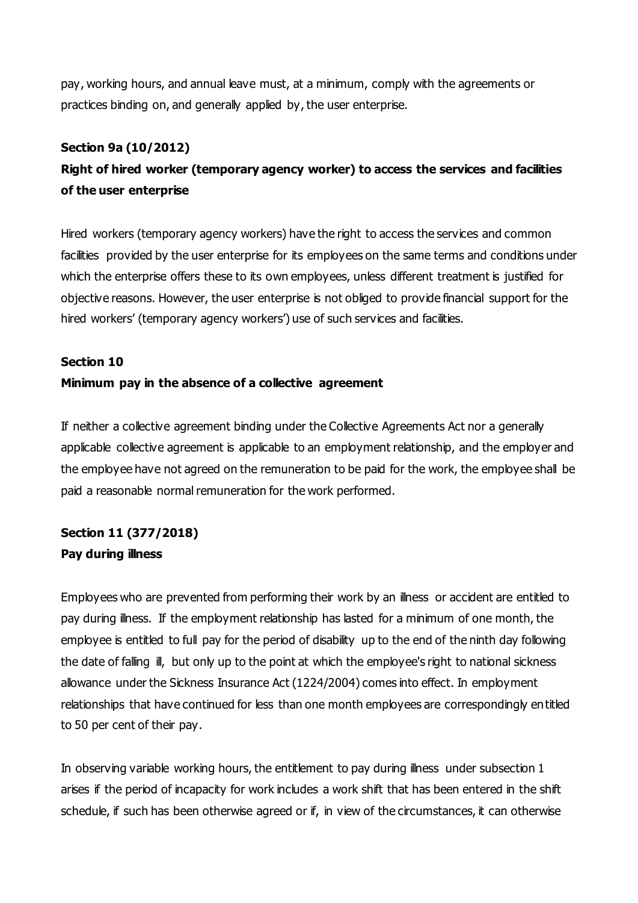pay, working hours, and annual leave must, at a minimum, comply with the agreements or practices binding on, and generally applied by, the user enterprise.

**Section 9a (10/2012)**

**Right of hired worker (temporary agency worker) to access the services and facilities of the user enterprise**

Hired workers (temporary agency workers) have the right to access the services and common facilities provided by the user enterprise for its employees on the same terms and conditions under which the enterprise offers these to its own employees, unless different treatment is justified for objective reasons. However, the user enterprise is not obliged to provide financial support for the hired workers' (temporary agency workers') use of such services and facilities.

**Section 10**

**Minimum pay in the absence of a collective agreement**

If neither a collective agreement binding under the Collective Agreements Act nor a generally applicable collective agreement is applicable to an employment relationship, and the employer and the employee have not agreed on the remuneration to be paid for the work, the employee shall be paid a reasonable normal remuneration for the work performed.

**Section 11 (377/2018)**

**Pay during illness**

Employees who are prevented from performing their work by an illness or accident are entitled to pay during illness. If the employment relationship has lasted for a minimum of one month, the employee is entitled to full pay for the period of disability up to the end of the ninth day following the date of falling ill, but only up to the point at which the employee's right to national sickness allowance under the Sickness Insurance Act (1224/2004) comes into effect. In employment relationships that have continued for less than one month employees are correspondingly entitled to 50 per cent of their pay.

In observing variable working hours, the entitlement to pay during illness under subsection 1 arises if the period of incapacity for work includes a work shift that has been entered in the shift schedule, if such has been otherwise agreed or if, in view of the circumstances, it can otherwise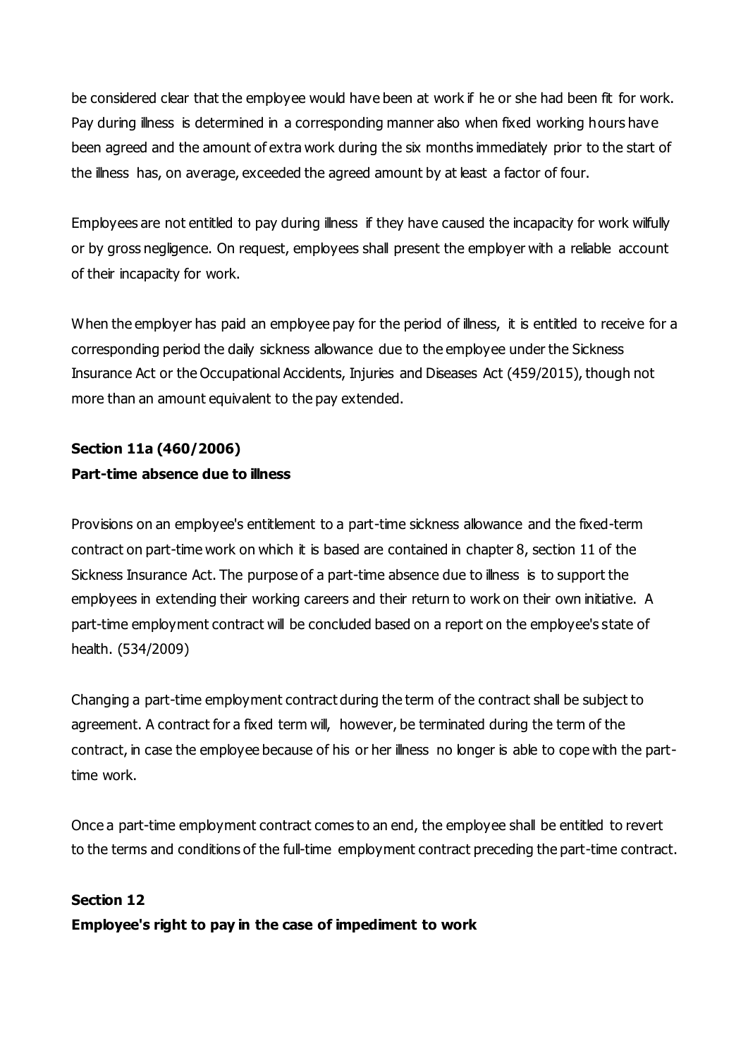be considered clear that the employee would have been at work if he or she had been fit for work. Pay during illness is determined in a corresponding manner also when fixed working hours have been agreed and the amount of extra work during the six months immediately prior to the start of the illness has, on average, exceeded the agreed amount by at least a factor of four.

Employees are not entitled to pay during illness if they have caused the incapacity for work wilfully or by gross negligence. On request, employees shall present the employer with a reliable account of their incapacity for work.

When the employer has paid an employee pay for the period of illness, it is entitled to receive for a corresponding period the daily sickness allowance due to the employee under the Sickness Insurance Act or the Occupational Accidents, Injuries and Diseases Act (459/2015), though not more than an amount equivalent to the pay extended.

**Section 11a (460/2006)**
**Part-time absence due to illness**

Provisions on an employee's entitlement to a part-time sickness allowance and the fixed-term contract on part-time work on which it is based are contained in chapter 8, section 11 of the Sickness Insurance Act. The purpose of a part-time absence due to illness is to support the employees in extending their working careers and their return to work on their own initiative. A part-time employment contract will be concluded based on a report on the employee's state of health. (534/2009)

Changing a part-time employment contract during the term of the contract shall be subject to agreement. A contract for a fixed term will, however, be terminated during the term of the contract, in case the employee because of his or her illness no longer is able to cope with the part-time work.

Once a part-time employment contract comes to an end, the employee shall be entitled to revert to the terms and conditions of the full-time employment contract preceding the part-time contract.

**Section 12**
**Employee's right to pay in the case of impediment to work**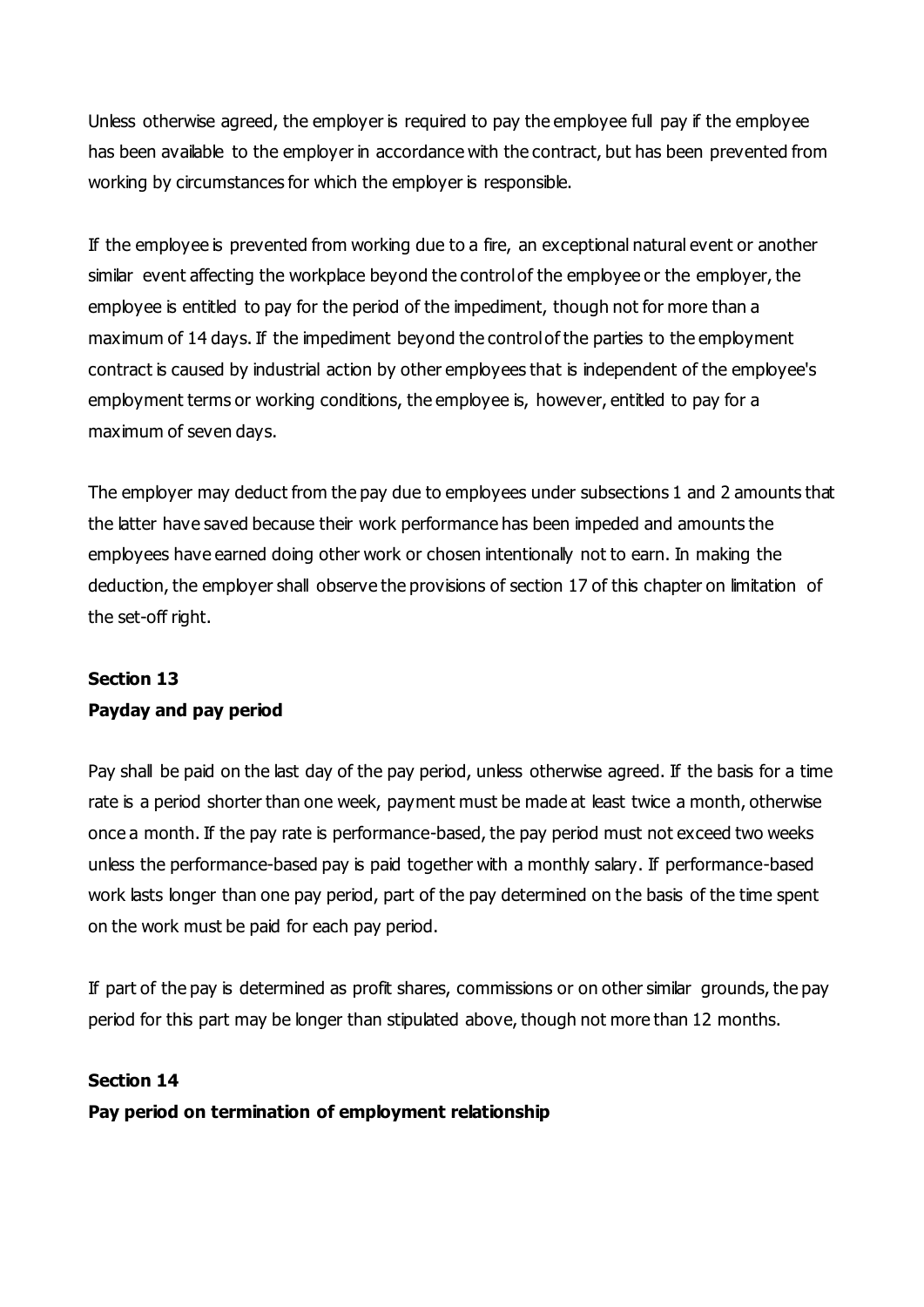Unless otherwise agreed, the employer is required to pay the employee full pay if the employee has been available to the employer in accordance with the contract, but has been prevented from working by circumstances for which the employer is responsible.

If the employee is prevented from working due to a fire, an exceptional natural event or another similar event affecting the workplace beyond the control of the employee or the employer, the employee is entitled to pay for the period of the impediment, though not for more than a maximum of 14 days. If the impediment beyond the control of the parties to the employment contract is caused by industrial action by other employees that is independent of the employee's employment terms or working conditions, the employee is, however, entitled to pay for a maximum of seven days.

The employer may deduct from the pay due to employees under subsections 1 and 2 amounts that the latter have saved because their work performance has been impeded and amounts the employees have earned doing other work or chosen intentionally not to earn. In making the deduction, the employer shall observe the provisions of section 17 of this chapter on limitation of the set-off right.

**Section 13**
**Payday and pay period**

Pay shall be paid on the last day of the pay period, unless otherwise agreed. If the basis for a time rate is a period shorter than one week, payment must be made at least twice a month, otherwise once a month. If the pay rate is performance-based, the pay period must not exceed two weeks unless the performance-based pay is paid together with a monthly salary. If performance-based work lasts longer than one pay period, part of the pay determined on the basis of the time spent on the work must be paid for each pay period.

If part of the pay is determined as profit shares, commissions or on other similar grounds, the pay period for this part may be longer than stipulated above, though not more than 12 months.

**Section 14**
**Pay period on termination of employment relationship**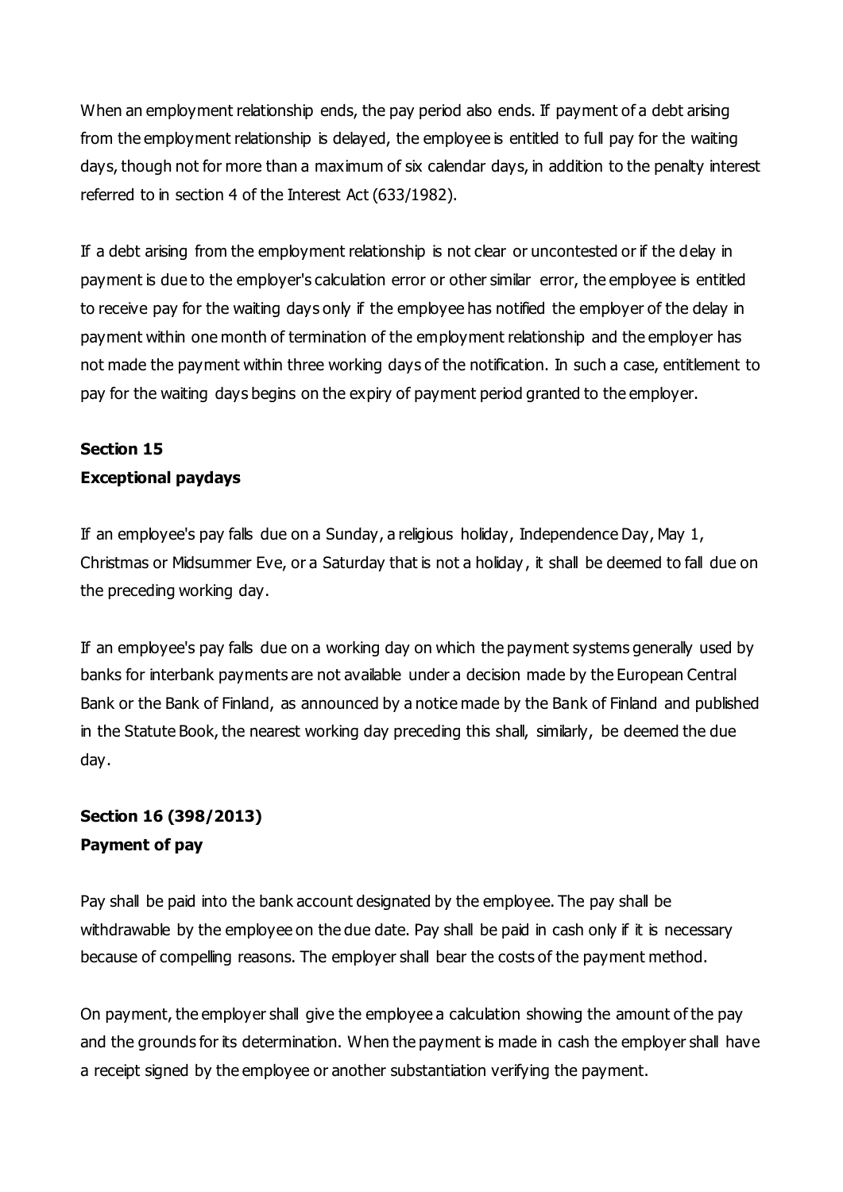When an employment relationship ends, the pay period also ends. If payment of a debt arising from the employment relationship is delayed, the employee is entitled to full pay for the waiting days, though not for more than a maximum of six calendar days, in addition to the penalty interest referred to in section 4 of the Interest Act (633/1982).

If a debt arising from the employment relationship is not clear or uncontested or if the delay in payment is due to the employer's calculation error or other similar error, the employee is entitled to receive pay for the waiting days only if the employee has notified the employer of the delay in payment within one month of termination of the employment relationship and the employer has not made the payment within three working days of the notification. In such a case, entitlement to pay for the waiting days begins on the expiry of payment period granted to the employer.

**Section 15**
**Exceptional paydays**

If an employee's pay falls due on a Sunday, a religious holiday, Independence Day, May 1, Christmas or Midsummer Eve, or a Saturday that is not a holiday, it shall be deemed to fall due on the preceding working day.

If an employee's pay falls due on a working day on which the payment systems generally used by banks for interbank payments are not available under a decision made by the European Central Bank or the Bank of Finland, as announced by a notice made by the Bank of Finland and published in the Statute Book, the nearest working day preceding this shall, similarly, be deemed the due day.

**Section 16 (398/2013)**
**Payment of pay**

Pay shall be paid into the bank account designated by the employee. The pay shall be withdrawable by the employee on the due date. Pay shall be paid in cash only if it is necessary because of compelling reasons. The employer shall bear the costs of the payment method.

On payment, the employer shall give the employee a calculation showing the amount of the pay and the grounds for its determination. When the payment is made in cash the employer shall have a receipt signed by the employee or another substantiation verifying the payment.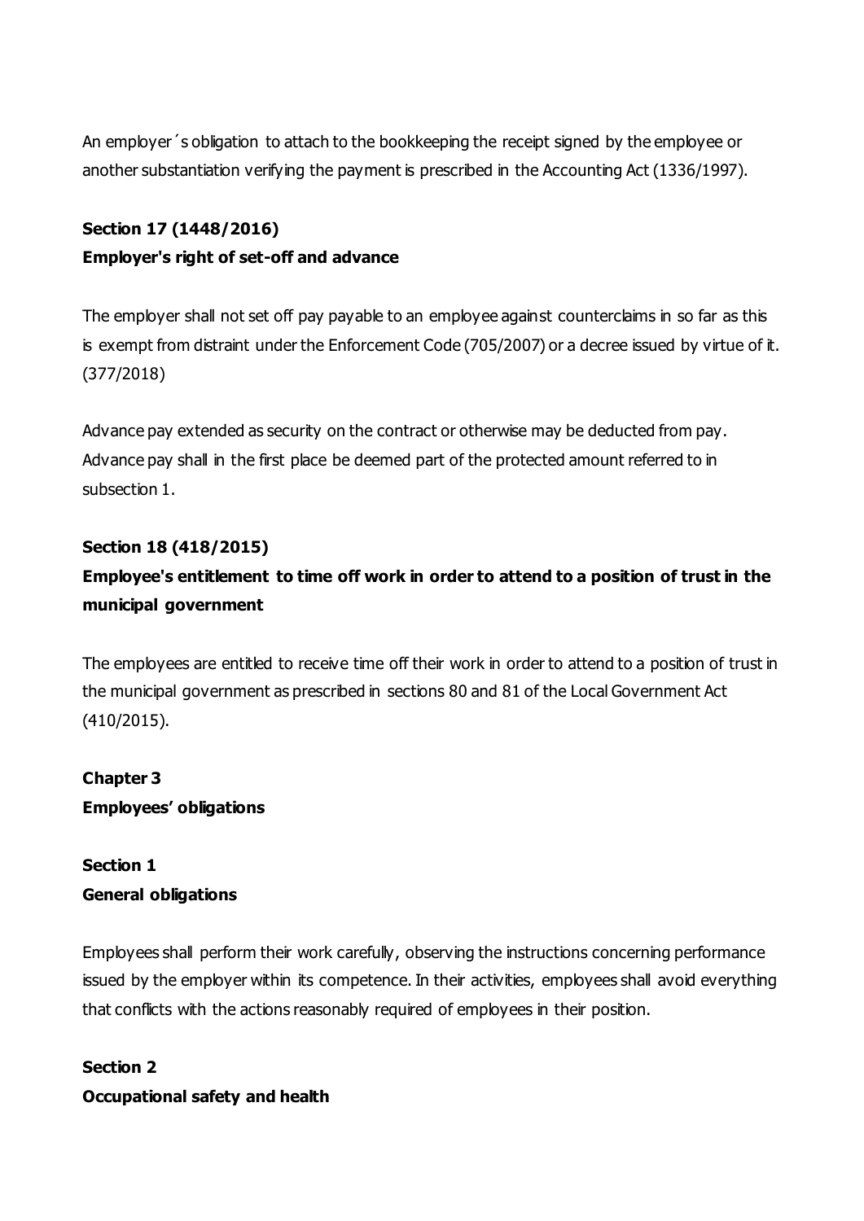An employer´s obligation to attach to the bookkeeping the receipt signed by the employee or another substantiation verifying the payment is prescribed in the Accounting Act (1336/1997).

**Section 17 (1448/2016)**
**Employer's right of set-off and advance**

The employer shall not set off pay payable to an employee against counterclaims in so far as this is exempt from distraint under the Enforcement Code (705/2007) or a decree issued by virtue of it. (377/2018)

Advance pay extended as security on the contract or otherwise may be deducted from pay. Advance pay shall in the first place be deemed part of the protected amount referred to in subsection 1.

**Section 18 (418/2015)**
**Employee's entitlement to time off work in order to attend to a position of trust in the municipal government**

The employees are entitled to receive time off their work in order to attend to a position of trust in the municipal government as prescribed in sections 80 and 81 of the Local Government Act (410/2015).

**Chapter 3**
**Employees' obligations**

**Section 1**
**General obligations**

Employees shall perform their work carefully, observing the instructions concerning performance issued by the employer within its competence. In their activities, employees shall avoid everything that conflicts with the actions reasonably required of employees in their position.

**Section 2**
**Occupational safety and health**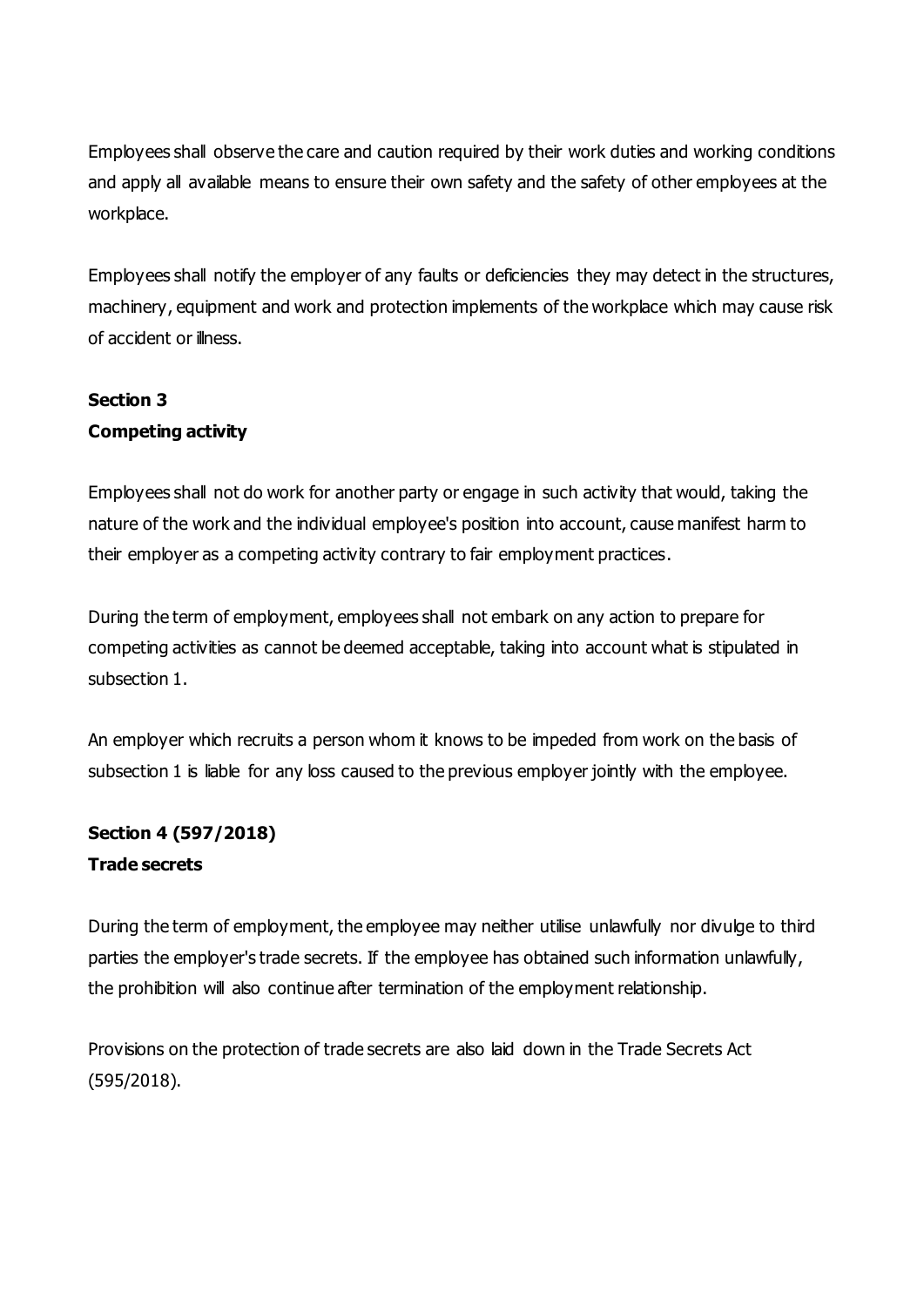Employees shall observe the care and caution required by their work duties and working conditions and apply all available means to ensure their own safety and the safety of other employees at the workplace.

Employees shall notify the employer of any faults or deficiencies they may detect in the structures, machinery, equipment and work and protection implements of the workplace which may cause risk of accident or illness.

**Section 3**
**Competing activity**

Employees shall not do work for another party or engage in such activity that would, taking the nature of the work and the individual employee's position into account, cause manifest harm to their employer as a competing activity contrary to fair employment practices.

During the term of employment, employees shall not embark on any action to prepare for competing activities as cannot be deemed acceptable, taking into account what is stipulated in subsection 1.

An employer which recruits a person whom it knows to be impeded from work on the basis of subsection 1 is liable for any loss caused to the previous employer jointly with the employee.

**Section 4 (597/2018)**
**Trade secrets**

During the term of employment, the employee may neither utilise unlawfully nor divulge to third parties the employer's trade secrets. If the employee has obtained such information unlawfully, the prohibition will also continue after termination of the employment relationship.

Provisions on the protection of trade secrets are also laid down in the Trade Secrets Act (595/2018).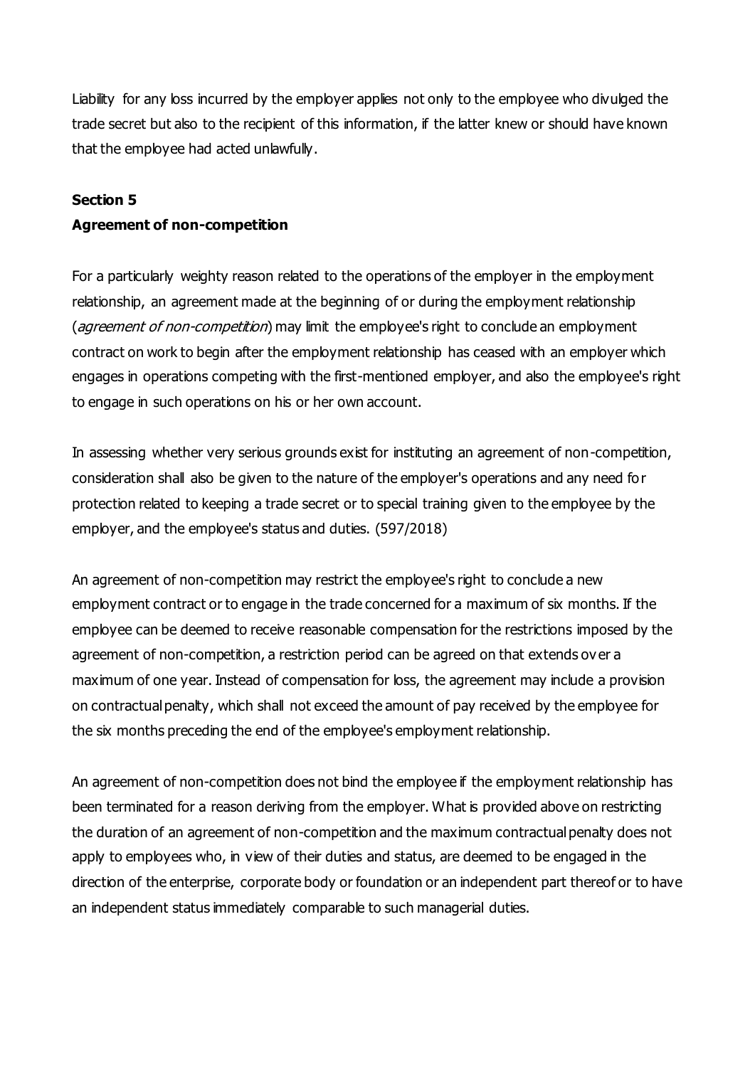Liability for any loss incurred by the employer applies not only to the employee who divulged the trade secret but also to the recipient of this information, if the latter knew or should have known that the employee had acted unlawfully.

**Section 5**
**Agreement of non-competition**

For a particularly weighty reason related to the operations of the employer in the employment relationship, an agreement made at the beginning of or during the employment relationship (*agreement of non-competition*) may limit the employee's right to conclude an employment contract on work to begin after the employment relationship has ceased with an employer which engages in operations competing with the first-mentioned employer, and also the employee's right to engage in such operations on his or her own account.

In assessing whether very serious grounds exist for instituting an agreement of non-competition, consideration shall also be given to the nature of the employer's operations and any need for protection related to keeping a trade secret or to special training given to the employee by the employer, and the employee's status and duties. (597/2018)

An agreement of non-competition may restrict the employee's right to conclude a new employment contract or to engage in the trade concerned for a maximum of six months. If the employee can be deemed to receive reasonable compensation for the restrictions imposed by the agreement of non-competition, a restriction period can be agreed on that extends over a maximum of one year. Instead of compensation for loss, the agreement may include a provision on contractual penalty, which shall not exceed the amount of pay received by the employee for the six months preceding the end of the employee's employment relationship.

An agreement of non-competition does not bind the employee if the employment relationship has been terminated for a reason deriving from the employer. What is provided above on restricting the duration of an agreement of non-competition and the maximum contractual penalty does not apply to employees who, in view of their duties and status, are deemed to be engaged in the direction of the enterprise, corporate body or foundation or an independent part thereof or to have an independent status immediately comparable to such managerial duties.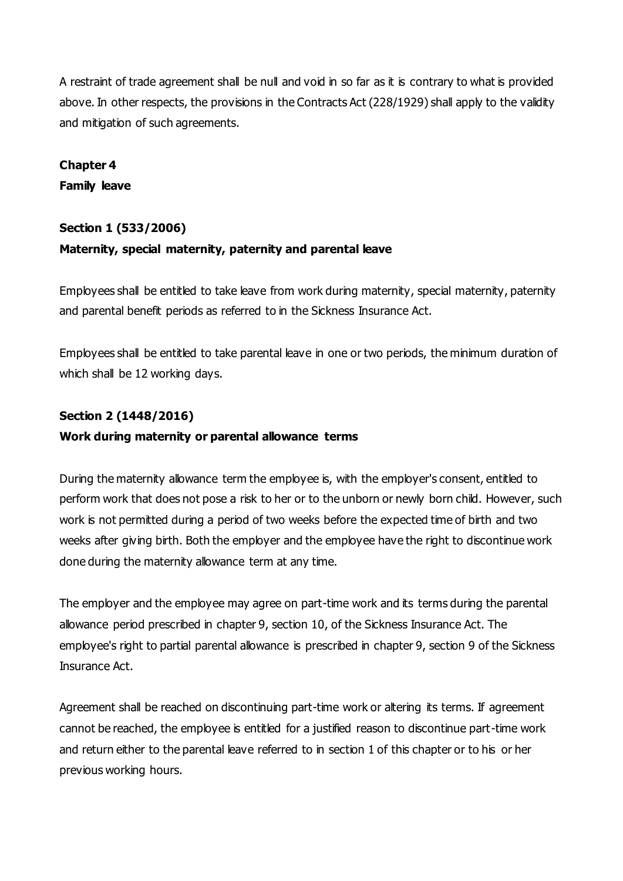A restraint of trade agreement shall be null and void in so far as it is contrary to what is provided above. In other respects, the provisions in the Contracts Act (228/1929) shall apply to the validity and mitigation of such agreements.

## Chapter 4
## Family leave

### Section 1 (533/2006)
### Maternity, special maternity, paternity and parental leave

Employees shall be entitled to take leave from work during maternity, special maternity, paternity and parental benefit periods as referred to in the Sickness Insurance Act.

Employees shall be entitled to take parental leave in one or two periods, the minimum duration of which shall be 12 working days.

### Section 2 (1448/2016)
### Work during maternity or parental allowance terms

During the maternity allowance term the employee is, with the employer's consent, entitled to perform work that does not pose a risk to her or to the unborn or newly born child. However, such work is not permitted during a period of two weeks before the expected time of birth and two weeks after giving birth. Both the employer and the employee have the right to discontinue work done during the maternity allowance term at any time.

The employer and the employee may agree on part-time work and its terms during the parental allowance period prescribed in chapter 9, section 10, of the Sickness Insurance Act. The employee's right to partial parental allowance is prescribed in chapter 9, section 9 of the Sickness Insurance Act.

Agreement shall be reached on discontinuing part-time work or altering its terms. If agreement cannot be reached, the employee is entitled for a justified reason to discontinue part-time work and return either to the parental leave referred to in section 1 of this chapter or to his or her previous working hours.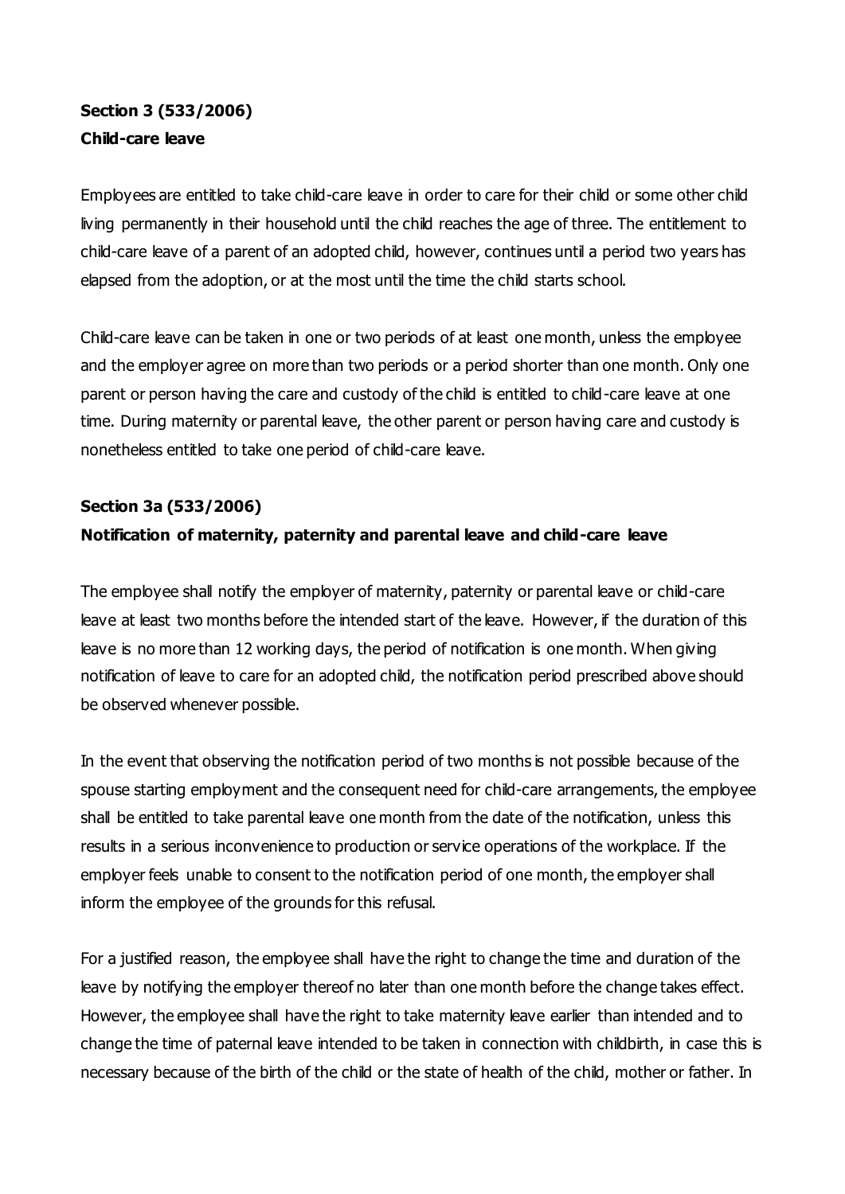**Section 3 (533/2006)**
**Child-care leave**

Employees are entitled to take child-care leave in order to care for their child or some other child living permanently in their household until the child reaches the age of three. The entitlement to child-care leave of a parent of an adopted child, however, continues until a period two years has elapsed from the adoption, or at the most until the time the child starts school.

Child-care leave can be taken in one or two periods of at least one month, unless the employee and the employer agree on more than two periods or a period shorter than one month. Only one parent or person having the care and custody of the child is entitled to child-care leave at one time. During maternity or parental leave, the other parent or person having care and custody is nonetheless entitled to take one period of child-care leave.

**Section 3a (533/2006)**
**Notification of maternity, paternity and parental leave and child-care leave**

The employee shall notify the employer of maternity, paternity or parental leave or child-care leave at least two months before the intended start of the leave. However, if the duration of this leave is no more than 12 working days, the period of notification is one month. When giving notification of leave to care for an adopted child, the notification period prescribed above should be observed whenever possible.

In the event that observing the notification period of two months is not possible because of the spouse starting employment and the consequent need for child-care arrangements, the employee shall be entitled to take parental leave one month from the date of the notification, unless this results in a serious inconvenience to production or service operations of the workplace. If the employer feels unable to consent to the notification period of one month, the employer shall inform the employee of the grounds for this refusal.

For a justified reason, the employee shall have the right to change the time and duration of the leave by notifying the employer thereof no later than one month before the change takes effect. However, the employee shall have the right to take maternity leave earlier than intended and to change the time of paternal leave intended to be taken in connection with childbirth, in case this is necessary because of the birth of the child or the state of health of the child, mother or father. In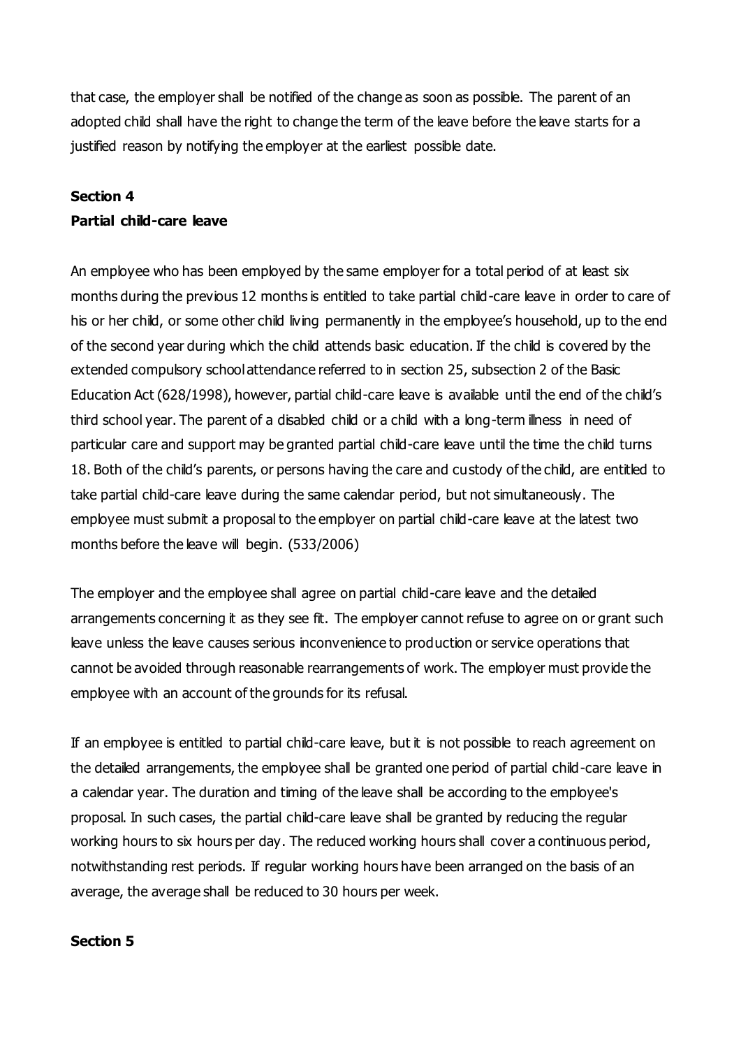that case, the employer shall be notified of the change as soon as possible. The parent of an adopted child shall have the right to change the term of the leave before the leave starts for a justified reason by notifying the employer at the earliest possible date.

**Section 4**
**Partial child-care leave**

An employee who has been employed by the same employer for a total period of at least six months during the previous 12 months is entitled to take partial child-care leave in order to care of his or her child, or some other child living permanently in the employee's household, up to the end of the second year during which the child attends basic education. If the child is covered by the extended compulsory school attendance referred to in section 25, subsection 2 of the Basic Education Act (628/1998), however, partial child-care leave is available until the end of the child's third school year. The parent of a disabled child or a child with a long-term illness in need of particular care and support may be granted partial child-care leave until the time the child turns 18. Both of the child's parents, or persons having the care and custody of the child, are entitled to take partial child-care leave during the same calendar period, but not simultaneously. The employee must submit a proposal to the employer on partial child-care leave at the latest two months before the leave will begin. (533/2006)

The employer and the employee shall agree on partial child-care leave and the detailed arrangements concerning it as they see fit. The employer cannot refuse to agree on or grant such leave unless the leave causes serious inconvenience to production or service operations that cannot be avoided through reasonable rearrangements of work. The employer must provide the employee with an account of the grounds for its refusal.

If an employee is entitled to partial child-care leave, but it is not possible to reach agreement on the detailed arrangements, the employee shall be granted one period of partial child-care leave in a calendar year. The duration and timing of the leave shall be according to the employee's proposal. In such cases, the partial child-care leave shall be granted by reducing the regular working hours to six hours per day. The reduced working hours shall cover a continuous period, notwithstanding rest periods. If regular working hours have been arranged on the basis of an average, the average shall be reduced to 30 hours per week.

**Section 5**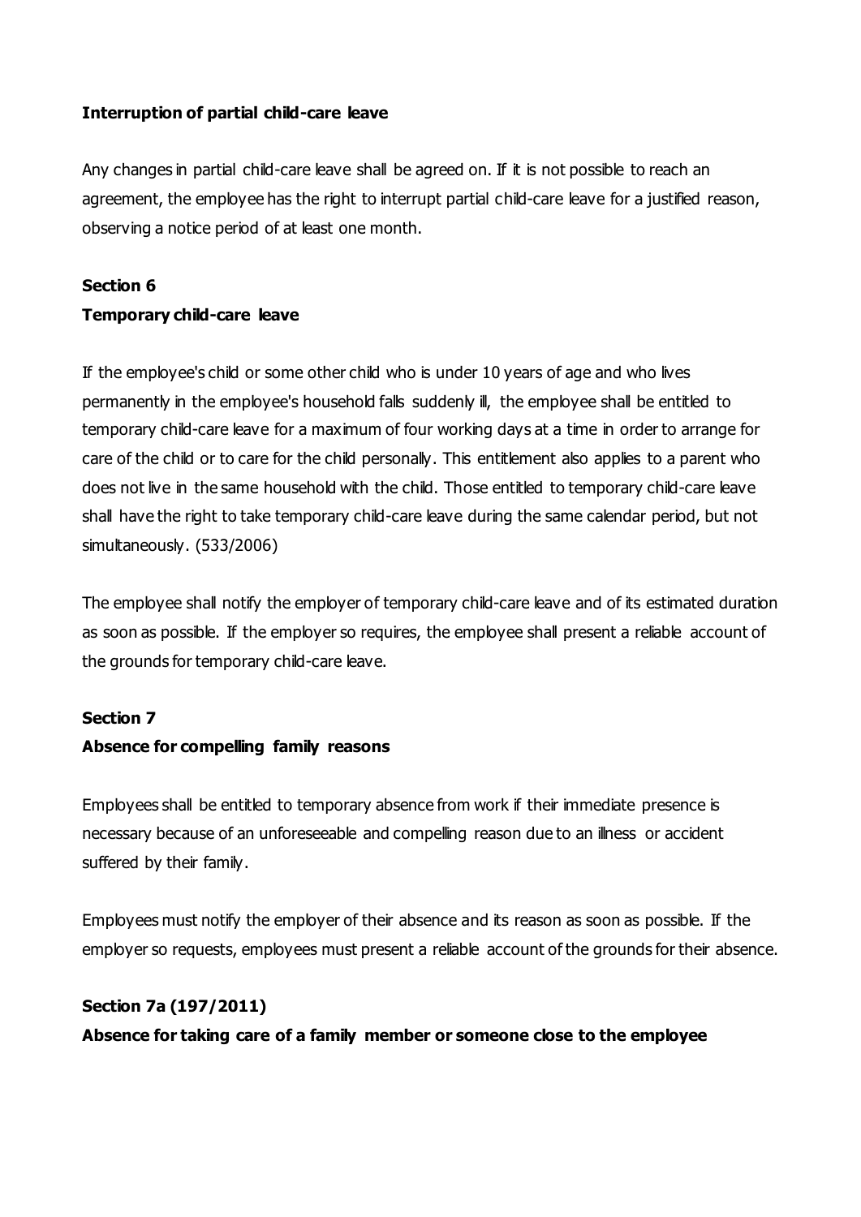**Interruption of partial child-care leave**

Any changes in partial child-care leave shall be agreed on. If it is not possible to reach an agreement, the employee has the right to interrupt partial child-care leave for a justified reason, observing a notice period of at least one month.

**Section 6**

**Temporary child-care leave**

If the employee's child or some other child who is under 10 years of age and who lives permanently in the employee's household falls suddenly ill, the employee shall be entitled to temporary child-care leave for a maximum of four working days at a time in order to arrange for care of the child or to care for the child personally. This entitlement also applies to a parent who does not live in the same household with the child. Those entitled to temporary child-care leave shall have the right to take temporary child-care leave during the same calendar period, but not simultaneously. (533/2006)

The employee shall notify the employer of temporary child-care leave and of its estimated duration as soon as possible. If the employer so requires, the employee shall present a reliable account of the grounds for temporary child-care leave.

**Section 7**

**Absence for compelling family reasons**

Employees shall be entitled to temporary absence from work if their immediate presence is necessary because of an unforeseeable and compelling reason due to an illness or accident suffered by their family.

Employees must notify the employer of their absence and its reason as soon as possible. If the employer so requests, employees must present a reliable account of the grounds for their absence.

**Section 7a (197/2011)**

**Absence for taking care of a family member or someone close to the employee**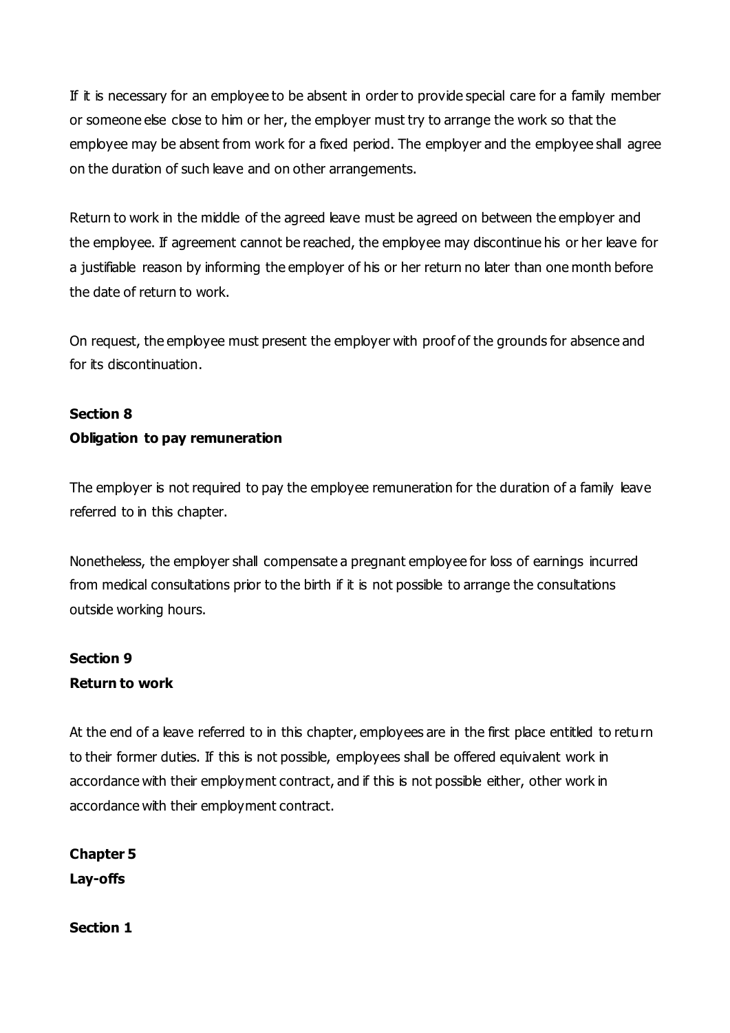If it is necessary for an employee to be absent in order to provide special care for a family member or someone else close to him or her, the employer must try to arrange the work so that the employee may be absent from work for a fixed period. The employer and the employee shall agree on the duration of such leave and on other arrangements.

Return to work in the middle of the agreed leave must be agreed on between the employer and the employee. If agreement cannot be reached, the employee may discontinue his or her leave for a justifiable reason by informing the employer of his or her return no later than one month before the date of return to work.

On request, the employee must present the employer with proof of the grounds for absence and for its discontinuation.

**Section 8**
**Obligation to pay remuneration**

The employer is not required to pay the employee remuneration for the duration of a family leave referred to in this chapter.

Nonetheless, the employer shall compensate a pregnant employee for loss of earnings incurred from medical consultations prior to the birth if it is not possible to arrange the consultations outside working hours.

**Section 9**
**Return to work**

At the end of a leave referred to in this chapter, employees are in the first place entitled to return to their former duties. If this is not possible, employees shall be offered equivalent work in accordance with their employment contract, and if this is not possible either, other work in accordance with their employment contract.

**Chapter 5**
**Lay-offs**

**Section 1**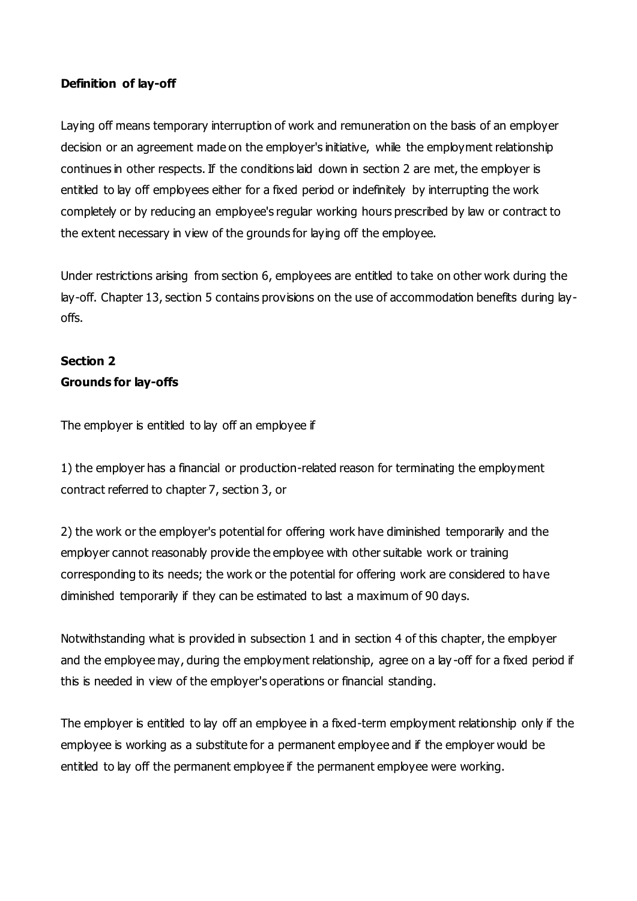**Definition of lay-off**

Laying off means temporary interruption of work and remuneration on the basis of an employer decision or an agreement made on the employer's initiative, while the employment relationship continues in other respects. If the conditions laid down in section 2 are met, the employer is entitled to lay off employees either for a fixed period or indefinitely by interrupting the work completely or by reducing an employee's regular working hours prescribed by law or contract to the extent necessary in view of the grounds for laying off the employee.

Under restrictions arising from section 6, employees are entitled to take on other work during the lay-off. Chapter 13, section 5 contains provisions on the use of accommodation benefits during lay-offs.

## Section 2
### Grounds for lay-offs

The employer is entitled to lay off an employee if

1) the employer has a financial or production-related reason for terminating the employment contract referred to chapter 7, section 3, or

2) the work or the employer's potential for offering work have diminished temporarily and the employer cannot reasonably provide the employee with other suitable work or training corresponding to its needs; the work or the potential for offering work are considered to have diminished temporarily if they can be estimated to last a maximum of 90 days.

Notwithstanding what is provided in subsection 1 and in section 4 of this chapter, the employer and the employee may, during the employment relationship, agree on a lay-off for a fixed period if this is needed in view of the employer's operations or financial standing.

The employer is entitled to lay off an employee in a fixed-term employment relationship only if the employee is working as a substitute for a permanent employee and if the employer would be entitled to lay off the permanent employee if the permanent employee were working.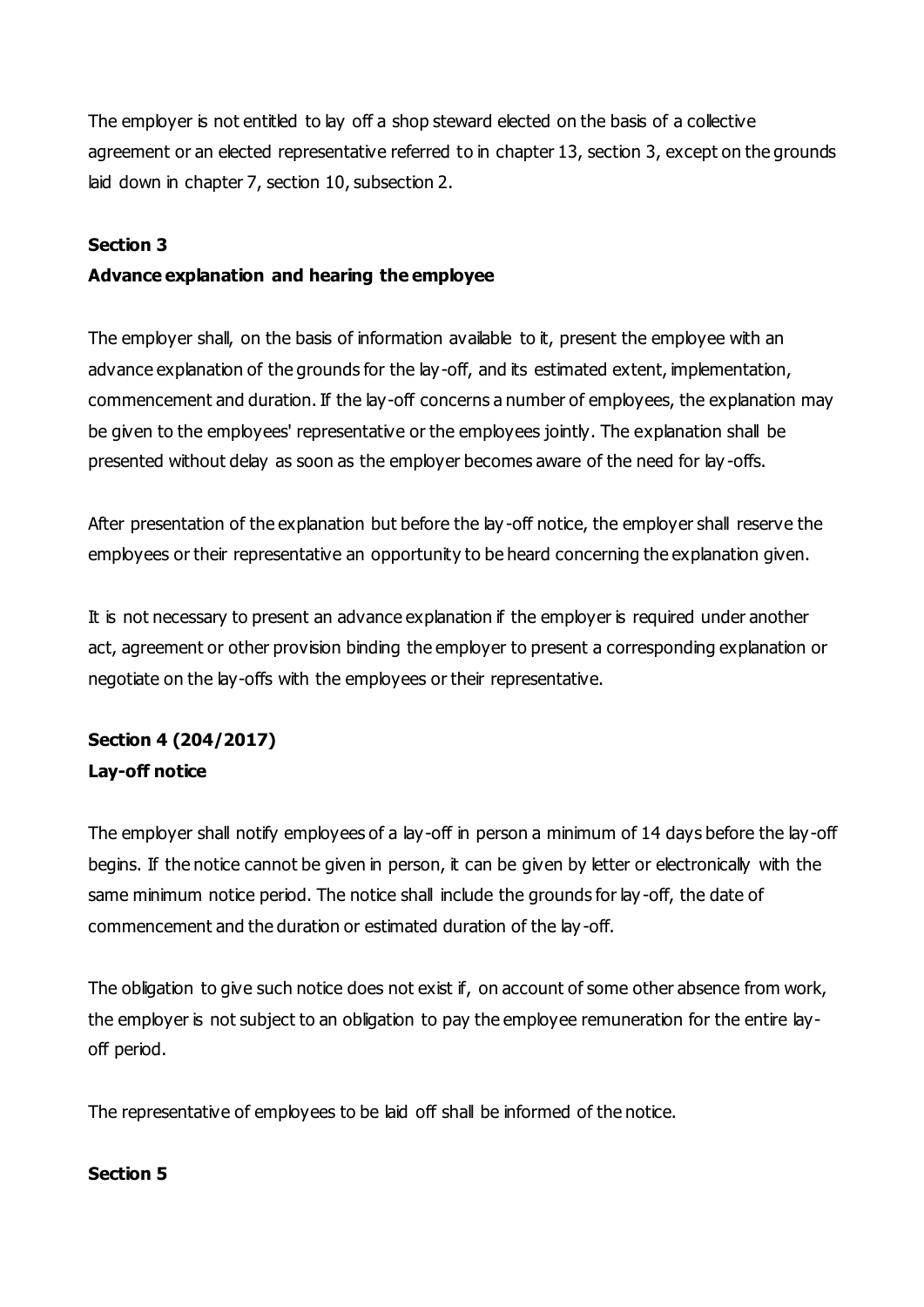The employer is not entitled to lay off a shop steward elected on the basis of a collective agreement or an elected representative referred to in chapter 13, section 3, except on the grounds laid down in chapter 7, section 10, subsection 2.

**Section 3**
**Advance explanation and hearing the employee**

The employer shall, on the basis of information available to it, present the employee with an advance explanation of the grounds for the lay-off, and its estimated extent, implementation, commencement and duration. If the lay-off concerns a number of employees, the explanation may be given to the employees' representative or the employees jointly. The explanation shall be presented without delay as soon as the employer becomes aware of the need for lay-offs.

After presentation of the explanation but before the lay-off notice, the employer shall reserve the employees or their representative an opportunity to be heard concerning the explanation given.

It is not necessary to present an advance explanation if the employer is required under another act, agreement or other provision binding the employer to present a corresponding explanation or negotiate on the lay-offs with the employees or their representative.

**Section 4 (204/2017)**
**Lay-off notice**

The employer shall notify employees of a lay-off in person a minimum of 14 days before the lay-off begins. If the notice cannot be given in person, it can be given by letter or electronically with the same minimum notice period. The notice shall include the grounds for lay-off, the date of commencement and the duration or estimated duration of the lay-off.

The obligation to give such notice does not exist if, on account of some other absence from work, the employer is not subject to an obligation to pay the employee remuneration for the entire lay-off period.

The representative of employees to be laid off shall be informed of the notice.

**Section 5**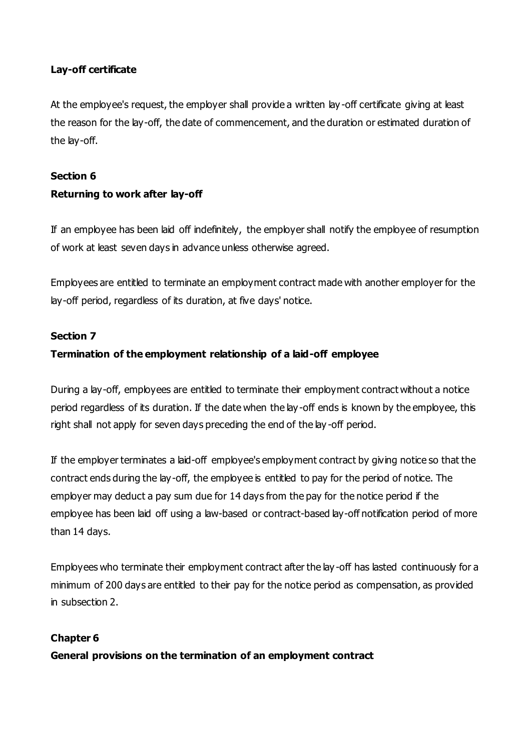**Lay-off certificate**

At the employee's request, the employer shall provide a written lay-off certificate giving at least the reason for the lay-off, the date of commencement, and the duration or estimated duration of the lay-off.

**Section 6**

**Returning to work after lay-off**

If an employee has been laid off indefinitely, the employer shall notify the employee of resumption of work at least seven days in advance unless otherwise agreed.

Employees are entitled to terminate an employment contract made with another employer for the lay-off period, regardless of its duration, at five days' notice.

**Section 7**

**Termination of the employment relationship of a laid-off employee**

During a lay-off, employees are entitled to terminate their employment contract without a notice period regardless of its duration. If the date when the lay-off ends is known by the employee, this right shall not apply for seven days preceding the end of the lay-off period.

If the employer terminates a laid-off employee's employment contract by giving notice so that the contract ends during the lay-off, the employee is entitled to pay for the period of notice. The employer may deduct a pay sum due for 14 days from the pay for the notice period if the employee has been laid off using a law-based or contract-based lay-off notification period of more than 14 days.

Employees who terminate their employment contract after the lay-off has lasted continuously for a minimum of 200 days are entitled to their pay for the notice period as compensation, as provided in subsection 2.

**Chapter 6**

**General provisions on the termination of an employment contract**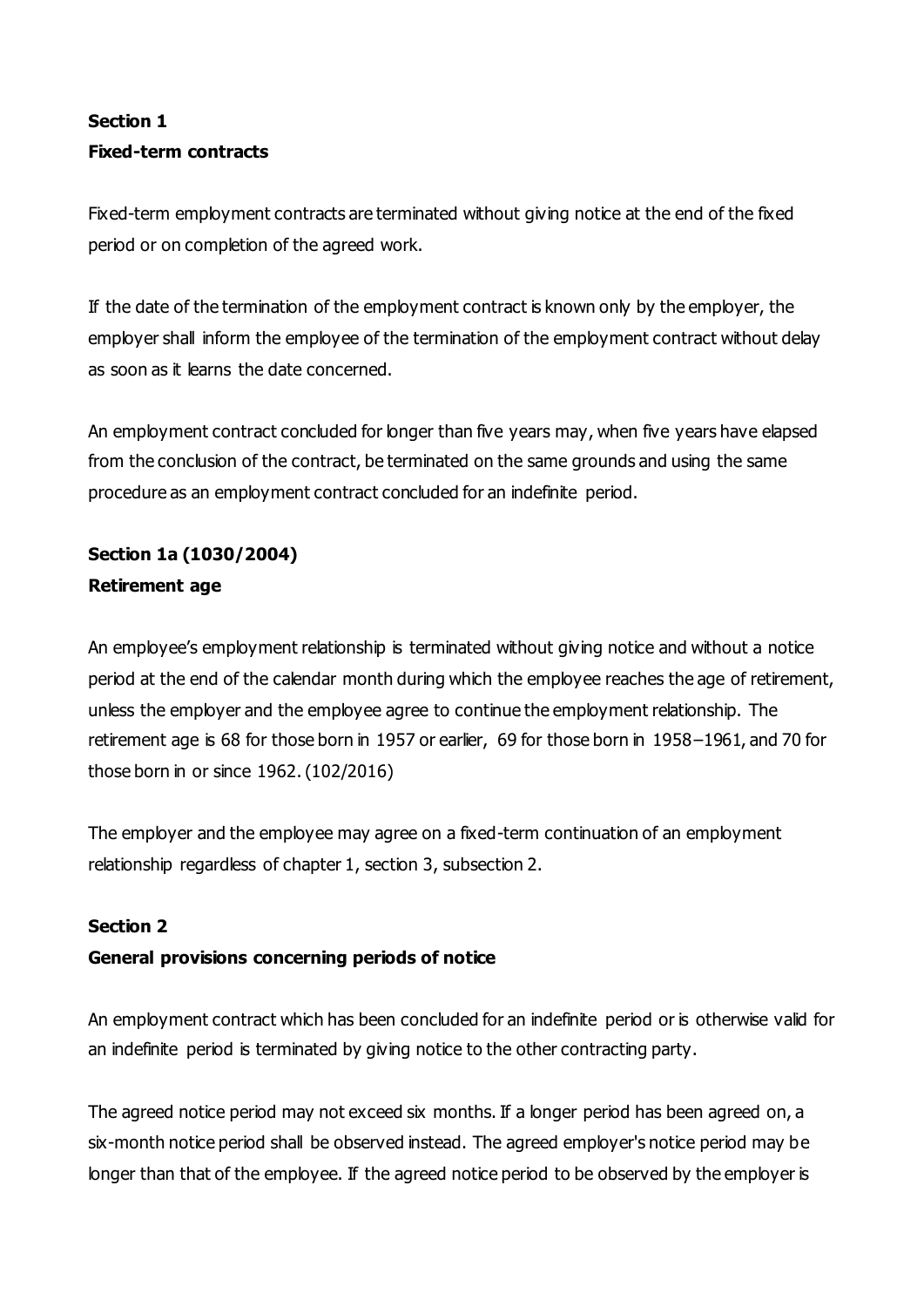**Section 1**
**Fixed-term contracts**

Fixed-term employment contracts are terminated without giving notice at the end of the fixed period or on completion of the agreed work.

If the date of the termination of the employment contract is known only by the employer, the employer shall inform the employee of the termination of the employment contract without delay as soon as it learns the date concerned.

An employment contract concluded for longer than five years may, when five years have elapsed from the conclusion of the contract, be terminated on the same grounds and using the same procedure as an employment contract concluded for an indefinite period.

**Section 1a (1030/2004)**
**Retirement age**

An employee's employment relationship is terminated without giving notice and without a notice period at the end of the calendar month during which the employee reaches the age of retirement, unless the employer and the employee agree to continue the employment relationship. The retirement age is 68 for those born in 1957 or earlier, 69 for those born in 1958–1961, and 70 for those born in or since 1962. (102/2016)

The employer and the employee may agree on a fixed-term continuation of an employment relationship regardless of chapter 1, section 3, subsection 2.

**Section 2**
**General provisions concerning periods of notice**

An employment contract which has been concluded for an indefinite period or is otherwise valid for an indefinite period is terminated by giving notice to the other contracting party.

The agreed notice period may not exceed six months. If a longer period has been agreed on, a six-month notice period shall be observed instead. The agreed employer's notice period may be longer than that of the employee. If the agreed notice period to be observed by the employer is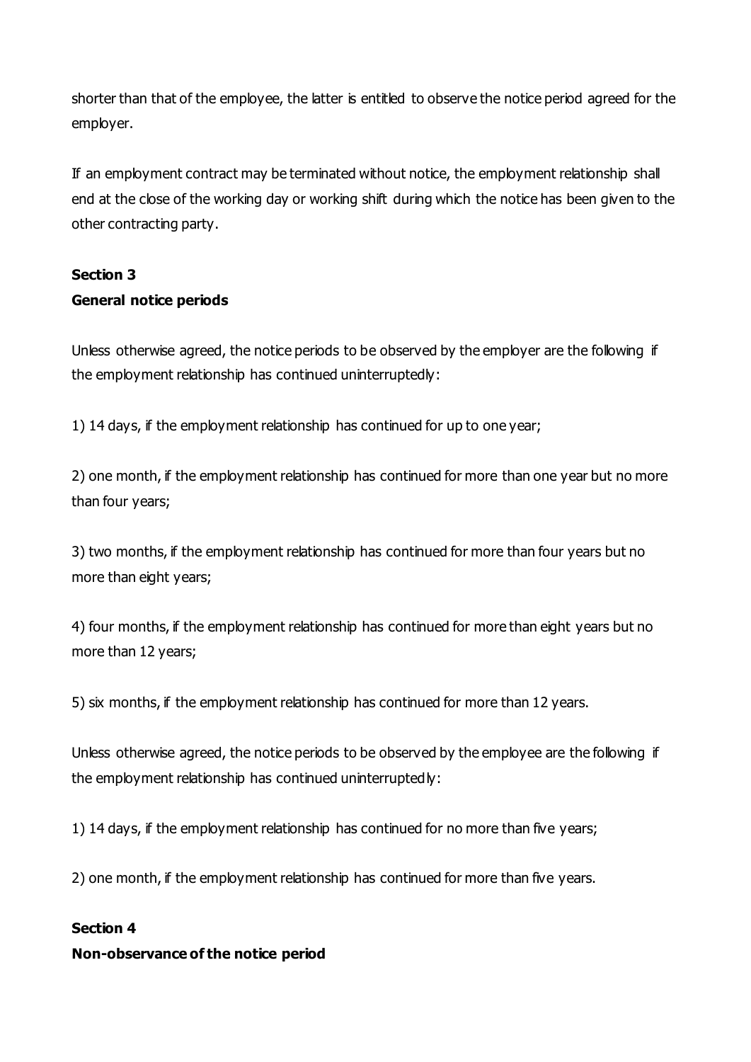shorter than that of the employee, the latter is entitled to observe the notice period agreed for the employer.

If an employment contract may be terminated without notice, the employment relationship shall end at the close of the working day or working shift during which the notice has been given to the other contracting party.

**Section 3**
**General notice periods**

Unless otherwise agreed, the notice periods to be observed by the employer are the following if the employment relationship has continued uninterruptedly:

1) 14 days, if the employment relationship has continued for up to one year;

2) one month, if the employment relationship has continued for more than one year but no more than four years;

3) two months, if the employment relationship has continued for more than four years but no more than eight years;

4) four months, if the employment relationship has continued for more than eight years but no more than 12 years;

5) six months, if the employment relationship has continued for more than 12 years.

Unless otherwise agreed, the notice periods to be observed by the employee are the following if the employment relationship has continued uninterruptedly:

1) 14 days, if the employment relationship has continued for no more than five years;

2) one month, if the employment relationship has continued for more than five years.

**Section 4**
**Non-observance of the notice period**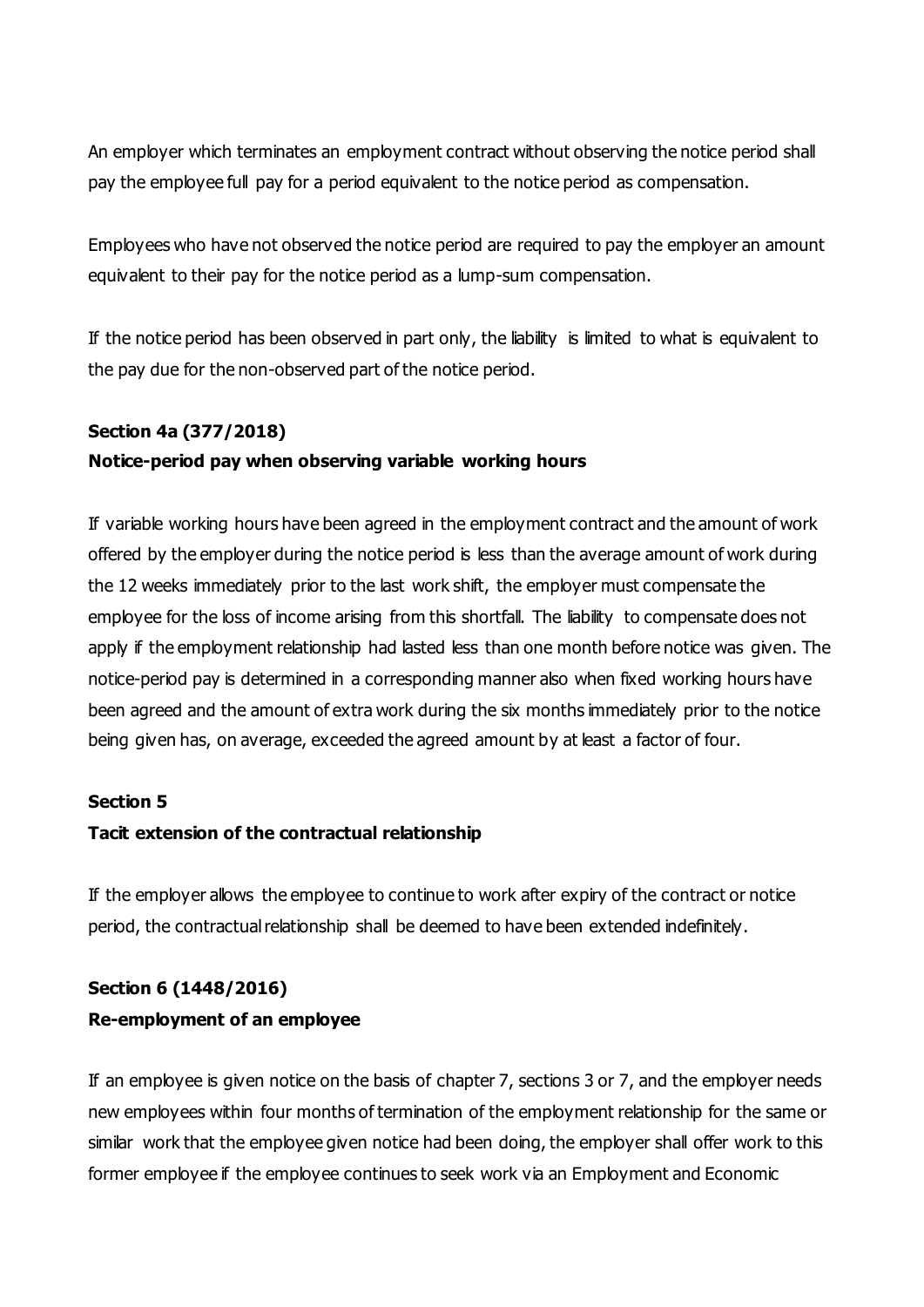An employer which terminates an employment contract without observing the notice period shall pay the employee full pay for a period equivalent to the notice period as compensation.

Employees who have not observed the notice period are required to pay the employer an amount equivalent to their pay for the notice period as a lump-sum compensation.

If the notice period has been observed in part only, the liability is limited to what is equivalent to the pay due for the non-observed part of the notice period.

**Section 4a (377/2018)**
**Notice-period pay when observing variable working hours**

If variable working hours have been agreed in the employment contract and the amount of work offered by the employer during the notice period is less than the average amount of work during the 12 weeks immediately prior to the last work shift, the employer must compensate the employee for the loss of income arising from this shortfall. The liability to compensate does not apply if the employment relationship had lasted less than one month before notice was given. The notice-period pay is determined in a corresponding manner also when fixed working hours have been agreed and the amount of extra work during the six months immediately prior to the notice being given has, on average, exceeded the agreed amount by at least a factor of four.

**Section 5**
**Tacit extension of the contractual relationship**

If the employer allows the employee to continue to work after expiry of the contract or notice period, the contractual relationship shall be deemed to have been extended indefinitely.

**Section 6 (1448/2016)**
**Re-employment of an employee**

If an employee is given notice on the basis of chapter 7, sections 3 or 7, and the employer needs new employees within four months of termination of the employment relationship for the same or similar work that the employee given notice had been doing, the employer shall offer work to this former employee if the employee continues to seek work via an Employment and Economic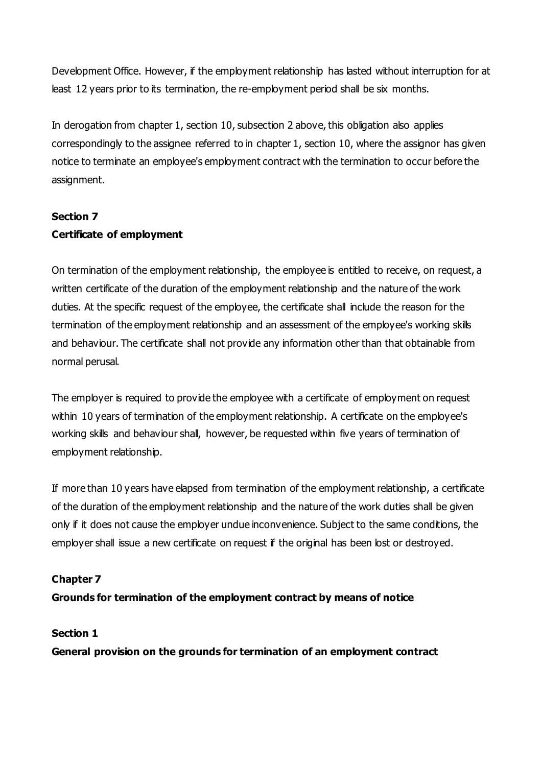Development Office. However, if the employment relationship has lasted without interruption for at least 12 years prior to its termination, the re-employment period shall be six months.

In derogation from chapter 1, section 10, subsection 2 above, this obligation also applies correspondingly to the assignee referred to in chapter 1, section 10, where the assignor has given notice to terminate an employee's employment contract with the termination to occur before the assignment.

**Section 7**
**Certificate of employment**

On termination of the employment relationship, the employee is entitled to receive, on request, a written certificate of the duration of the employment relationship and the nature of the work duties. At the specific request of the employee, the certificate shall include the reason for the termination of the employment relationship and an assessment of the employee's working skills and behaviour. The certificate shall not provide any information other than that obtainable from normal perusal.

The employer is required to provide the employee with a certificate of employment on request within 10 years of termination of the employment relationship. A certificate on the employee's working skills and behaviour shall, however, be requested within five years of termination of employment relationship.

If more than 10 years have elapsed from termination of the employment relationship, a certificate of the duration of the employment relationship and the nature of the work duties shall be given only if it does not cause the employer undue inconvenience. Subject to the same conditions, the employer shall issue a new certificate on request if the original has been lost or destroyed.

**Chapter 7**
**Grounds for termination of the employment contract by means of notice**

**Section 1**
**General provision on the grounds for termination of an employment contract**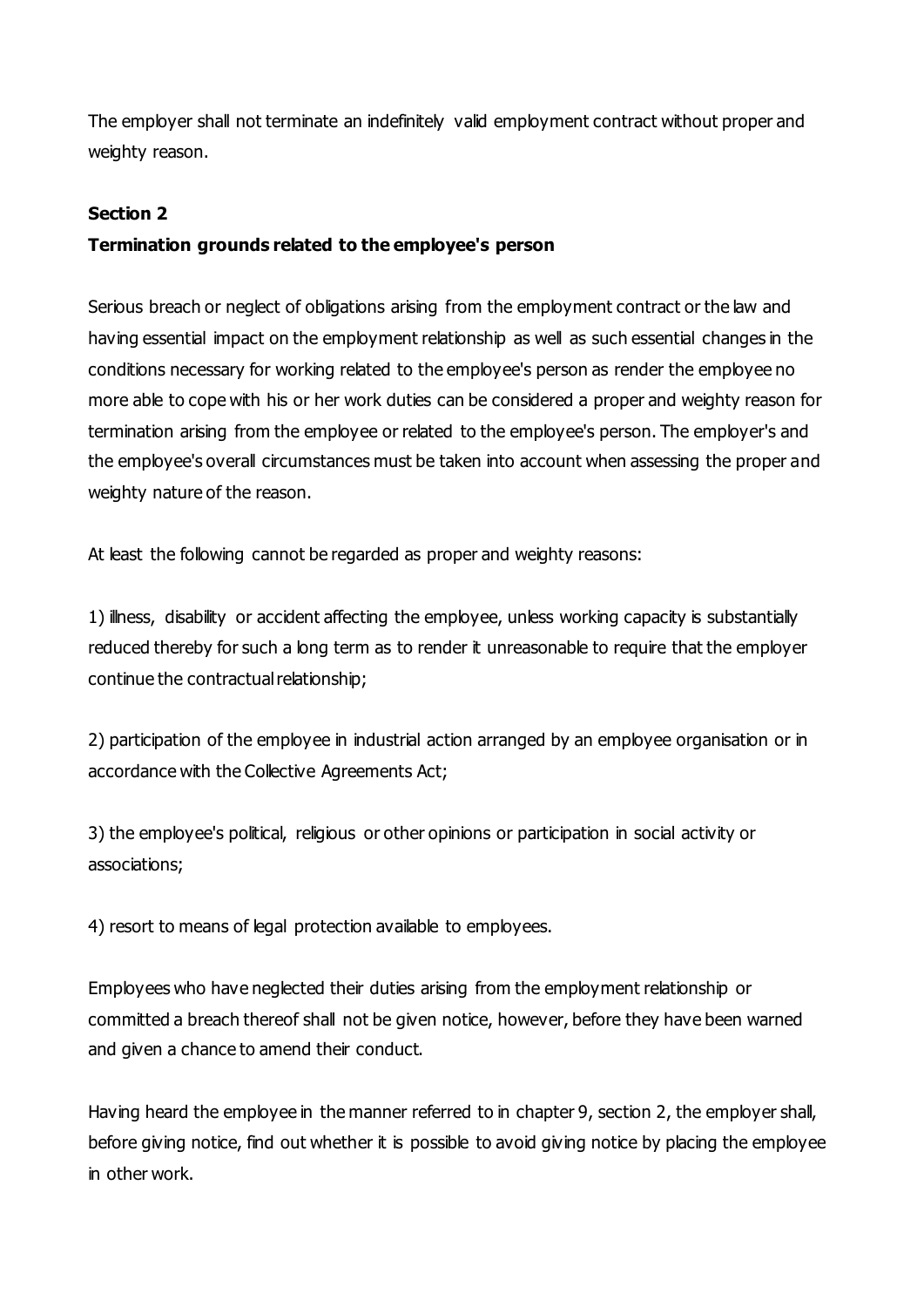The employer shall not terminate an indefinitely valid employment contract without proper and weighty reason.

**Section 2**
**Termination grounds related to the employee's person**

Serious breach or neglect of obligations arising from the employment contract or the law and having essential impact on the employment relationship as well as such essential changes in the conditions necessary for working related to the employee's person as render the employee no more able to cope with his or her work duties can be considered a proper and weighty reason for termination arising from the employee or related to the employee's person. The employer's and the employee's overall circumstances must be taken into account when assessing the proper and weighty nature of the reason.

At least the following cannot be regarded as proper and weighty reasons:

1) illness, disability or accident affecting the employee, unless working capacity is substantially reduced thereby for such a long term as to render it unreasonable to require that the employer continue the contractual relationship;

2) participation of the employee in industrial action arranged by an employee organisation or in accordance with the Collective Agreements Act;

3) the employee's political, religious or other opinions or participation in social activity or associations;

4) resort to means of legal protection available to employees.

Employees who have neglected their duties arising from the employment relationship or committed a breach thereof shall not be given notice, however, before they have been warned and given a chance to amend their conduct.

Having heard the employee in the manner referred to in chapter 9, section 2, the employer shall, before giving notice, find out whether it is possible to avoid giving notice by placing the employee in other work.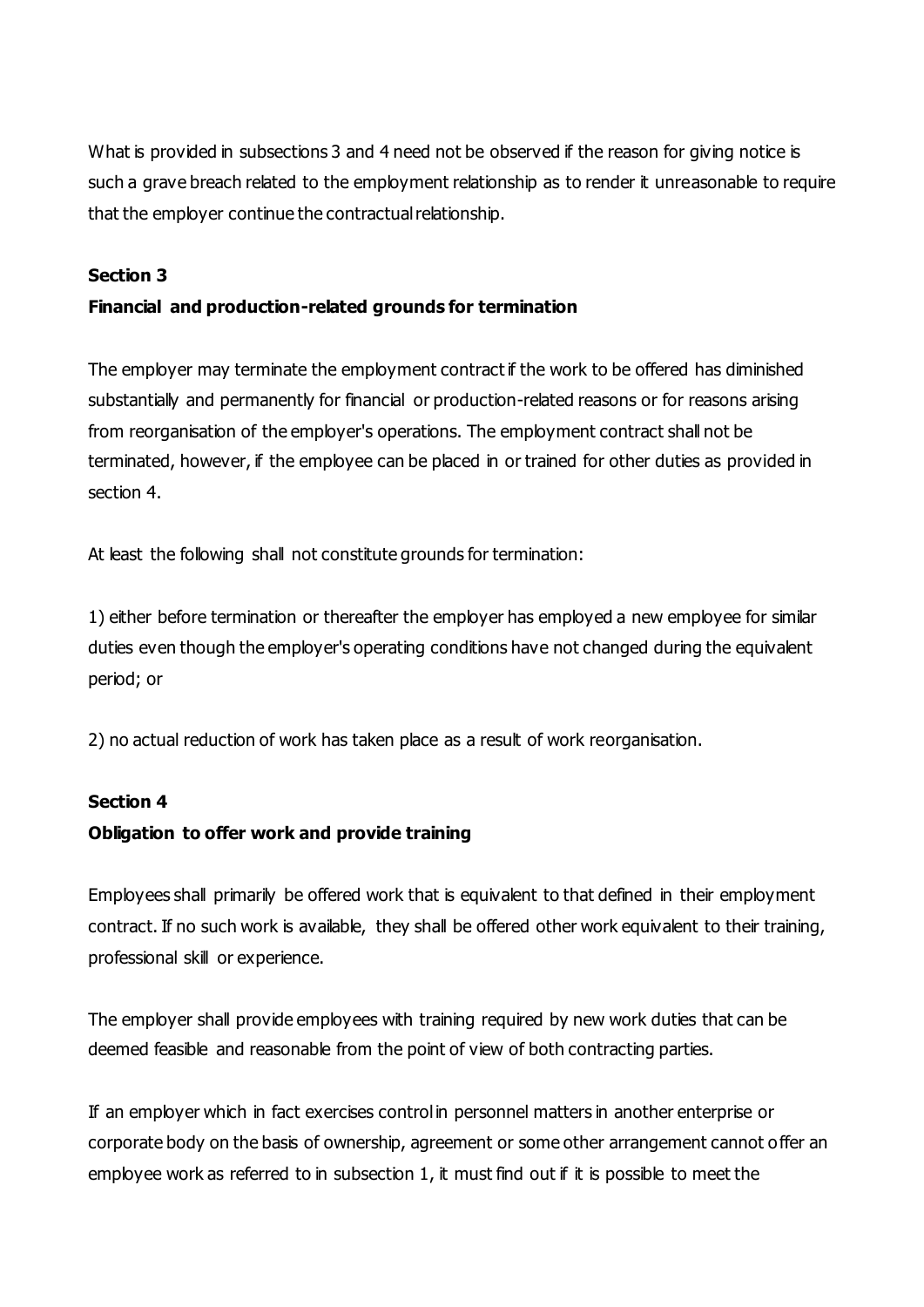What is provided in subsections 3 and 4 need not be observed if the reason for giving notice is such a grave breach related to the employment relationship as to render it unreasonable to require that the employer continue the contractual relationship.

**Section 3**

**Financial and production-related grounds for termination**

The employer may terminate the employment contract if the work to be offered has diminished substantially and permanently for financial or production-related reasons or for reasons arising from reorganisation of the employer's operations. The employment contract shall not be terminated, however, if the employee can be placed in or trained for other duties as provided in section 4.

At least the following shall not constitute grounds for termination:

1) either before termination or thereafter the employer has employed a new employee for similar duties even though the employer's operating conditions have not changed during the equivalent period; or

2) no actual reduction of work has taken place as a result of work reorganisation.

**Section 4**

**Obligation to offer work and provide training**

Employees shall primarily be offered work that is equivalent to that defined in their employment contract. If no such work is available, they shall be offered other work equivalent to their training, professional skill or experience.

The employer shall provide employees with training required by new work duties that can be deemed feasible and reasonable from the point of view of both contracting parties.

If an employer which in fact exercises control in personnel matters in another enterprise or corporate body on the basis of ownership, agreement or some other arrangement cannot offer an employee work as referred to in subsection 1, it must find out if it is possible to meet the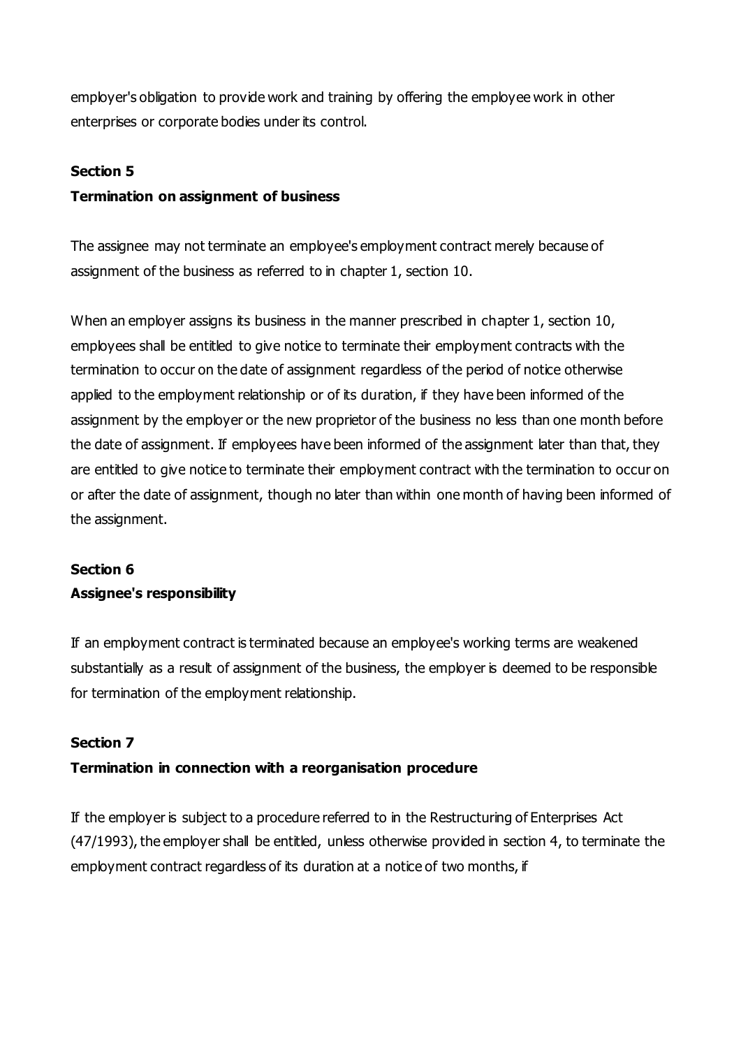employer's obligation to provide work and training by offering the employee work in other enterprises or corporate bodies under its control.

**Section 5**

**Termination on assignment of business**

The assignee may not terminate an employee's employment contract merely because of assignment of the business as referred to in chapter 1, section 10.

When an employer assigns its business in the manner prescribed in chapter 1, section 10, employees shall be entitled to give notice to terminate their employment contracts with the termination to occur on the date of assignment regardless of the period of notice otherwise applied to the employment relationship or of its duration, if they have been informed of the assignment by the employer or the new proprietor of the business no less than one month before the date of assignment. If employees have been informed of the assignment later than that, they are entitled to give notice to terminate their employment contract with the termination to occur on or after the date of assignment, though no later than within one month of having been informed of the assignment.

**Section 6**

**Assignee's responsibility**

If an employment contract is terminated because an employee's working terms are weakened substantially as a result of assignment of the business, the employer is deemed to be responsible for termination of the employment relationship.

**Section 7**

**Termination in connection with a reorganisation procedure**

If the employer is subject to a procedure referred to in the Restructuring of Enterprises Act (47/1993), the employer shall be entitled, unless otherwise provided in section 4, to terminate the employment contract regardless of its duration at a notice of two months, if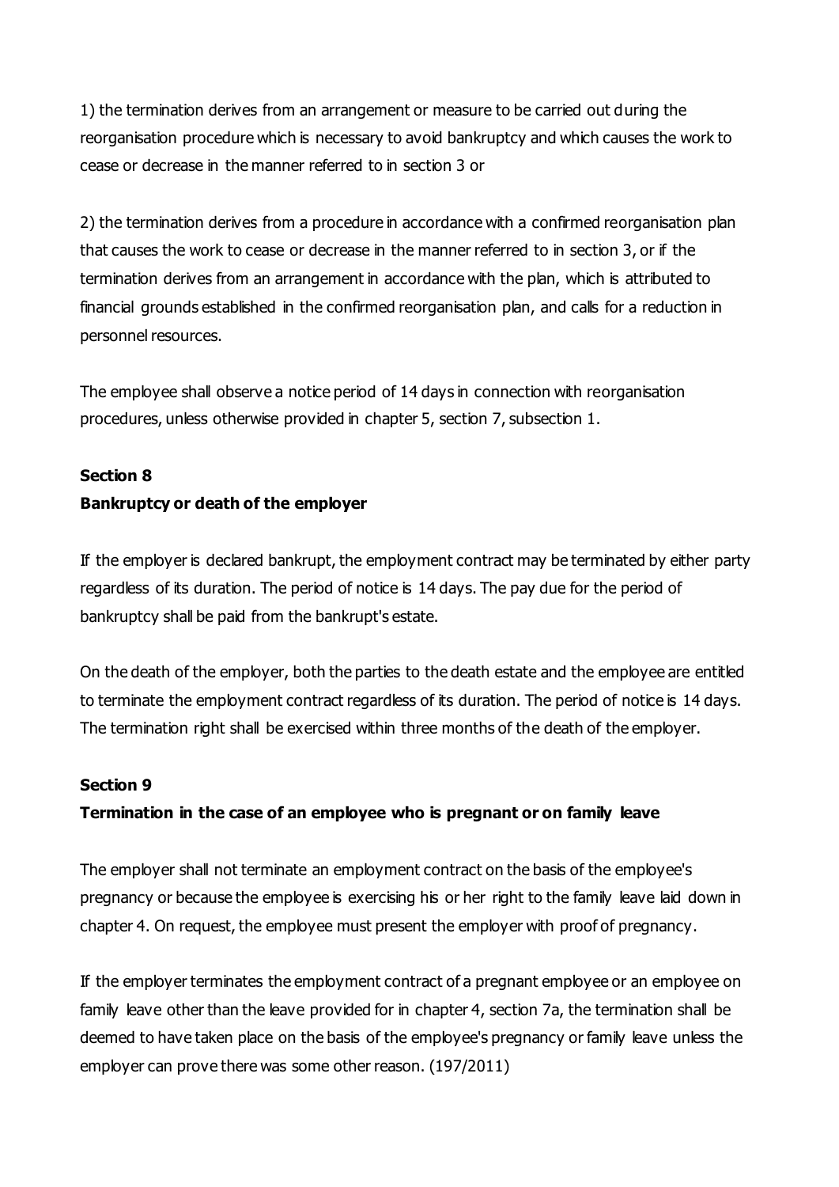1) the termination derives from an arrangement or measure to be carried out during the reorganisation procedure which is necessary to avoid bankruptcy and which causes the work to cease or decrease in the manner referred to in section 3 or

2) the termination derives from a procedure in accordance with a confirmed reorganisation plan that causes the work to cease or decrease in the manner referred to in section 3, or if the termination derives from an arrangement in accordance with the plan, which is attributed to financial grounds established in the confirmed reorganisation plan, and calls for a reduction in personnel resources.

The employee shall observe a notice period of 14 days in connection with reorganisation procedures, unless otherwise provided in chapter 5, section 7, subsection 1.

**Section 8**
**Bankruptcy or death of the employer**

If the employer is declared bankrupt, the employment contract may be terminated by either party regardless of its duration. The period of notice is 14 days. The pay due for the period of bankruptcy shall be paid from the bankrupt's estate.

On the death of the employer, both the parties to the death estate and the employee are entitled to terminate the employment contract regardless of its duration. The period of notice is 14 days. The termination right shall be exercised within three months of the death of the employer.

**Section 9**
**Termination in the case of an employee who is pregnant or on family leave**

The employer shall not terminate an employment contract on the basis of the employee's pregnancy or because the employee is exercising his or her right to the family leave laid down in chapter 4. On request, the employee must present the employer with proof of pregnancy.

If the employer terminates the employment contract of a pregnant employee or an employee on family leave other than the leave provided for in chapter 4, section 7a, the termination shall be deemed to have taken place on the basis of the employee's pregnancy or family leave unless the employer can prove there was some other reason. (197/2011)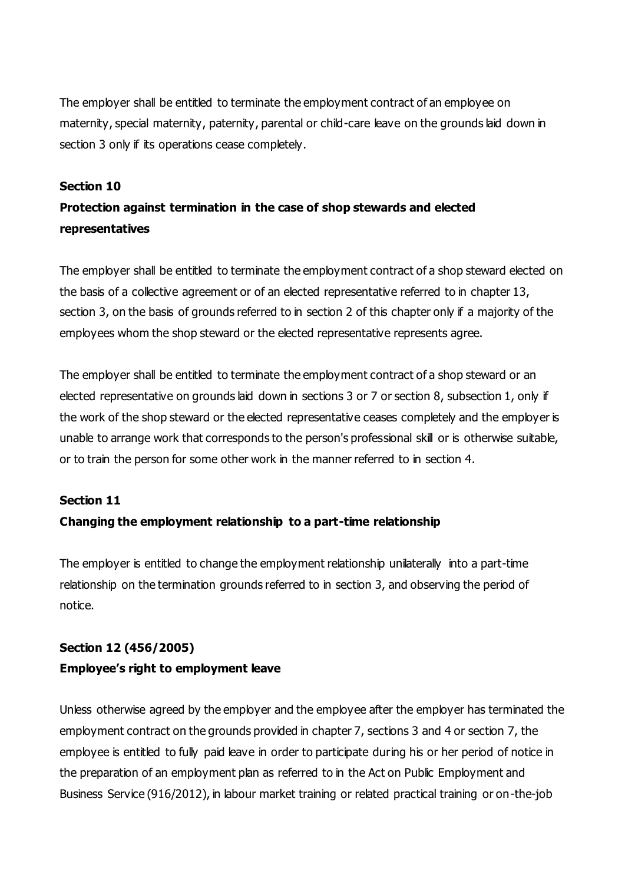The employer shall be entitled to terminate the employment contract of an employee on maternity, special maternity, paternity, parental or child-care leave on the grounds laid down in section 3 only if its operations cease completely.

**Section 10**

**Protection against termination in the case of shop stewards and elected representatives**

The employer shall be entitled to terminate the employment contract of a shop steward elected on the basis of a collective agreement or of an elected representative referred to in chapter 13, section 3, on the basis of grounds referred to in section 2 of this chapter only if a majority of the employees whom the shop steward or the elected representative represents agree.

The employer shall be entitled to terminate the employment contract of a shop steward or an elected representative on grounds laid down in sections 3 or 7 or section 8, subsection 1, only if the work of the shop steward or the elected representative ceases completely and the employer is unable to arrange work that corresponds to the person's professional skill or is otherwise suitable, or to train the person for some other work in the manner referred to in section 4.

**Section 11**

**Changing the employment relationship to a part-time relationship**

The employer is entitled to change the employment relationship unilaterally into a part-time relationship on the termination grounds referred to in section 3, and observing the period of notice.

**Section 12 (456/2005)**

**Employee's right to employment leave**

Unless otherwise agreed by the employer and the employee after the employer has terminated the employment contract on the grounds provided in chapter 7, sections 3 and 4 or section 7, the employee is entitled to fully paid leave in order to participate during his or her period of notice in the preparation of an employment plan as referred to in the Act on Public Employment and Business Service (916/2012), in labour market training or related practical training or on-the-job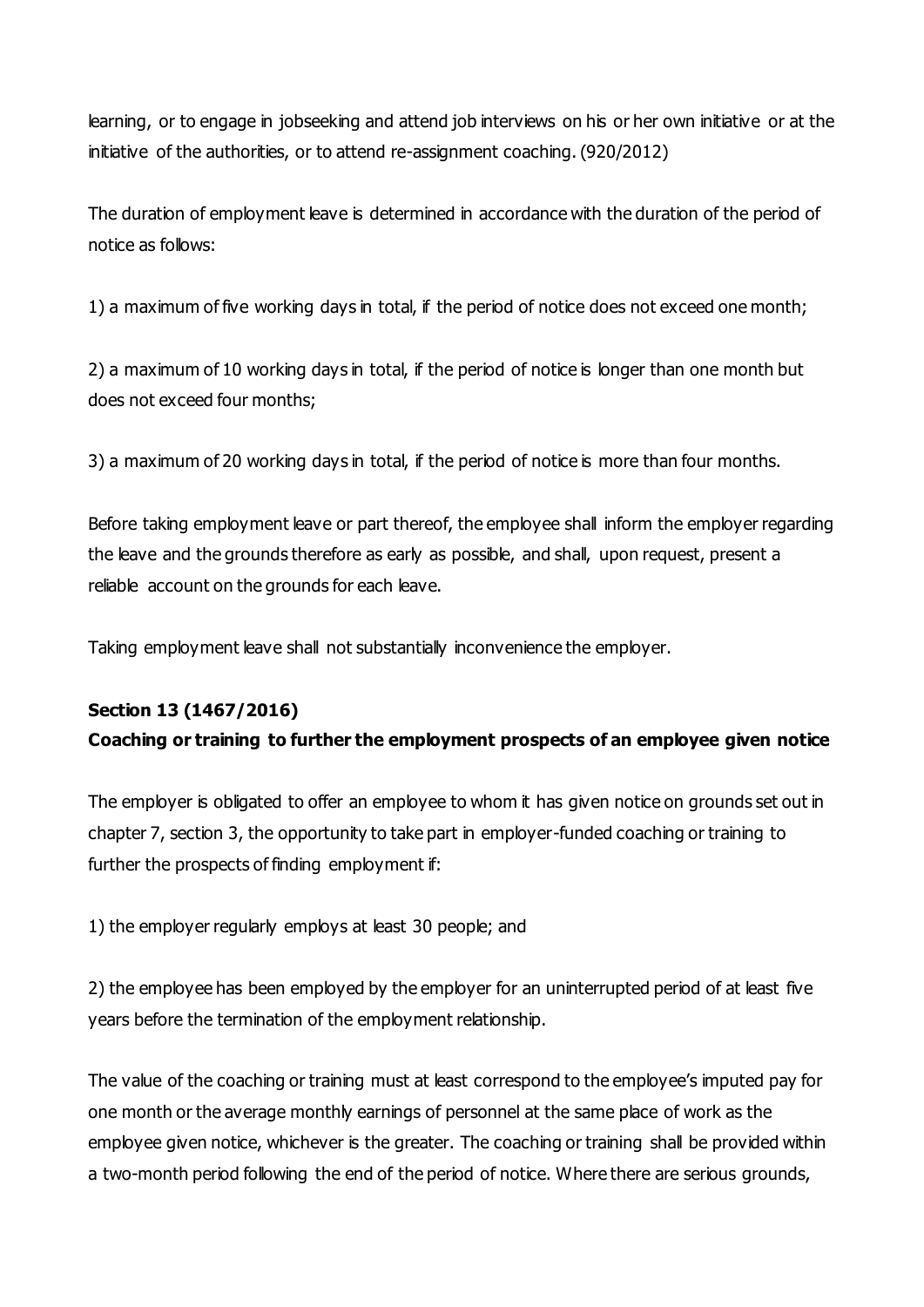learning, or to engage in jobseeking and attend job interviews on his or her own initiative or at the initiative of the authorities, or to attend re-assignment coaching. (920/2012)

The duration of employment leave is determined in accordance with the duration of the period of notice as follows:

1) a maximum of five working days in total, if the period of notice does not exceed one month;

2) a maximum of 10 working days in total, if the period of notice is longer than one month but does not exceed four months;

3) a maximum of 20 working days in total, if the period of notice is more than four months.

Before taking employment leave or part thereof, the employee shall inform the employer regarding the leave and the grounds therefore as early as possible, and shall, upon request, present a reliable account on the grounds for each leave.

Taking employment leave shall not substantially inconvenience the employer.

**Section 13 (1467/2016)**
**Coaching or training to further the employment prospects of an employee given notice**

The employer is obligated to offer an employee to whom it has given notice on grounds set out in chapter 7, section 3, the opportunity to take part in employer-funded coaching or training to further the prospects of finding employment if:

1) the employer regularly employs at least 30 people; and

2) the employee has been employed by the employer for an uninterrupted period of at least five years before the termination of the employment relationship.

The value of the coaching or training must at least correspond to the employee's imputed pay for one month or the average monthly earnings of personnel at the same place of work as the employee given notice, whichever is the greater. The coaching or training shall be provided within a two-month period following the end of the period of notice. Where there are serious grounds,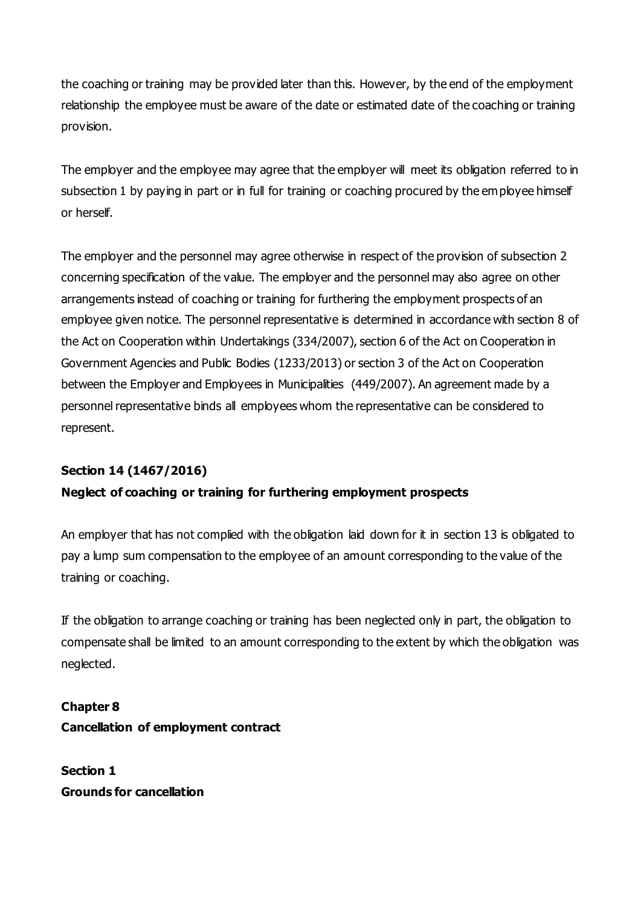the coaching or training may be provided later than this. However, by the end of the employment relationship the employee must be aware of the date or estimated date of the coaching or training provision.

The employer and the employee may agree that the employer will meet its obligation referred to in subsection 1 by paying in part or in full for training or coaching procured by the employee himself or herself.

The employer and the personnel may agree otherwise in respect of the provision of subsection 2 concerning specification of the value. The employer and the personnel may also agree on other arrangements instead of coaching or training for furthering the employment prospects of an employee given notice. The personnel representative is determined in accordance with section 8 of the Act on Cooperation within Undertakings (334/2007), section 6 of the Act on Cooperation in Government Agencies and Public Bodies (1233/2013) or section 3 of the Act on Cooperation between the Employer and Employees in Municipalities (449/2007). An agreement made by a personnel representative binds all employees whom the representative can be considered to represent.

**Section 14 (1467/2016)**
**Neglect of coaching or training for furthering employment prospects**

An employer that has not complied with the obligation laid down for it in section 13 is obligated to pay a lump sum compensation to the employee of an amount corresponding to the value of the training or coaching.

If the obligation to arrange coaching or training has been neglected only in part, the obligation to compensate shall be limited to an amount corresponding to the extent by which the obligation was neglected.

## Chapter 8
## Cancellation of employment contract

**Section 1**
**Grounds for cancellation**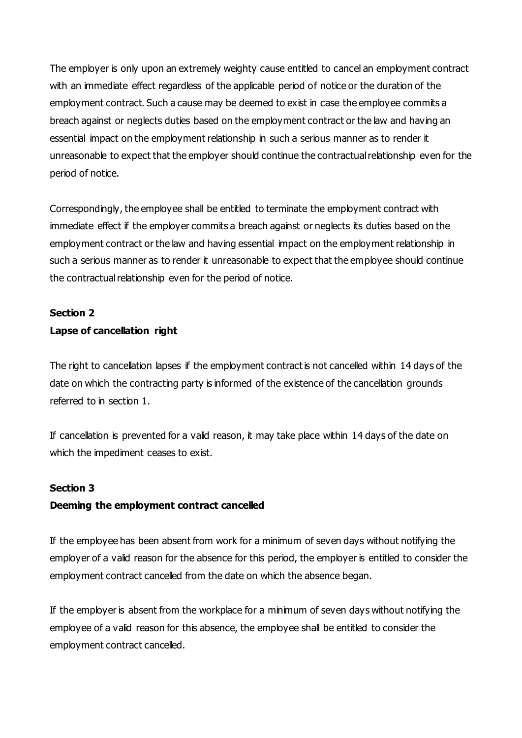The employer is only upon an extremely weighty cause entitled to cancel an employment contract with an immediate effect regardless of the applicable period of notice or the duration of the employment contract. Such a cause may be deemed to exist in case the employee commits a breach against or neglects duties based on the employment contract or the law and having an essential impact on the employment relationship in such a serious manner as to render it unreasonable to expect that the employer should continue the contractual relationship even for the period of notice.

Correspondingly, the employee shall be entitled to terminate the employment contract with immediate effect if the employer commits a breach against or neglects its duties based on the employment contract or the law and having essential impact on the employment relationship in such a serious manner as to render it unreasonable to expect that the employee should continue the contractual relationship even for the period of notice.

**Section 2**
**Lapse of cancellation right**

The right to cancellation lapses if the employment contract is not cancelled within 14 days of the date on which the contracting party is informed of the existence of the cancellation grounds referred to in section 1.

If cancellation is prevented for a valid reason, it may take place within 14 days of the date on which the impediment ceases to exist.

**Section 3**
**Deeming the employment contract cancelled**

If the employee has been absent from work for a minimum of seven days without notifying the employer of a valid reason for the absence for this period, the employer is entitled to consider the employment contract cancelled from the date on which the absence began.

If the employer is absent from the workplace for a minimum of seven days without notifying the employee of a valid reason for this absence, the employee shall be entitled to consider the employment contract cancelled.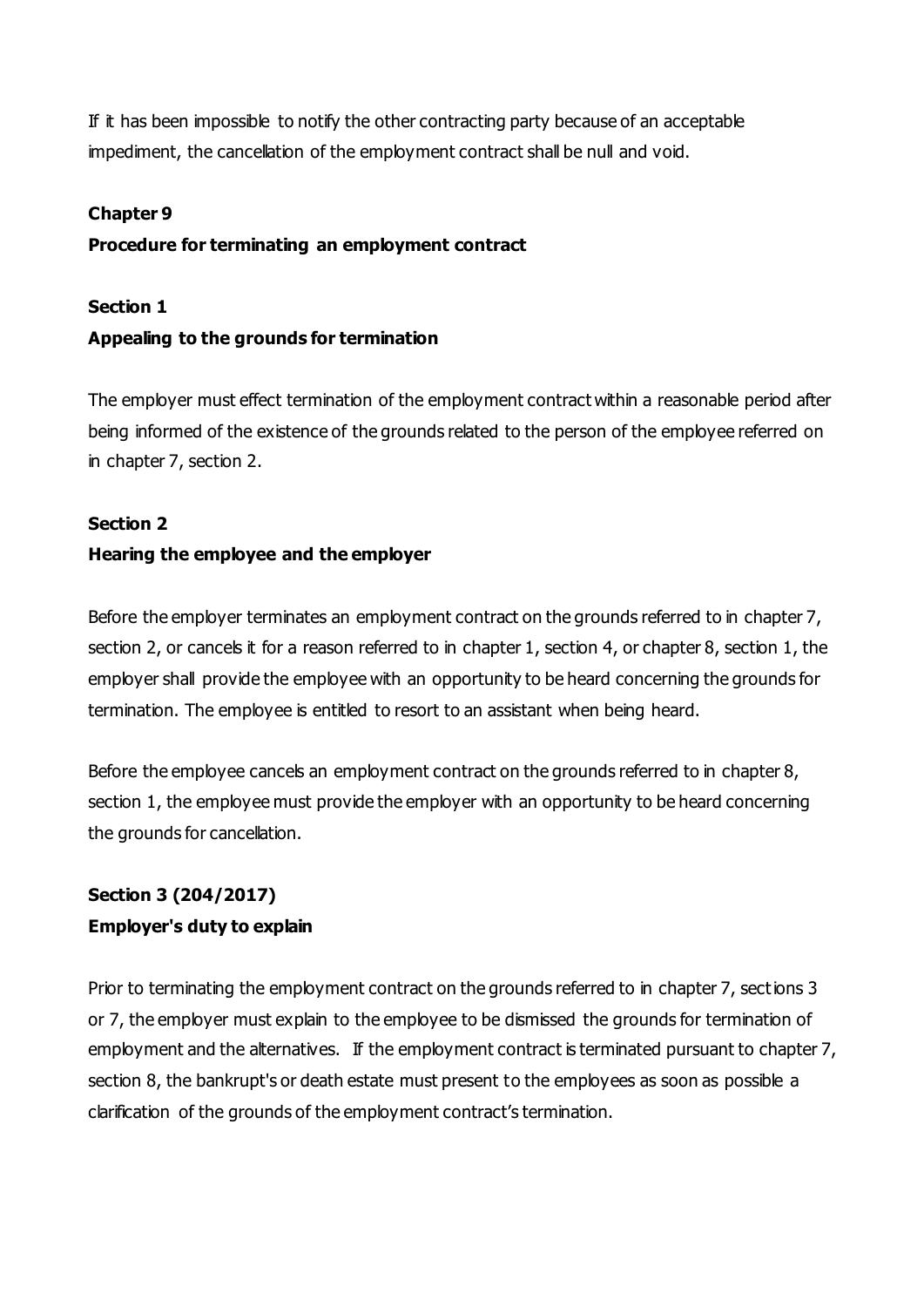If it has been impossible to notify the other contracting party because of an acceptable impediment, the cancellation of the employment contract shall be null and void.

## Chapter 9
## Procedure for terminating an employment contract

### Section 1
### Appealing to the grounds for termination

The employer must effect termination of the employment contract within a reasonable period after being informed of the existence of the grounds related to the person of the employee referred on in chapter 7, section 2.

### Section 2
### Hearing the employee and the employer

Before the employer terminates an employment contract on the grounds referred to in chapter 7, section 2, or cancels it for a reason referred to in chapter 1, section 4, or chapter 8, section 1, the employer shall provide the employee with an opportunity to be heard concerning the grounds for termination. The employee is entitled to resort to an assistant when being heard.

Before the employee cancels an employment contract on the grounds referred to in chapter 8, section 1, the employee must provide the employer with an opportunity to be heard concerning the grounds for cancellation.

### Section 3 (204/2017)
### Employer's duty to explain

Prior to terminating the employment contract on the grounds referred to in chapter 7, sections 3 or 7, the employer must explain to the employee to be dismissed the grounds for termination of employment and the alternatives. If the employment contract is terminated pursuant to chapter 7, section 8, the bankrupt's or death estate must present to the employees as soon as possible a clarification of the grounds of the employment contract's termination.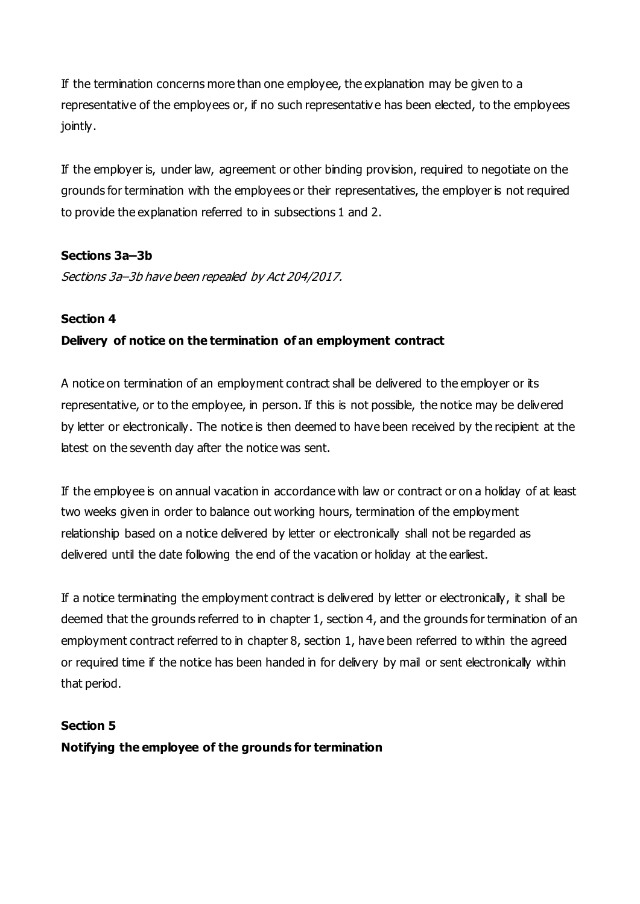If the termination concerns more than one employee, the explanation may be given to a representative of the employees or, if no such representative has been elected, to the employees jointly.

If the employer is, under law, agreement or other binding provision, required to negotiate on the grounds for termination with the employees or their representatives, the employer is not required to provide the explanation referred to in subsections 1 and 2.

**Sections 3a–3b**

*Sections 3a–3b have been repealed by Act 204/2017.*

**Section 4**

**Delivery of notice on the termination of an employment contract**

A notice on termination of an employment contract shall be delivered to the employer or its representative, or to the employee, in person. If this is not possible, the notice may be delivered by letter or electronically. The notice is then deemed to have been received by the recipient at the latest on the seventh day after the notice was sent.

If the employee is on annual vacation in accordance with law or contract or on a holiday of at least two weeks given in order to balance out working hours, termination of the employment relationship based on a notice delivered by letter or electronically shall not be regarded as delivered until the date following the end of the vacation or holiday at the earliest.

If a notice terminating the employment contract is delivered by letter or electronically, it shall be deemed that the grounds referred to in chapter 1, section 4, and the grounds for termination of an employment contract referred to in chapter 8, section 1, have been referred to within the agreed or required time if the notice has been handed in for delivery by mail or sent electronically within that period.

**Section 5**

**Notifying the employee of the grounds for termination**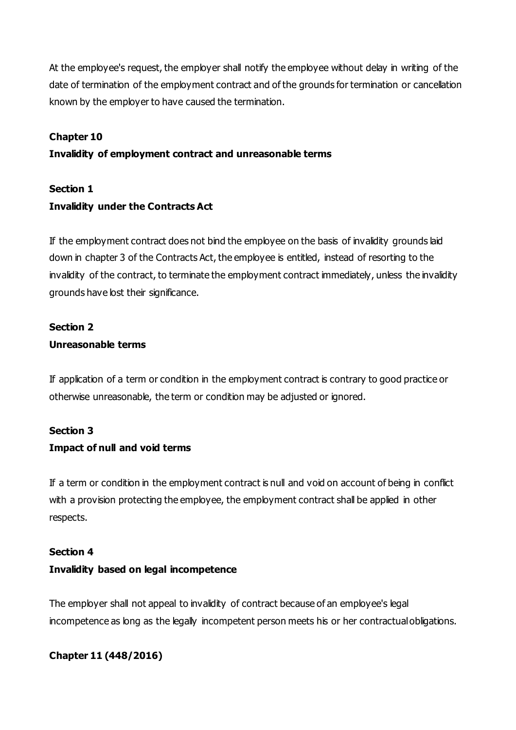At the employee's request, the employer shall notify the employee without delay in writing of the date of termination of the employment contract and of the grounds for termination or cancellation known by the employer to have caused the termination.

## Chapter 10
## Invalidity of employment contract and unreasonable terms

### Section 1
### Invalidity under the Contracts Act

If the employment contract does not bind the employee on the basis of invalidity grounds laid down in chapter 3 of the Contracts Act, the employee is entitled, instead of resorting to the invalidity of the contract, to terminate the employment contract immediately, unless the invalidity grounds have lost their significance.

### Section 2
### Unreasonable terms

If application of a term or condition in the employment contract is contrary to good practice or otherwise unreasonable, the term or condition may be adjusted or ignored.

### Section 3
### Impact of null and void terms

If a term or condition in the employment contract is null and void on account of being in conflict with a provision protecting the employee, the employment contract shall be applied in other respects.

### Section 4
### Invalidity based on legal incompetence

The employer shall not appeal to invalidity of contract because of an employee's legal incompetence as long as the legally incompetent person meets his or her contractual obligations.

## Chapter 11 (448/2016)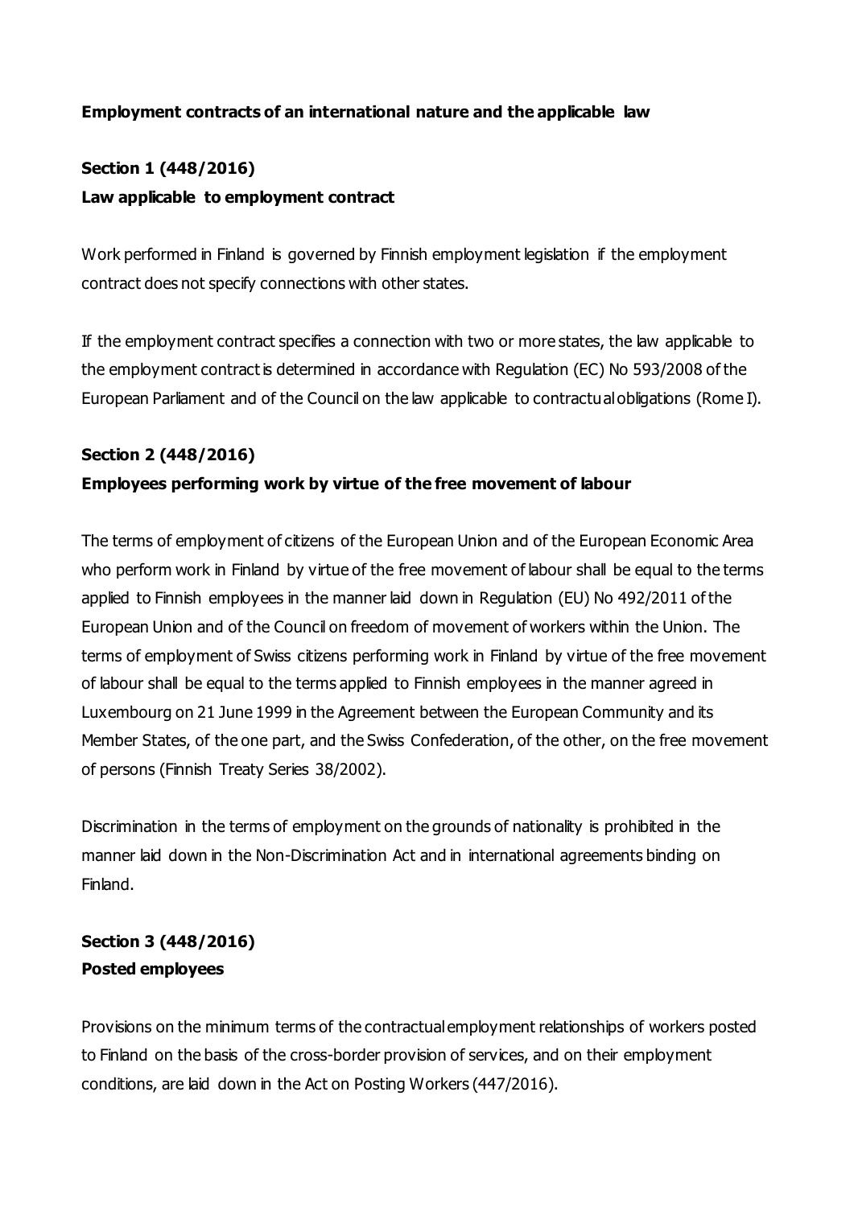## Employment contracts of an international nature and the applicable law

### Section 1 (448/2016)

### Law applicable to employment contract

Work performed in Finland is governed by Finnish employment legislation if the employment contract does not specify connections with other states.

If the employment contract specifies a connection with two or more states, the law applicable to the employment contract is determined in accordance with Regulation (EC) No 593/2008 of the European Parliament and of the Council on the law applicable to contractual obligations (Rome I).

### Section 2 (448/2016)

### Employees performing work by virtue of the free movement of labour

The terms of employment of citizens of the European Union and of the European Economic Area who perform work in Finland by virtue of the free movement of labour shall be equal to the terms applied to Finnish employees in the manner laid down in Regulation (EU) No 492/2011 of the European Union and of the Council on freedom of movement of workers within the Union. The terms of employment of Swiss citizens performing work in Finland by virtue of the free movement of labour shall be equal to the terms applied to Finnish employees in the manner agreed in Luxembourg on 21 June 1999 in the Agreement between the European Community and its Member States, of the one part, and the Swiss Confederation, of the other, on the free movement of persons (Finnish Treaty Series 38/2002).

Discrimination in the terms of employment on the grounds of nationality is prohibited in the manner laid down in the Non-Discrimination Act and in international agreements binding on Finland.

### Section 3 (448/2016)

### Posted employees

Provisions on the minimum terms of the contractual employment relationships of workers posted to Finland on the basis of the cross-border provision of services, and on their employment conditions, are laid down in the Act on Posting Workers (447/2016).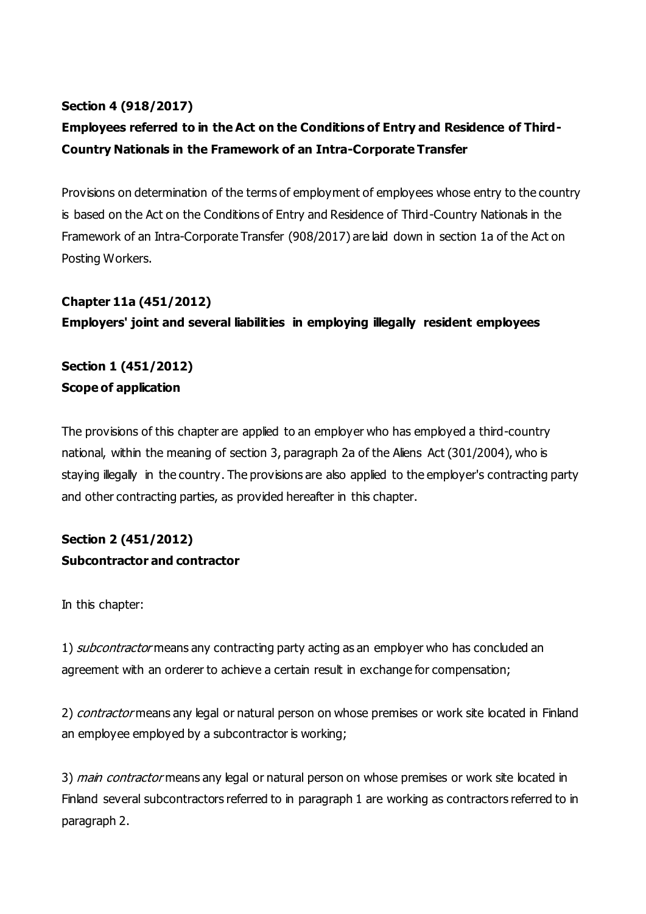**Section 4 (918/2017)**
**Employees referred to in the Act on the Conditions of Entry and Residence of Third-Country Nationals in the Framework of an Intra-Corporate Transfer**

Provisions on determination of the terms of employment of employees whose entry to the country is based on the Act on the Conditions of Entry and Residence of Third-Country Nationals in the Framework of an Intra-Corporate Transfer (908/2017) are laid down in section 1a of the Act on Posting Workers.

**Chapter 11a (451/2012)**
**Employers' joint and several liabilities in employing illegally resident employees**

**Section 1 (451/2012)**
**Scope of application**

The provisions of this chapter are applied to an employer who has employed a third-country national, within the meaning of section 3, paragraph 2a of the Aliens Act (301/2004), who is staying illegally in the country. The provisions are also applied to the employer's contracting party and other contracting parties, as provided hereafter in this chapter.

**Section 2 (451/2012)**
**Subcontractor and contractor**

In this chapter:

1) *subcontractor* means any contracting party acting as an employer who has concluded an agreement with an orderer to achieve a certain result in exchange for compensation;

2) *contractor* means any legal or natural person on whose premises or work site located in Finland an employee employed by a subcontractor is working;

3) *main contractor* means any legal or natural person on whose premises or work site located in Finland several subcontractors referred to in paragraph 1 are working as contractors referred to in paragraph 2.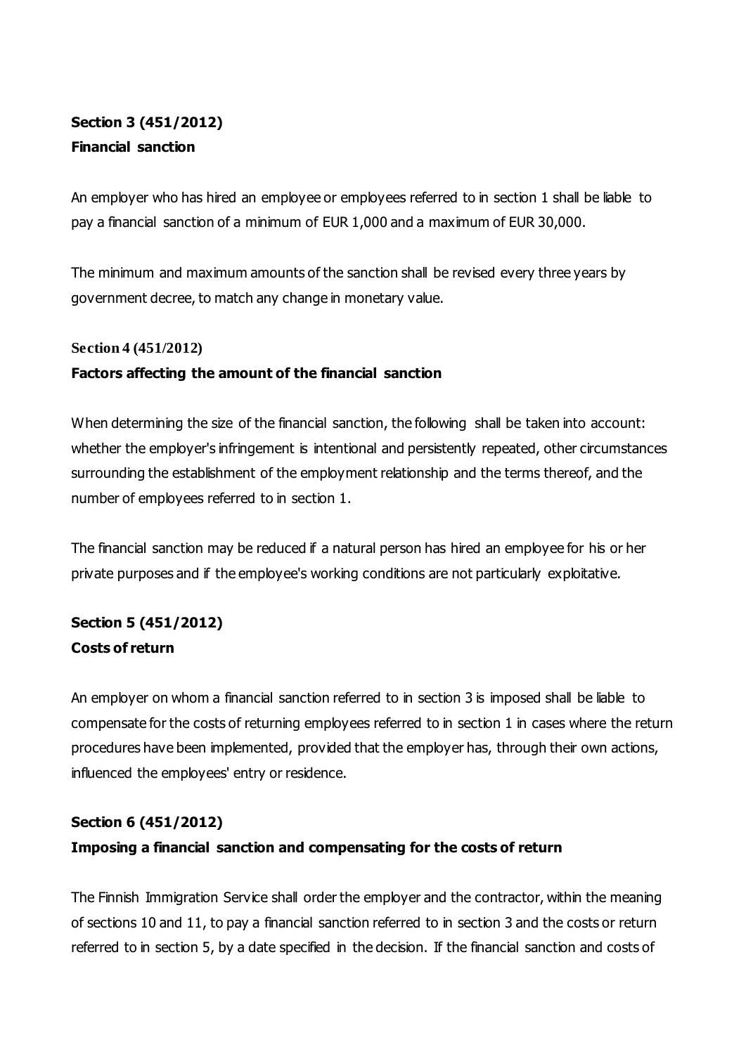**Section 3 (451/2012)**
**Financial sanction**

An employer who has hired an employee or employees referred to in section 1 shall be liable to pay a financial sanction of a minimum of EUR 1,000 and a maximum of EUR 30,000.

The minimum and maximum amounts of the sanction shall be revised every three years by government decree, to match any change in monetary value.

**Section 4 (451/2012)**
**Factors affecting the amount of the financial sanction**

When determining the size of the financial sanction, the following shall be taken into account: whether the employer's infringement is intentional and persistently repeated, other circumstances surrounding the establishment of the employment relationship and the terms thereof, and the number of employees referred to in section 1.

The financial sanction may be reduced if a natural person has hired an employee for his or her private purposes and if the employee's working conditions are not particularly exploitative.

**Section 5 (451/2012)**
**Costs of return**

An employer on whom a financial sanction referred to in section 3 is imposed shall be liable to compensate for the costs of returning employees referred to in section 1 in cases where the return procedures have been implemented, provided that the employer has, through their own actions, influenced the employees' entry or residence.

**Section 6 (451/2012)**
**Imposing a financial sanction and compensating for the costs of return**

The Finnish Immigration Service shall order the employer and the contractor, within the meaning of sections 10 and 11, to pay a financial sanction referred to in section 3 and the costs or return referred to in section 5, by a date specified in the decision. If the financial sanction and costs of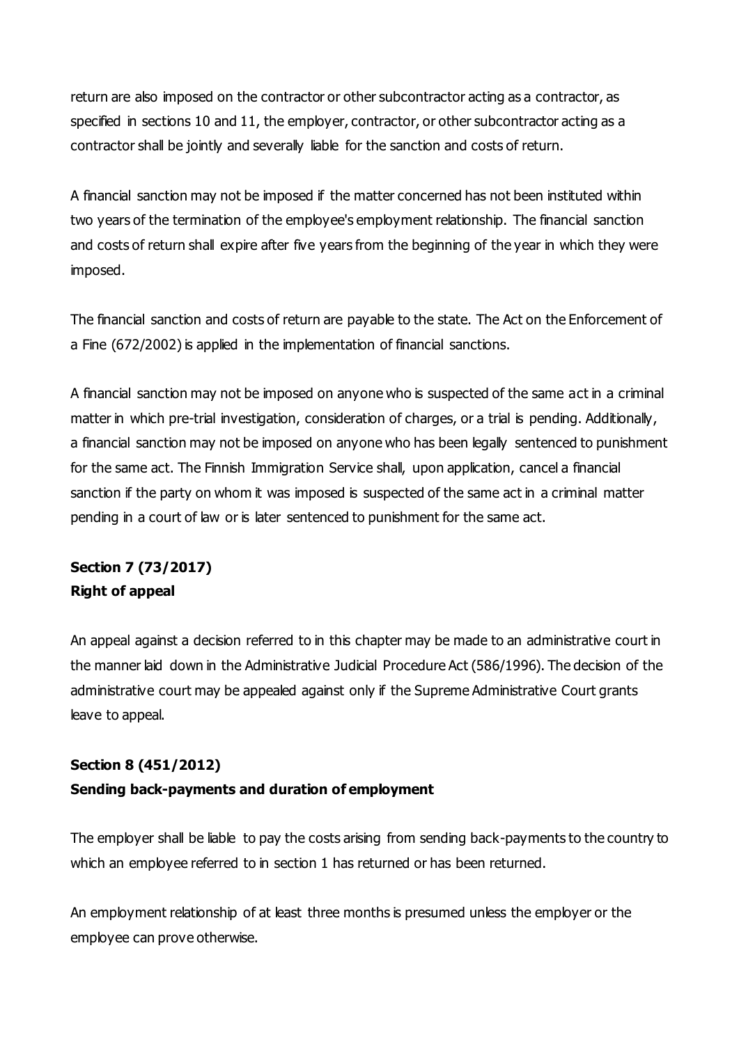return are also imposed on the contractor or other subcontractor acting as a contractor, as specified in sections 10 and 11, the employer, contractor, or other subcontractor acting as a contractor shall be jointly and severally liable for the sanction and costs of return.

A financial sanction may not be imposed if the matter concerned has not been instituted within two years of the termination of the employee's employment relationship. The financial sanction and costs of return shall expire after five years from the beginning of the year in which they were imposed.

The financial sanction and costs of return are payable to the state. The Act on the Enforcement of a Fine (672/2002) is applied in the implementation of financial sanctions.

A financial sanction may not be imposed on anyone who is suspected of the same act in a criminal matter in which pre-trial investigation, consideration of charges, or a trial is pending. Additionally, a financial sanction may not be imposed on anyone who has been legally sentenced to punishment for the same act. The Finnish Immigration Service shall, upon application, cancel a financial sanction if the party on whom it was imposed is suspected of the same act in a criminal matter pending in a court of law or is later sentenced to punishment for the same act.

**Section 7 (73/2017)**
**Right of appeal**

An appeal against a decision referred to in this chapter may be made to an administrative court in the manner laid down in the Administrative Judicial Procedure Act (586/1996). The decision of the administrative court may be appealed against only if the Supreme Administrative Court grants leave to appeal.

**Section 8 (451/2012)**
**Sending back-payments and duration of employment**

The employer shall be liable to pay the costs arising from sending back-payments to the country to which an employee referred to in section 1 has returned or has been returned.

An employment relationship of at least three months is presumed unless the employer or the employee can prove otherwise.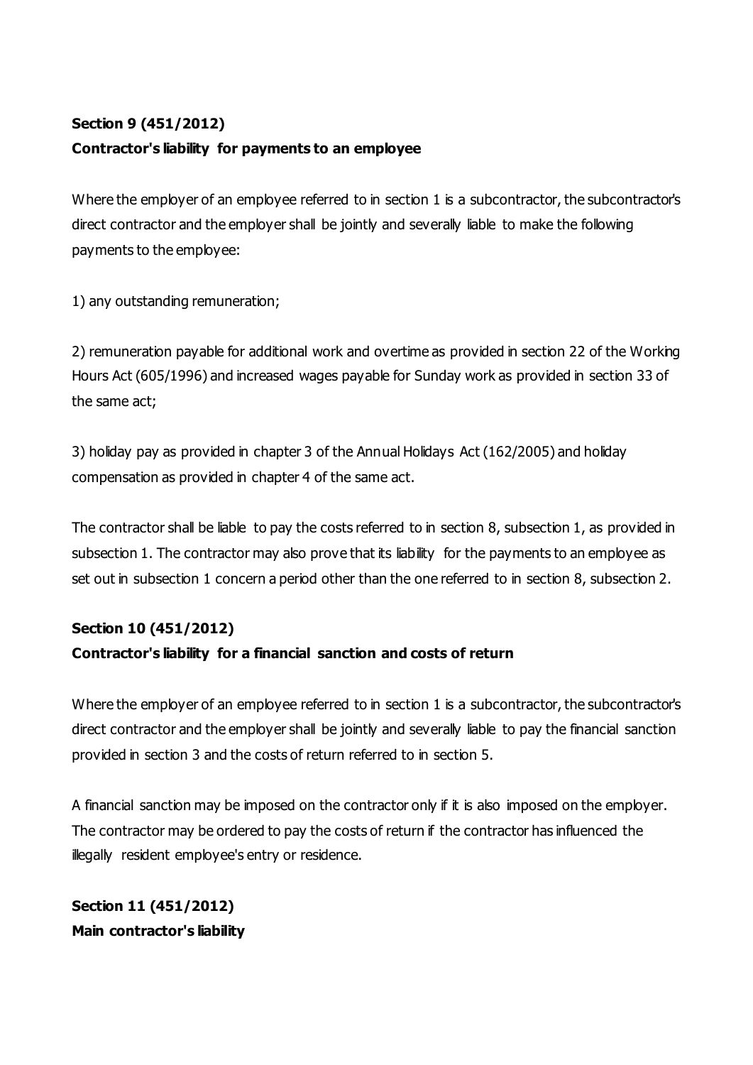**Section 9 (451/2012)**

**Contractor's liability for payments to an employee**

Where the employer of an employee referred to in section 1 is a subcontractor, the subcontractor's direct contractor and the employer shall be jointly and severally liable to make the following payments to the employee:

1) any outstanding remuneration;

2) remuneration payable for additional work and overtime as provided in section 22 of the Working Hours Act (605/1996) and increased wages payable for Sunday work as provided in section 33 of the same act;

3) holiday pay as provided in chapter 3 of the Annual Holidays Act (162/2005) and holiday compensation as provided in chapter 4 of the same act.

The contractor shall be liable to pay the costs referred to in section 8, subsection 1, as provided in subsection 1. The contractor may also prove that its liability for the payments to an employee as set out in subsection 1 concern a period other than the one referred to in section 8, subsection 2.

**Section 10 (451/2012)**

**Contractor's liability for a financial sanction and costs of return**

Where the employer of an employee referred to in section 1 is a subcontractor, the subcontractor's direct contractor and the employer shall be jointly and severally liable to pay the financial sanction provided in section 3 and the costs of return referred to in section 5.

A financial sanction may be imposed on the contractor only if it is also imposed on the employer. The contractor may be ordered to pay the costs of return if the contractor has influenced the illegally resident employee's entry or residence.

**Section 11 (451/2012)**

**Main contractor's liability**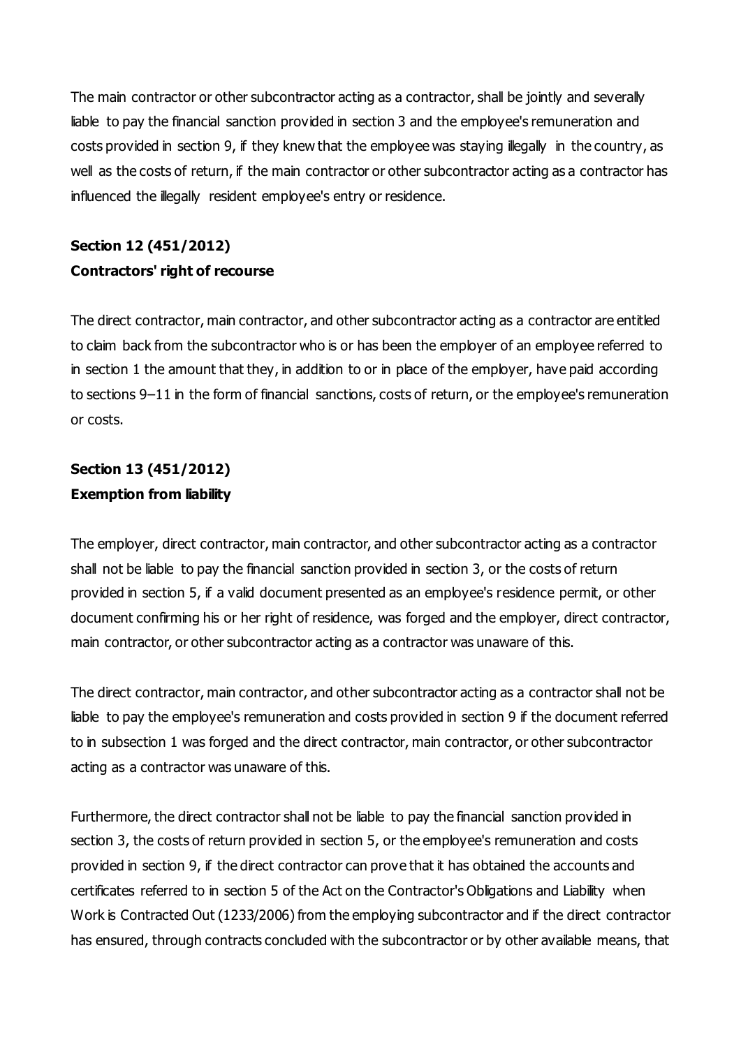The main contractor or other subcontractor acting as a contractor, shall be jointly and severally liable to pay the financial sanction provided in section 3 and the employee's remuneration and costs provided in section 9, if they knew that the employee was staying illegally in the country, as well as the costs of return, if the main contractor or other subcontractor acting as a contractor has influenced the illegally resident employee's entry or residence.

**Section 12 (451/2012)**
**Contractors' right of recourse**

The direct contractor, main contractor, and other subcontractor acting as a contractor are entitled to claim back from the subcontractor who is or has been the employer of an employee referred to in section 1 the amount that they, in addition to or in place of the employer, have paid according to sections 9–11 in the form of financial sanctions, costs of return, or the employee's remuneration or costs.

**Section 13 (451/2012)**
**Exemption from liability**

The employer, direct contractor, main contractor, and other subcontractor acting as a contractor shall not be liable to pay the financial sanction provided in section 3, or the costs of return provided in section 5, if a valid document presented as an employee's residence permit, or other document confirming his or her right of residence, was forged and the employer, direct contractor, main contractor, or other subcontractor acting as a contractor was unaware of this.

The direct contractor, main contractor, and other subcontractor acting as a contractor shall not be liable to pay the employee's remuneration and costs provided in section 9 if the document referred to in subsection 1 was forged and the direct contractor, main contractor, or other subcontractor acting as a contractor was unaware of this.

Furthermore, the direct contractor shall not be liable to pay the financial sanction provided in section 3, the costs of return provided in section 5, or the employee's remuneration and costs provided in section 9, if the direct contractor can prove that it has obtained the accounts and certificates referred to in section 5 of the Act on the Contractor's Obligations and Liability when Work is Contracted Out (1233/2006) from the employing subcontractor and if the direct contractor has ensured, through contracts concluded with the subcontractor or by other available means, that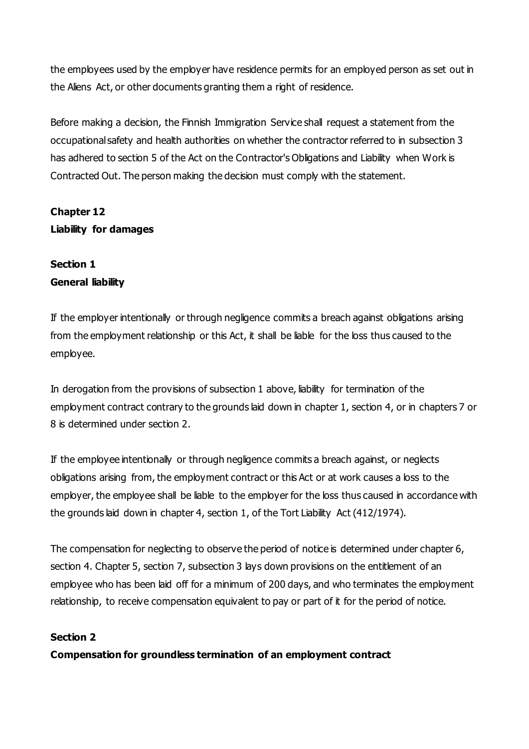the employees used by the employer have residence permits for an employed person as set out in the Aliens Act, or other documents granting them a right of residence.

Before making a decision, the Finnish Immigration Service shall request a statement from the occupational safety and health authorities on whether the contractor referred to in subsection 3 has adhered to section 5 of the Act on the Contractor's Obligations and Liability when Work is Contracted Out. The person making the decision must comply with the statement.

## Chapter 12
## Liability for damages

### Section 1
### General liability

If the employer intentionally or through negligence commits a breach against obligations arising from the employment relationship or this Act, it shall be liable for the loss thus caused to the employee.

In derogation from the provisions of subsection 1 above, liability for termination of the employment contract contrary to the grounds laid down in chapter 1, section 4, or in chapters 7 or 8 is determined under section 2.

If the employee intentionally or through negligence commits a breach against, or neglects obligations arising from, the employment contract or this Act or at work causes a loss to the employer, the employee shall be liable to the employer for the loss thus caused in accordance with the grounds laid down in chapter 4, section 1, of the Tort Liability Act (412/1974).

The compensation for neglecting to observe the period of notice is determined under chapter 6, section 4. Chapter 5, section 7, subsection 3 lays down provisions on the entitlement of an employee who has been laid off for a minimum of 200 days, and who terminates the employment relationship, to receive compensation equivalent to pay or part of it for the period of notice.

### Section 2
### Compensation for groundless termination of an employment contract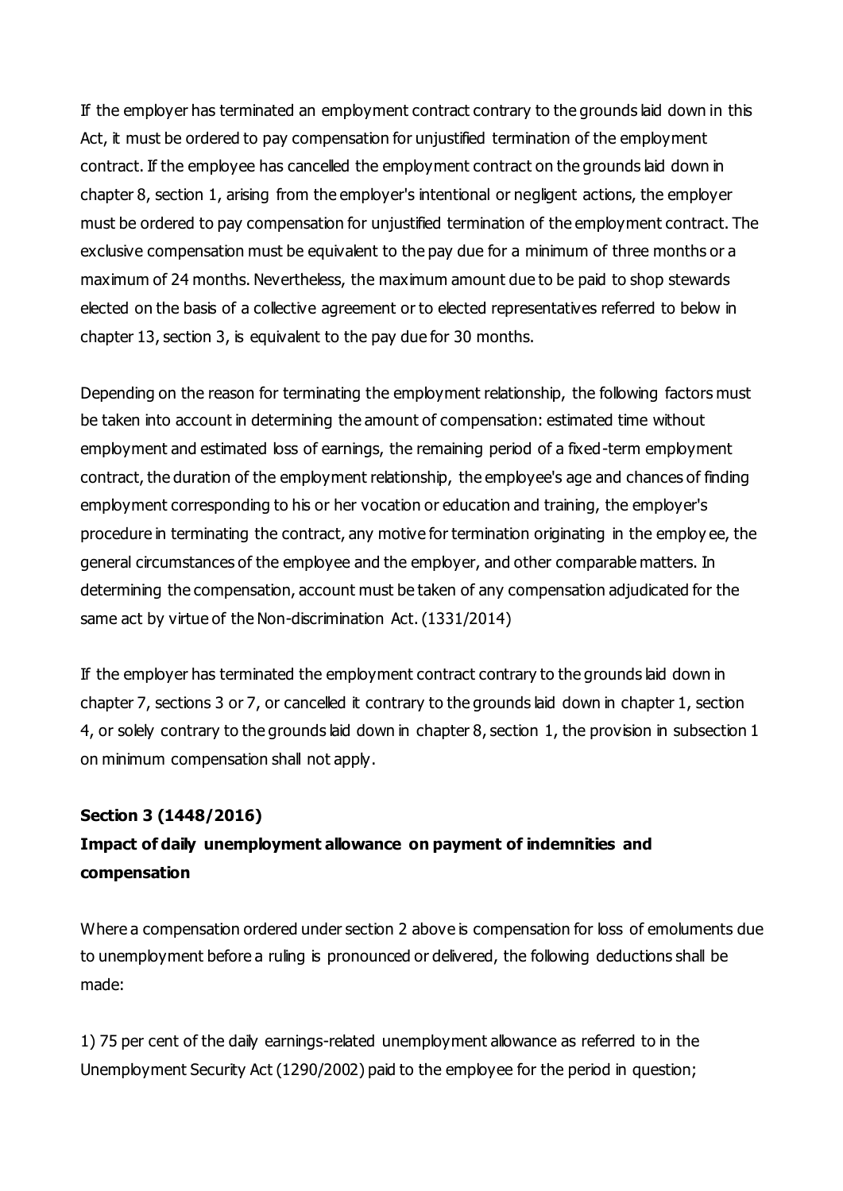If the employer has terminated an employment contract contrary to the grounds laid down in this Act, it must be ordered to pay compensation for unjustified termination of the employment contract. If the employee has cancelled the employment contract on the grounds laid down in chapter 8, section 1, arising from the employer's intentional or negligent actions, the employer must be ordered to pay compensation for unjustified termination of the employment contract. The exclusive compensation must be equivalent to the pay due for a minimum of three months or a maximum of 24 months. Nevertheless, the maximum amount due to be paid to shop stewards elected on the basis of a collective agreement or to elected representatives referred to below in chapter 13, section 3, is equivalent to the pay due for 30 months.

Depending on the reason for terminating the employment relationship, the following factors must be taken into account in determining the amount of compensation: estimated time without employment and estimated loss of earnings, the remaining period of a fixed-term employment contract, the duration of the employment relationship, the employee's age and chances of finding employment corresponding to his or her vocation or education and training, the employer's procedure in terminating the contract, any motive for termination originating in the employee, the general circumstances of the employee and the employer, and other comparable matters. In determining the compensation, account must be taken of any compensation adjudicated for the same act by virtue of the Non-discrimination Act. (1331/2014)

If the employer has terminated the employment contract contrary to the grounds laid down in chapter 7, sections 3 or 7, or cancelled it contrary to the grounds laid down in chapter 1, section 4, or solely contrary to the grounds laid down in chapter 8, section 1, the provision in subsection 1 on minimum compensation shall not apply.

**Section 3 (1448/2016)**

**Impact of daily unemployment allowance on payment of indemnities and compensation**

Where a compensation ordered under section 2 above is compensation for loss of emoluments due to unemployment before a ruling is pronounced or delivered, the following deductions shall be made:

1) 75 per cent of the daily earnings-related unemployment allowance as referred to in the Unemployment Security Act (1290/2002) paid to the employee for the period in question;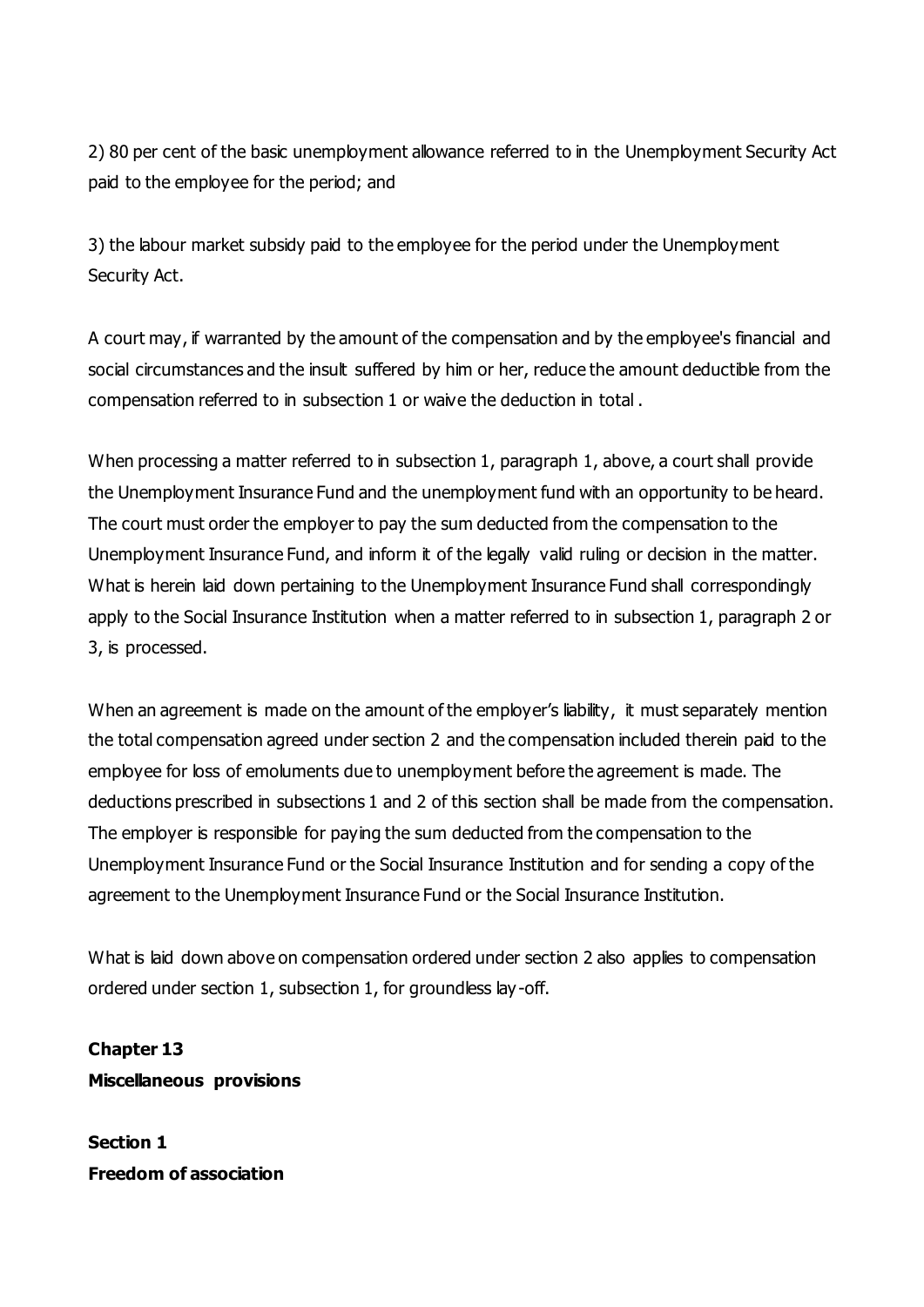2) 80 per cent of the basic unemployment allowance referred to in the Unemployment Security Act paid to the employee for the period; and

3) the labour market subsidy paid to the employee for the period under the Unemployment Security Act.

A court may, if warranted by the amount of the compensation and by the employee's financial and social circumstances and the insult suffered by him or her, reduce the amount deductible from the compensation referred to in subsection 1 or waive the deduction in total .

When processing a matter referred to in subsection 1, paragraph 1, above, a court shall provide the Unemployment Insurance Fund and the unemployment fund with an opportunity to be heard. The court must order the employer to pay the sum deducted from the compensation to the Unemployment Insurance Fund, and inform it of the legally valid ruling or decision in the matter. What is herein laid down pertaining to the Unemployment Insurance Fund shall correspondingly apply to the Social Insurance Institution when a matter referred to in subsection 1, paragraph 2 or 3, is processed.

When an agreement is made on the amount of the employer's liability, it must separately mention the total compensation agreed under section 2 and the compensation included therein paid to the employee for loss of emoluments due to unemployment before the agreement is made. The deductions prescribed in subsections 1 and 2 of this section shall be made from the compensation. The employer is responsible for paying the sum deducted from the compensation to the Unemployment Insurance Fund or the Social Insurance Institution and for sending a copy of the agreement to the Unemployment Insurance Fund or the Social Insurance Institution.

What is laid down above on compensation ordered under section 2 also applies to compensation ordered under section 1, subsection 1, for groundless lay-off.

## Chapter 13
## Miscellaneous provisions

### Section 1
### Freedom of association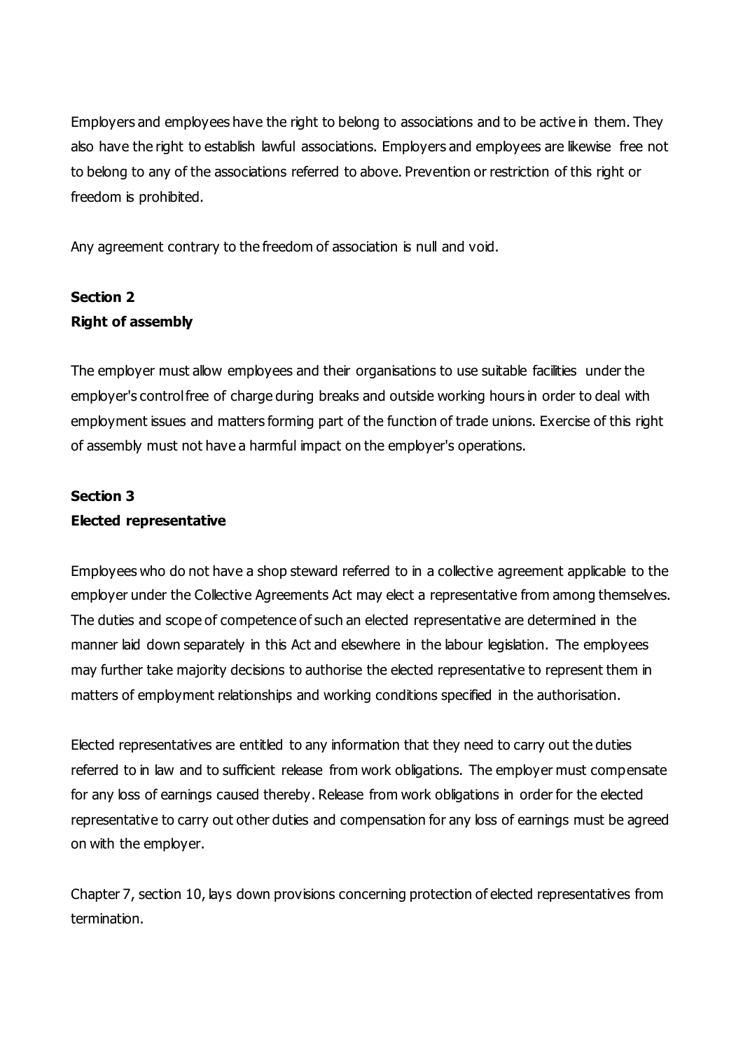Employers and employees have the right to belong to associations and to be active in them. They also have the right to establish lawful associations. Employers and employees are likewise free not to belong to any of the associations referred to above. Prevention or restriction of this right or freedom is prohibited.

Any agreement contrary to the freedom of association is null and void.

**Section 2**
**Right of assembly**

The employer must allow employees and their organisations to use suitable facilities under the employer's control free of charge during breaks and outside working hours in order to deal with employment issues and matters forming part of the function of trade unions. Exercise of this right of assembly must not have a harmful impact on the employer's operations.

**Section 3**
**Elected representative**

Employees who do not have a shop steward referred to in a collective agreement applicable to the employer under the Collective Agreements Act may elect a representative from among themselves. The duties and scope of competence of such an elected representative are determined in the manner laid down separately in this Act and elsewhere in the labour legislation. The employees may further take majority decisions to authorise the elected representative to represent them in matters of employment relationships and working conditions specified in the authorisation.

Elected representatives are entitled to any information that they need to carry out the duties referred to in law and to sufficient release from work obligations. The employer must compensate for any loss of earnings caused thereby. Release from work obligations in order for the elected representative to carry out other duties and compensation for any loss of earnings must be agreed on with the employer.

Chapter 7, section 10, lays down provisions concerning protection of elected representatives from termination.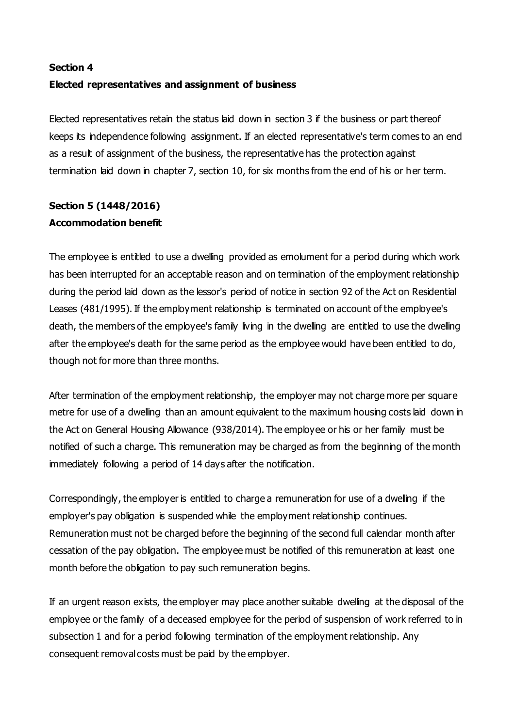**Section 4**
**Elected representatives and assignment of business**

Elected representatives retain the status laid down in section 3 if the business or part thereof keeps its independence following assignment. If an elected representative's term comes to an end as a result of assignment of the business, the representative has the protection against termination laid down in chapter 7, section 10, for six months from the end of his or her term.

**Section 5 (1448/2016)**
**Accommodation benefit**

The employee is entitled to use a dwelling provided as emolument for a period during which work has been interrupted for an acceptable reason and on termination of the employment relationship during the period laid down as the lessor's period of notice in section 92 of the Act on Residential Leases (481/1995). If the employment relationship is terminated on account of the employee's death, the members of the employee's family living in the dwelling are entitled to use the dwelling after the employee's death for the same period as the employee would have been entitled to do, though not for more than three months.

After termination of the employment relationship, the employer may not charge more per square metre for use of a dwelling than an amount equivalent to the maximum housing costs laid down in the Act on General Housing Allowance (938/2014). The employee or his or her family must be notified of such a charge. This remuneration may be charged as from the beginning of the month immediately following a period of 14 days after the notification.

Correspondingly, the employer is entitled to charge a remuneration for use of a dwelling if the employer's pay obligation is suspended while the employment relationship continues. Remuneration must not be charged before the beginning of the second full calendar month after cessation of the pay obligation. The employee must be notified of this remuneration at least one month before the obligation to pay such remuneration begins.

If an urgent reason exists, the employer may place another suitable dwelling at the disposal of the employee or the family of a deceased employee for the period of suspension of work referred to in subsection 1 and for a period following termination of the employment relationship. Any consequent removal costs must be paid by the employer.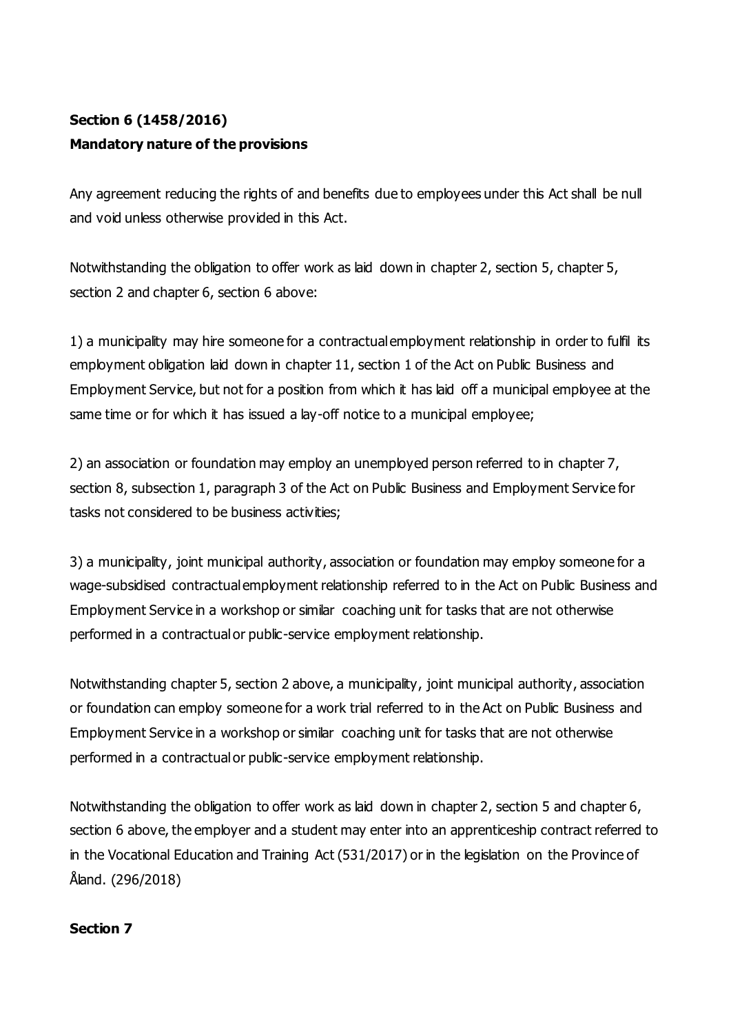**Section 6 (1458/2016)**
**Mandatory nature of the provisions**

Any agreement reducing the rights of and benefits due to employees under this Act shall be null and void unless otherwise provided in this Act.

Notwithstanding the obligation to offer work as laid down in chapter 2, section 5, chapter 5, section 2 and chapter 6, section 6 above:

1) a municipality may hire someone for a contractual employment relationship in order to fulfil its employment obligation laid down in chapter 11, section 1 of the Act on Public Business and Employment Service, but not for a position from which it has laid off a municipal employee at the same time or for which it has issued a lay-off notice to a municipal employee;

2) an association or foundation may employ an unemployed person referred to in chapter 7, section 8, subsection 1, paragraph 3 of the Act on Public Business and Employment Service for tasks not considered to be business activities;

3) a municipality, joint municipal authority, association or foundation may employ someone for a wage-subsidised contractual employment relationship referred to in the Act on Public Business and Employment Service in a workshop or similar coaching unit for tasks that are not otherwise performed in a contractual or public-service employment relationship.

Notwithstanding chapter 5, section 2 above, a municipality, joint municipal authority, association or foundation can employ someone for a work trial referred to in the Act on Public Business and Employment Service in a workshop or similar coaching unit for tasks that are not otherwise performed in a contractual or public-service employment relationship.

Notwithstanding the obligation to offer work as laid down in chapter 2, section 5 and chapter 6, section 6 above, the employer and a student may enter into an apprenticeship contract referred to in the Vocational Education and Training Act (531/2017) or in the legislation on the Province of Åland. (296/2018)

**Section 7**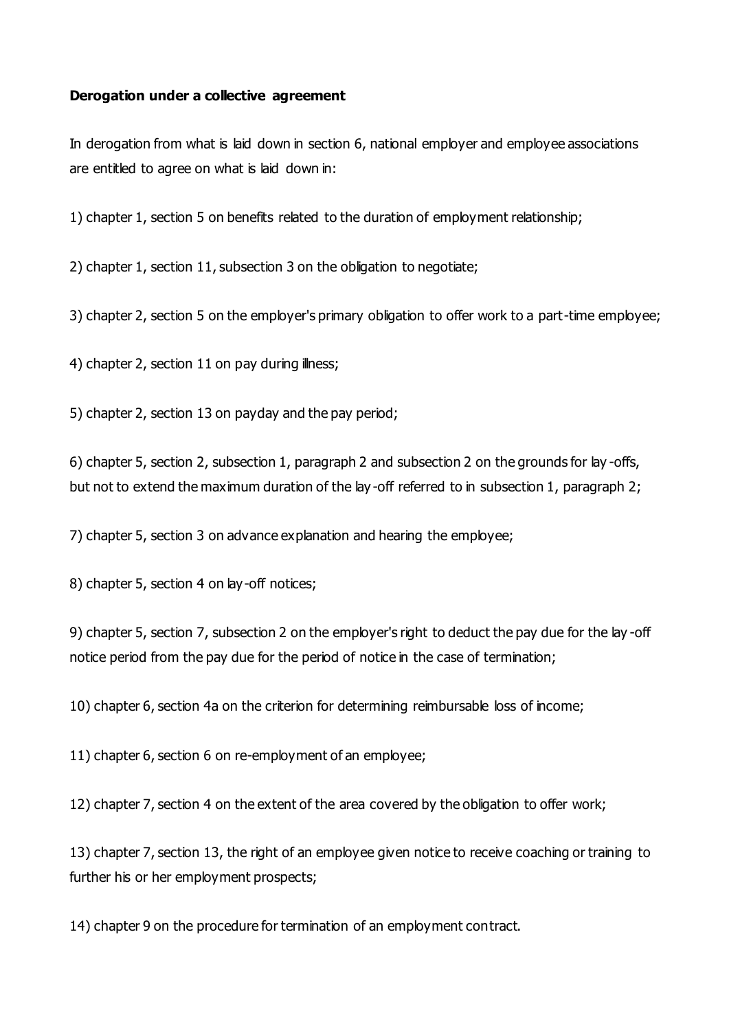**Derogation under a collective agreement**

In derogation from what is laid down in section 6, national employer and employee associations are entitled to agree on what is laid down in:

1) chapter 1, section 5 on benefits related to the duration of employment relationship;

2) chapter 1, section 11, subsection 3 on the obligation to negotiate;

3) chapter 2, section 5 on the employer's primary obligation to offer work to a part-time employee;

4) chapter 2, section 11 on pay during illness;

5) chapter 2, section 13 on payday and the pay period;

6) chapter 5, section 2, subsection 1, paragraph 2 and subsection 2 on the grounds for lay-offs, but not to extend the maximum duration of the lay-off referred to in subsection 1, paragraph 2;

7) chapter 5, section 3 on advance explanation and hearing the employee;

8) chapter 5, section 4 on lay-off notices;

9) chapter 5, section 7, subsection 2 on the employer's right to deduct the pay due for the lay-off notice period from the pay due for the period of notice in the case of termination;

10) chapter 6, section 4a on the criterion for determining reimbursable loss of income;

11) chapter 6, section 6 on re-employment of an employee;

12) chapter 7, section 4 on the extent of the area covered by the obligation to offer work;

13) chapter 7, section 13, the right of an employee given notice to receive coaching or training to further his or her employment prospects;

14) chapter 9 on the procedure for termination of an employment contract.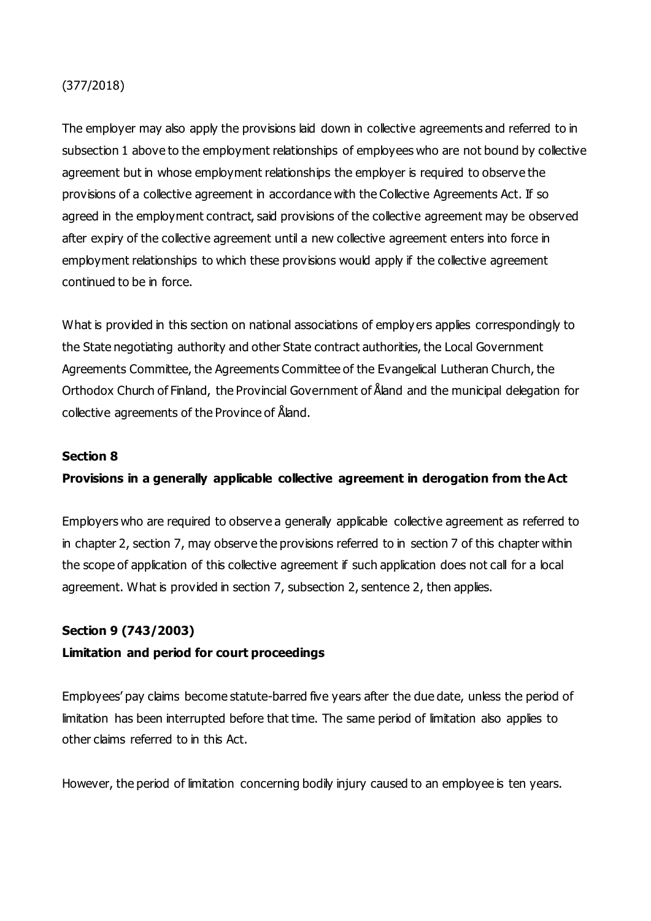(377/2018)

The employer may also apply the provisions laid down in collective agreements and referred to in subsection 1 above to the employment relationships of employees who are not bound by collective agreement but in whose employment relationships the employer is required to observe the provisions of a collective agreement in accordance with the Collective Agreements Act. If so agreed in the employment contract, said provisions of the collective agreement may be observed after expiry of the collective agreement until a new collective agreement enters into force in employment relationships to which these provisions would apply if the collective agreement continued to be in force.

What is provided in this section on national associations of employers applies correspondingly to the State negotiating authority and other State contract authorities, the Local Government Agreements Committee, the Agreements Committee of the Evangelical Lutheran Church, the Orthodox Church of Finland, the Provincial Government of Åland and the municipal delegation for collective agreements of the Province of Åland.

**Section 8**

**Provisions in a generally applicable collective agreement in derogation from the Act**

Employers who are required to observe a generally applicable collective agreement as referred to in chapter 2, section 7, may observe the provisions referred to in section 7 of this chapter within the scope of application of this collective agreement if such application does not call for a local agreement. What is provided in section 7, subsection 2, sentence 2, then applies.

**Section 9 (743/2003)**

**Limitation and period for court proceedings**

Employees' pay claims become statute-barred five years after the due date, unless the period of limitation has been interrupted before that time. The same period of limitation also applies to other claims referred to in this Act.

However, the period of limitation concerning bodily injury caused to an employee is ten years.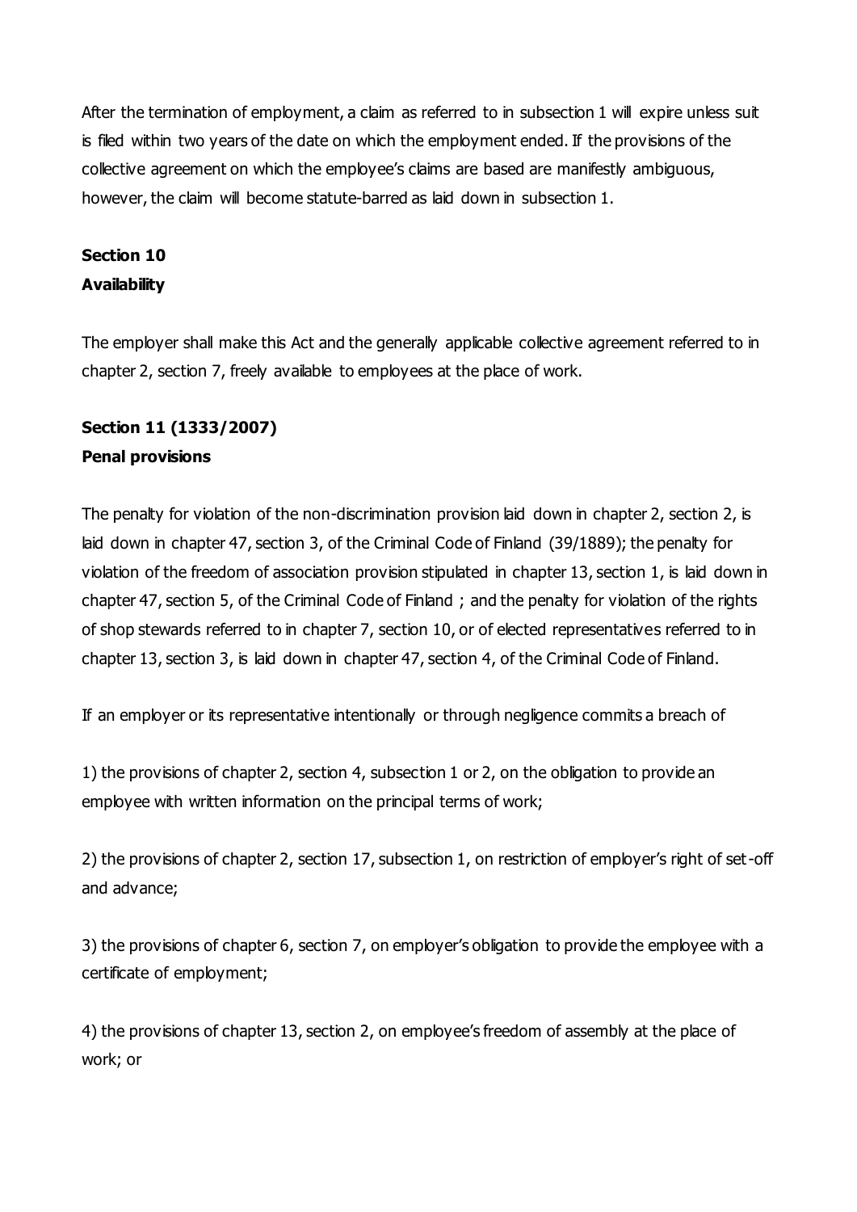After the termination of employment, a claim as referred to in subsection 1 will expire unless suit is filed within two years of the date on which the employment ended. If the provisions of the collective agreement on which the employee's claims are based are manifestly ambiguous, however, the claim will become statute-barred as laid down in subsection 1.

### Section 10
### Availability

The employer shall make this Act and the generally applicable collective agreement referred to in chapter 2, section 7, freely available to employees at the place of work.

### Section 11 (1333/2007)
### Penal provisions

The penalty for violation of the non-discrimination provision laid down in chapter 2, section 2, is laid down in chapter 47, section 3, of the Criminal Code of Finland (39/1889); the penalty for violation of the freedom of association provision stipulated in chapter 13, section 1, is laid down in chapter 47, section 5, of the Criminal Code of Finland ; and the penalty for violation of the rights of shop stewards referred to in chapter 7, section 10, or of elected representatives referred to in chapter 13, section 3, is laid down in chapter 47, section 4, of the Criminal Code of Finland.

If an employer or its representative intentionally or through negligence commits a breach of

1) the provisions of chapter 2, section 4, subsection 1 or 2, on the obligation to provide an employee with written information on the principal terms of work;

2) the provisions of chapter 2, section 17, subsection 1, on restriction of employer's right of set-off and advance;

3) the provisions of chapter 6, section 7, on employer's obligation to provide the employee with a certificate of employment;

4) the provisions of chapter 13, section 2, on employee's freedom of assembly at the place of work; or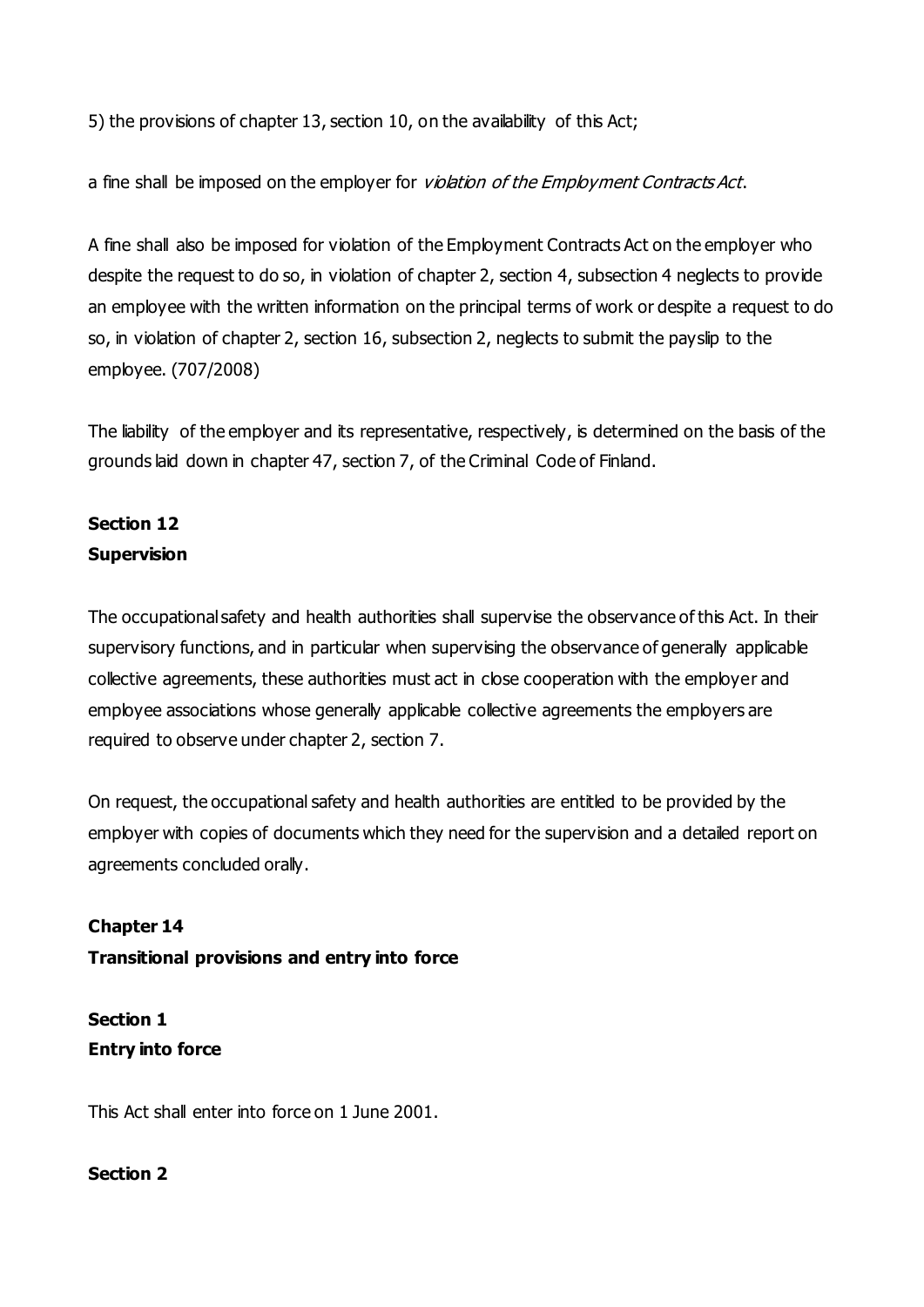5) the provisions of chapter 13, section 10, on the availability of this Act;

a fine shall be imposed on the employer for *violation of the Employment Contracts Act*.

A fine shall also be imposed for violation of the Employment Contracts Act on the employer who despite the request to do so, in violation of chapter 2, section 4, subsection 4 neglects to provide an employee with the written information on the principal terms of work or despite a request to do so, in violation of chapter 2, section 16, subsection 2, neglects to submit the payslip to the employee. (707/2008)

The liability of the employer and its representative, respectively, is determined on the basis of the grounds laid down in chapter 47, section 7, of the Criminal Code of Finland.

**Section 12**
**Supervision**

The occupational safety and health authorities shall supervise the observance of this Act. In their supervisory functions, and in particular when supervising the observance of generally applicable collective agreements, these authorities must act in close cooperation with the employer and employee associations whose generally applicable collective agreements the employers are required to observe under chapter 2, section 7.

On request, the occupational safety and health authorities are entitled to be provided by the employer with copies of documents which they need for the supervision and a detailed report on agreements concluded orally.

## Chapter 14
## Transitional provisions and entry into force

**Section 1**
**Entry into force**

This Act shall enter into force on 1 June 2001.

**Section 2**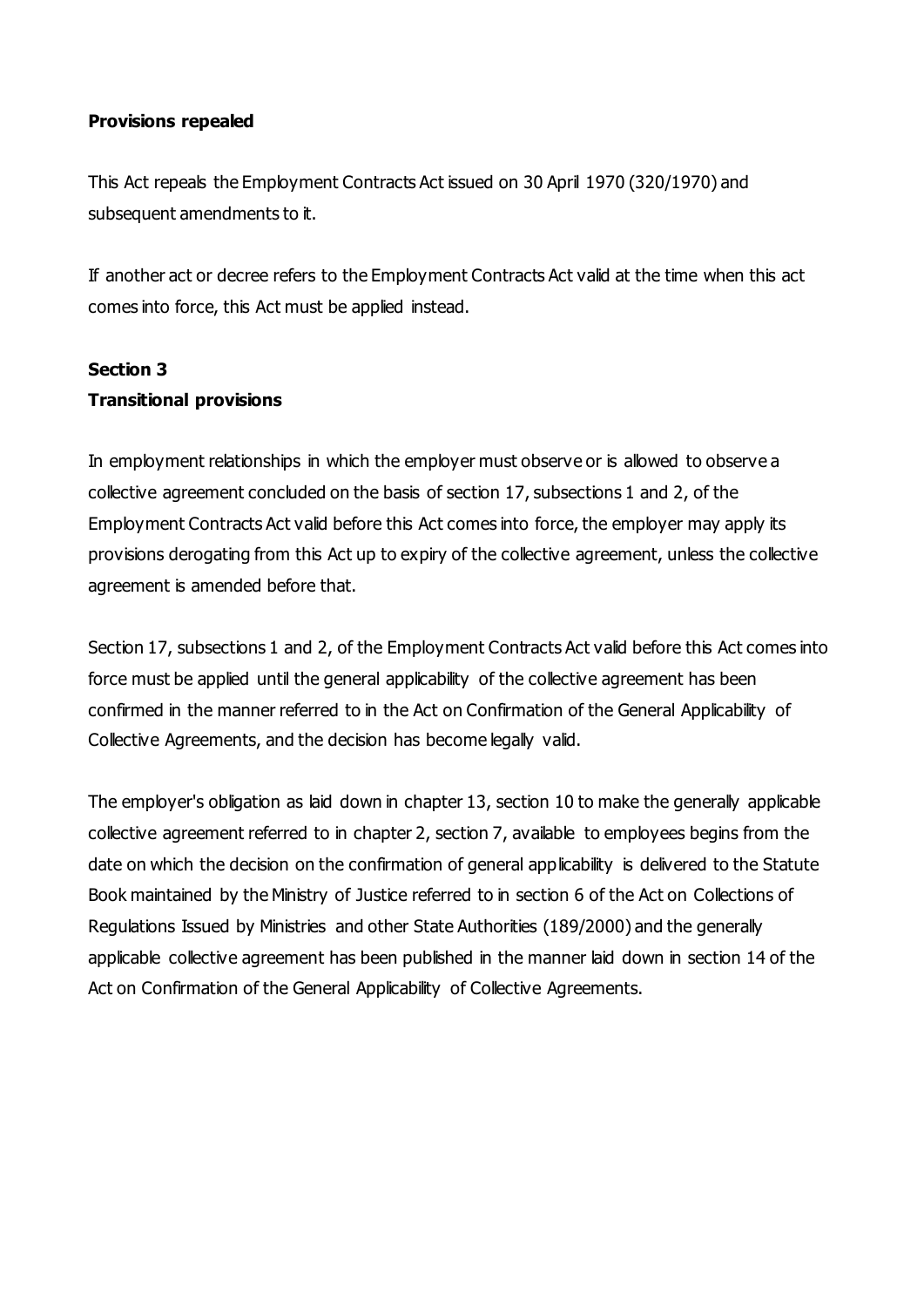### Provisions repealed

This Act repeals the Employment Contracts Act issued on 30 April 1970 (320/1970) and subsequent amendments to it.

If another act or decree refers to the Employment Contracts Act valid at the time when this act comes into force, this Act must be applied instead.

### Section 3
### Transitional provisions

In employment relationships in which the employer must observe or is allowed to observe a collective agreement concluded on the basis of section 17, subsections 1 and 2, of the Employment Contracts Act valid before this Act comes into force, the employer may apply its provisions derogating from this Act up to expiry of the collective agreement, unless the collective agreement is amended before that.

Section 17, subsections 1 and 2, of the Employment Contracts Act valid before this Act comes into force must be applied until the general applicability of the collective agreement has been confirmed in the manner referred to in the Act on Confirmation of the General Applicability of Collective Agreements, and the decision has become legally valid.

The employer's obligation as laid down in chapter 13, section 10 to make the generally applicable collective agreement referred to in chapter 2, section 7, available to employees begins from the date on which the decision on the confirmation of general applicability is delivered to the Statute Book maintained by the Ministry of Justice referred to in section 6 of the Act on Collections of Regulations Issued by Ministries and other State Authorities (189/2000) and the generally applicable collective agreement has been published in the manner laid down in section 14 of the Act on Confirmation of the General Applicability of Collective Agreements.